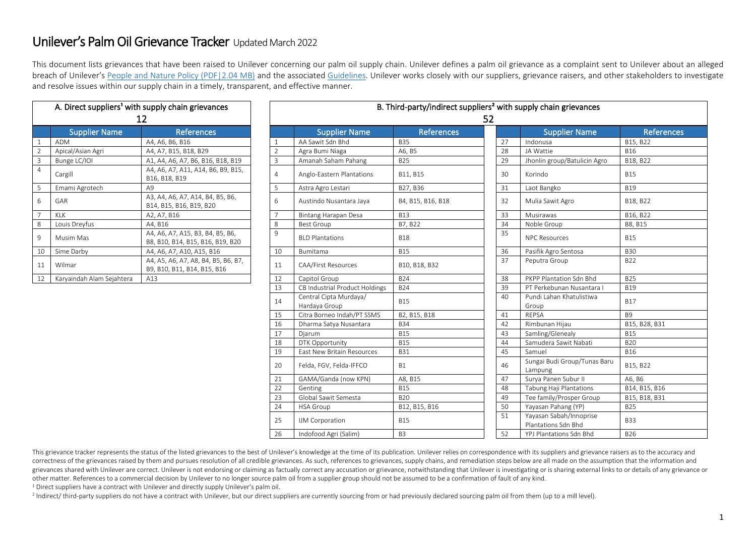# Unilever's Palm Oil Grievance Tracker Updated March 2022

This document lists grievances that have been raised to Unilever concerning our palm oil supply chain. Unilever defines a palm oil grievance as a complaint sent to Unilever about an alleged breach of Unilever's People and Nature Policy (PDF|2.04 MB) and the associated Guidelines. Unilever works closely with our suppliers, grievance raisers, and other stakeholders to investigate and resolve issues within our supply chain in a timely, transparent, and effective manner.

## A. Direct suppliers[1] with supply chain grievances

12

| | Supplier Name | References |
|---|---|---|
| 1 | ADM | A4, A6, B6, B16 |
| 2 | Apical/Asian Agri | A4, A7, B15, B18, B29 |
| 3 | Bunge LC/IOI | A1, A4, A6, A7, B6, B16, B18, B19 |
| 4 | Cargill | A4, A6, A7, A11, A14, B6, B9, B15, B16, B18, B19 |
| 5 | Emami Agrotech | A9 |
| 6 | GAR | A3, A4, A6, A7, A14, B4, B5, B6, B14, B15, B16, B19, B20 |
| 7 | KLK | A2, A7, B16 |
| 8 | Louis Dreyfus | A4, B16 |
| 9 | Musim Mas | A4, A6, A7, A15, B3, B4, B5, B6, B8, B10, B14, B15, B16, B19, B20 |
| 10 | Sime Darby | A4, A6, A7, A10, A15, B16 |
| 11 | Wilmar | A4, A5, A6, A7, A8, B4, B5, B6, B7, B9, B10, B11, B14, B15, B16 |
| 12 | Karyaindah Alam Sejahtera | A13 |

## B. Third-party/indirect suppliers[2] with supply chain grievances

52

| | Supplier Name | References |
|---|---|---|
| 1 | AA Sawit Sdn Bhd | B35 |
| 2 | Agra Bumi Niaga | A6, B5 |
| 3 | Amanah Saham Pahang | B25 |
| 4 | Anglo-Eastern Plantations | B11, B15 |
| 5 | Astra Agro Lestari | B27, B36 |
| 6 | Austindo Nusantara Jaya | B4, B15, B16, B18 |
| 7 | Bintang Harapan Desa | B13 |
| 8 | Best Group | B7, B22 |
| 9 | BLD Plantations | B18 |
| 10 | Bumitama | B15 |
| 11 | CAA/First Resources | B10, B18, B32 |
| 12 | Capitol Group | B24 |
| 13 | CB Industrial Product Holdings | B24 |
| 14 | Central Cipta Murdaya/ Hardaya Group | B15 |
| 15 | Citra Borneo Indah/PT SSMS | B2, B15, B18 |
| 16 | Dharma Satya Nusantara | B34 |
| 17 | Djarum | B15 |
| 18 | DTK Opportunity | B15 |
| 19 | East New Britain Resources | B31 |
| 20 | Felda, FGV, Felda-IFFCO | B1 |
| 21 | GAMA/Ganda (now KPN) | A8, B15 |
| 22 | Genting | B15 |
| 23 | Global Sawit Semesta | B20 |
| 24 | HSA Group | B12, B15, B16 |
| 25 | IJM Corporation | B15 |
| 26 | Indofood Agri (Salim) | B3 |
| 27 | Indonusa | B15, B22 |
| 28 | JA Wattie | B16 |
| 29 | Jhonlin group/Batulicin Agro | B18, B22 |
| 30 | Korindo | B15 |
| 31 | Laot Bangko | B19 |
| 32 | Mulia Sawit Agro | B18, B22 |
| 33 | Musirawas | B16, B22 |
| 34 | Noble Group | B8, B15 |
| 35 | NPC Resources | B15 |
| 36 | Pasifik Agro Sentosa | B30 |
| 37 | Peputra Group | B22 |
| 38 | PKPP Plantation Sdn Bhd | B25 |
| 39 | PT Perkebunan Nusantara I | B19 |
| 40 | Pundi Lahan Khatulistiwa Group | B17 |
| 41 | REPSA | B9 |
| 42 | Rimbunan Hijau | B15, B28, B31 |
| 43 | Samling/Glenealy | B15 |
| 44 | Samudera Sawit Nabati | B20 |
| 45 | Samuel | B16 |
| 46 | Sungai Budi Group/Tunas Baru Lampung | B15, B22 |
| 47 | Surya Panen Subur II | A6, B6 |
| 48 | Tabung Haji Plantations | B14, B15, B16 |
| 49 | Tee family/Prosper Group | B15, B18, B31 |
| 50 | Yayasan Pahang (YP) | B25 |
| 51 | Yayasan Sabah/Innoprise Plantations Sdn Bhd | B33 |
| 52 | YPJ Plantations Sdn Bhd | B26 |

This grievance tracker represents the status of the listed grievances to the best of Unilever's knowledge at the time of its publication. Unilever relies on correspondence with its suppliers and grievance raisers as to the accuracy and correctness of the grievances raised by them and pursues resolution of all credible grievances. As such, references to grievances, supply chains, and remediation steps below are all made on the assumption that the information and grievances shared with Unilever are correct. Unilever is not endorsing or claiming as factually correct any accusation or grievance, notwithstanding that Unilever is investigating or is sharing external links to or details of any grievance or other matter. References to a commercial decision by Unilever to no longer source palm oil from a supplier group should not be assumed to be a confirmation of fault of any kind.

[1] Direct suppliers have a contract with Unilever and directly supply Unilever's palm oil.

[2] Indirect/ third-party suppliers do not have a contract with Unilever, but our direct suppliers are currently sourcing from or had previously declared sourcing palm oil from them (up to a mill level).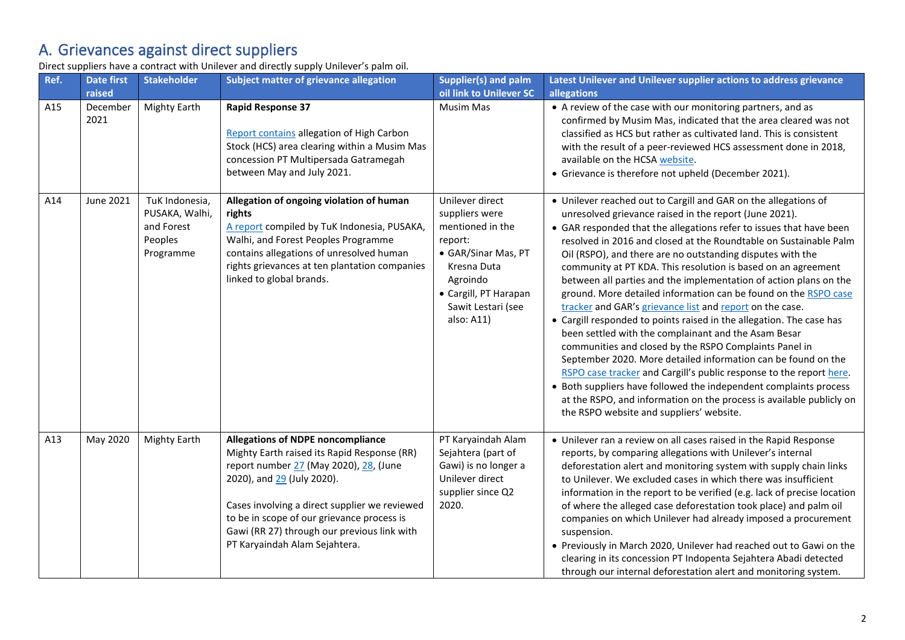# A. Grievances against direct suppliers

Direct suppliers have a contract with Unilever and directly supply Unilever's palm oil.

| Ref. | Date first raised | Stakeholder | Subject matter of grievance allegation | Supplier(s) and palm oil link to Unilever SC | Latest Unilever and Unilever supplier actions to address grievance allegations |
|---|---|---|---|---|---|
| A15 | December 2021 | Mighty Earth | **Rapid Response 37**<br><br>Report contains allegation of High Carbon Stock (HCS) area clearing within a Musim Mas concession PT Multipersada Gatramegah between May and July 2021. | Musim Mas | • A review of the case with our monitoring partners, and as confirmed by Musim Mas, indicated that the area cleared was not classified as HCS but rather as cultivated land. This is consistent with the result of a peer-reviewed HCS assessment done in 2018, available on the HCSA website.<br>• Grievance is therefore not upheld (December 2021). |
| A14 | June 2021 | TuK Indonesia, PUSAKA, Walhi, and Forest Peoples Programme | **Allegation of ongoing violation of human rights**<br>A report compiled by TuK Indonesia, PUSAKA, Walhi, and Forest Peoples Programme contains allegations of unresolved human rights grievances at ten plantation companies linked to global brands. | Unilever direct suppliers were mentioned in the report:<br>• GAR/Sinar Mas, PT Kresna Duta Agroindo<br>• Cargill, PT Harapan Sawit Lestari (see also: A11) | • Unilever reached out to Cargill and GAR on the allegations of unresolved grievance raised in the report (June 2021).<br>• GAR responded that the allegations refer to issues that have been resolved in 2016 and closed at the Roundtable on Sustainable Palm Oil (RSPO), and there are no outstanding disputes with the community at PT KDA. This resolution is based on an agreement between all parties and the implementation of action plans on the ground. More detailed information can be found on the RSPO case tracker and GAR's grievance list and report on the case.<br>• Cargill responded to points raised in the allegation. The case has been settled with the complainant and the Asam Besar communities and closed by the RSPO Complaints Panel in September 2020. More detailed information can be found on the RSPO case tracker and Cargill's public response to the report here.<br>• Both suppliers have followed the independent complaints process at the RSPO, and information on the process is available publicly on the RSPO website and suppliers' website. |
| A13 | May 2020 | Mighty Earth | **Allegations of NDPE noncompliance**<br>Mighty Earth raised its Rapid Response (RR) report number 27 (May 2020), 28, (June 2020), and 29 (July 2020).<br><br>Cases involving a direct supplier we reviewed to be in scope of our grievance process is Gawi (RR 27) through our previous link with PT Karyaindah Alam Sejahtera. | PT Karyaindah Alam Sejahtera (part of Gawi) is no longer a Unilever direct supplier since Q2 2020. | • Unilever ran a review on all cases raised in the Rapid Response reports, by comparing allegations with Unilever's internal deforestation alert and monitoring system with supply chain links to Unilever. We excluded cases in which there was insufficient information in the report to be verified (e.g. lack of precise location of where the alleged case deforestation took place) and palm oil companies on which Unilever had already imposed a procurement suspension.<br>• Previously in March 2020, Unilever had reached out to Gawi on the clearing in its concession PT Indopenta Sejahtera Abadi detected through our internal deforestation alert and monitoring system. |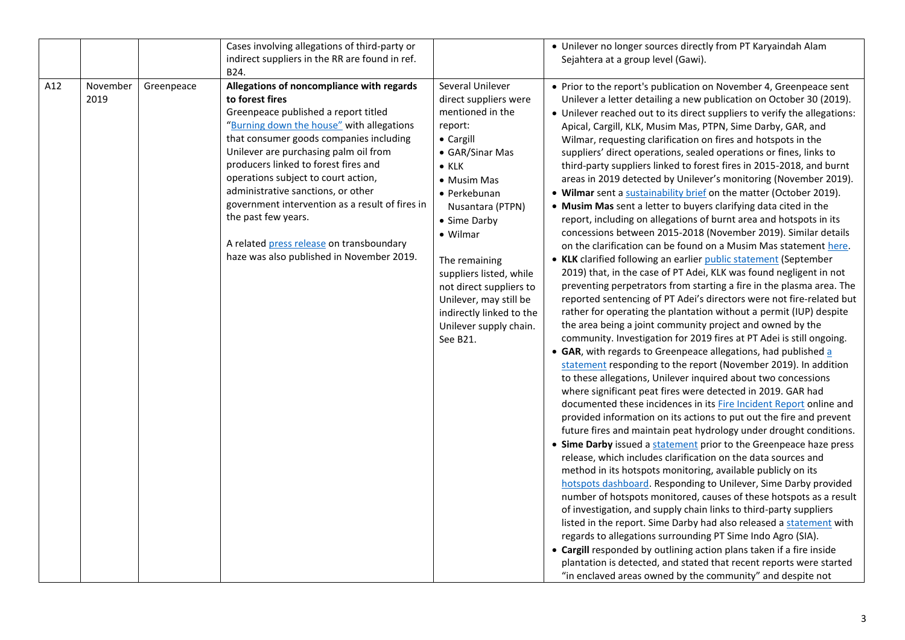| | | | | | |
|---|---|---|---|---|---|
| | | | Cases involving allegations of third-party or indirect suppliers in the RR are found in ref. B24. | | • Unilever no longer sources directly from PT Karyaindah Alam Sejahtera at a group level (Gawi). |
| A12 | November 2019 | Greenpeace | **Allegations of noncompliance with regards to forest fires**<br>Greenpeace published a report titled "Burning down the house" with allegations that consumer goods companies including Unilever are purchasing palm oil from producers linked to forest fires and operations subject to court action, administrative sanctions, or other government intervention as a result of fires in the past few years.<br><br>A related press release on transboundary haze was also published in November 2019. | Several Unilever direct suppliers were mentioned in the report:<br>• Cargill<br>• GAR/Sinar Mas<br>• KLK<br>• Musim Mas<br>• Perkebunan Nusantara (PTPN)<br>• Sime Darby<br>• Wilmar<br><br>The remaining suppliers listed, while not direct suppliers to Unilever, may still be indirectly linked to the Unilever supply chain. See B21. | • Prior to the report's publication on November 4, Greenpeace sent Unilever a letter detailing a new publication on October 30 (2019).<br>• Unilever reached out to its direct suppliers to verify the allegations: Apical, Cargill, KLK, Musim Mas, PTPN, Sime Darby, GAR, and Wilmar, requesting clarification on fires and hotspots in the suppliers' direct operations, sealed operations or fines, links to third-party suppliers linked to forest fires in 2015-2018, and burnt areas in 2019 detected by Unilever's monitoring (November 2019).<br>• **Wilmar** sent a sustainability brief on the matter (October 2019).<br>• **Musim Mas** sent a letter to buyers clarifying data cited in the report, including on allegations of burnt area and hotspots in its concessions between 2015-2018 (November 2019). Similar details on the clarification can be found on a Musim Mas statement here.<br>• **KLK** clarified following an earlier public statement (September 2019) that, in the case of PT Adei, KLK was found negligent in not preventing perpetrators from starting a fire in the plasma area. The reported sentencing of PT Adei's directors were not fire-related but rather for operating the plantation without a permit (IUP) despite the area being a joint community project and owned by the community. Investigation for 2019 fires at PT Adei is still ongoing.<br>• **GAR**, with regards to Greenpeace allegations, had published a statement responding to the report (November 2019). In addition to these allegations, Unilever inquired about two concessions where significant peat fires were detected in 2019. GAR had documented these incidences in its Fire Incident Report online and provided information on its actions to put out the fire and prevent future fires and maintain peat hydrology under drought conditions.<br>• **Sime Darby** issued a statement prior to the Greenpeace haze press release, which includes clarification on the data sources and method in its hotspots monitoring, available publicly on its hotspots dashboard. Responding to Unilever, Sime Darby provided number of hotspots monitored, causes of these hotspots as a result of investigation, and supply chain links to third-party suppliers listed in the report. Sime Darby had also released a statement with regards to allegations surrounding PT Sime Indo Agro (SIA).<br>• **Cargill** responded by outlining action plans taken if a fire inside plantation is detected, and stated that recent reports were started "in enclaved areas owned by the community" and despite not |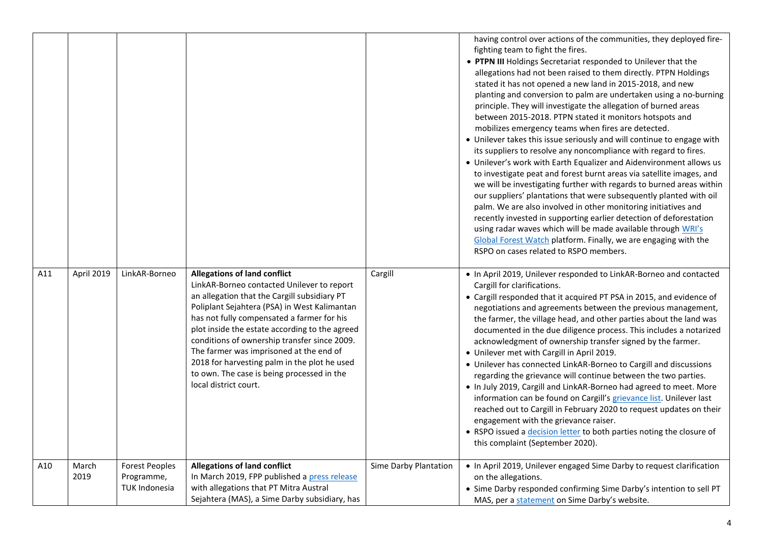| | | | | | |
|---|---|---|---|---|---|
| | | | | | having control over actions of the communities, they deployed fire-fighting team to fight the fires.<br>• **PTPN III** Holdings Secretariat responded to Unilever that the allegations had not been raised to them directly. PTPN Holdings stated it has not opened a new land in 2015-2018, and new planting and conversion to palm are undertaken using a no-burning principle. They will investigate the allegation of burned areas between 2015-2018. PTPN stated it monitors hotspots and mobilizes emergency teams when fires are detected.<br>• Unilever takes this issue seriously and will continue to engage with its suppliers to resolve any noncompliance with regard to fires.<br>• Unilever's work with Earth Equalizer and Aidenvironment allows us to investigate peat and forest burnt areas via satellite images, and we will be investigating further with regards to burned areas within our suppliers' plantations that were subsequently planted with oil palm. We are also involved in other monitoring initiatives and recently invested in supporting earlier detection of deforestation using radar waves which will be made available through WRI's Global Forest Watch platform. Finally, we are engaging with the RSPO on cases related to RSPO members. |
| A11 | April 2019 | LinkAR-Borneo | **Allegations of land conflict**<br>LinkAR-Borneo contacted Unilever to report an allegation that the Cargill subsidiary PT Poliplant Sejahtera (PSA) in West Kalimantan has not fully compensated a farmer for his plot inside the estate according to the agreed conditions of ownership transfer since 2009. The farmer was imprisoned at the end of 2018 for harvesting palm in the plot he used to own. The case is being processed in the local district court. | Cargill | • In April 2019, Unilever responded to LinkAR-Borneo and contacted Cargill for clarifications.<br>• Cargill responded that it acquired PT PSA in 2015, and evidence of negotiations and agreements between the previous management, the farmer, the village head, and other parties about the land was documented in the due diligence process. This includes a notarized acknowledgment of ownership transfer signed by the farmer.<br>• Unilever met with Cargill in April 2019.<br>• Unilever has connected LinkAR-Borneo to Cargill and discussions regarding the grievance will continue between the two parties.<br>• In July 2019, Cargill and LinkAR-Borneo had agreed to meet. More information can be found on Cargill's grievance list. Unilever last reached out to Cargill in February 2020 to request updates on their engagement with the grievance raiser.<br>• RSPO issued a decision letter to both parties noting the closure of this complaint (September 2020). |
| A10 | March 2019 | Forest Peoples Programme, TUK Indonesia | **Allegations of land conflict**<br>In March 2019, FPP published a press release with allegations that PT Mitra Austral Sejahtera (MAS), a Sime Darby subsidiary, has | Sime Darby Plantation | • In April 2019, Unilever engaged Sime Darby to request clarification on the allegations.<br>• Sime Darby responded confirming Sime Darby's intention to sell PT MAS, per a statement on Sime Darby's website. |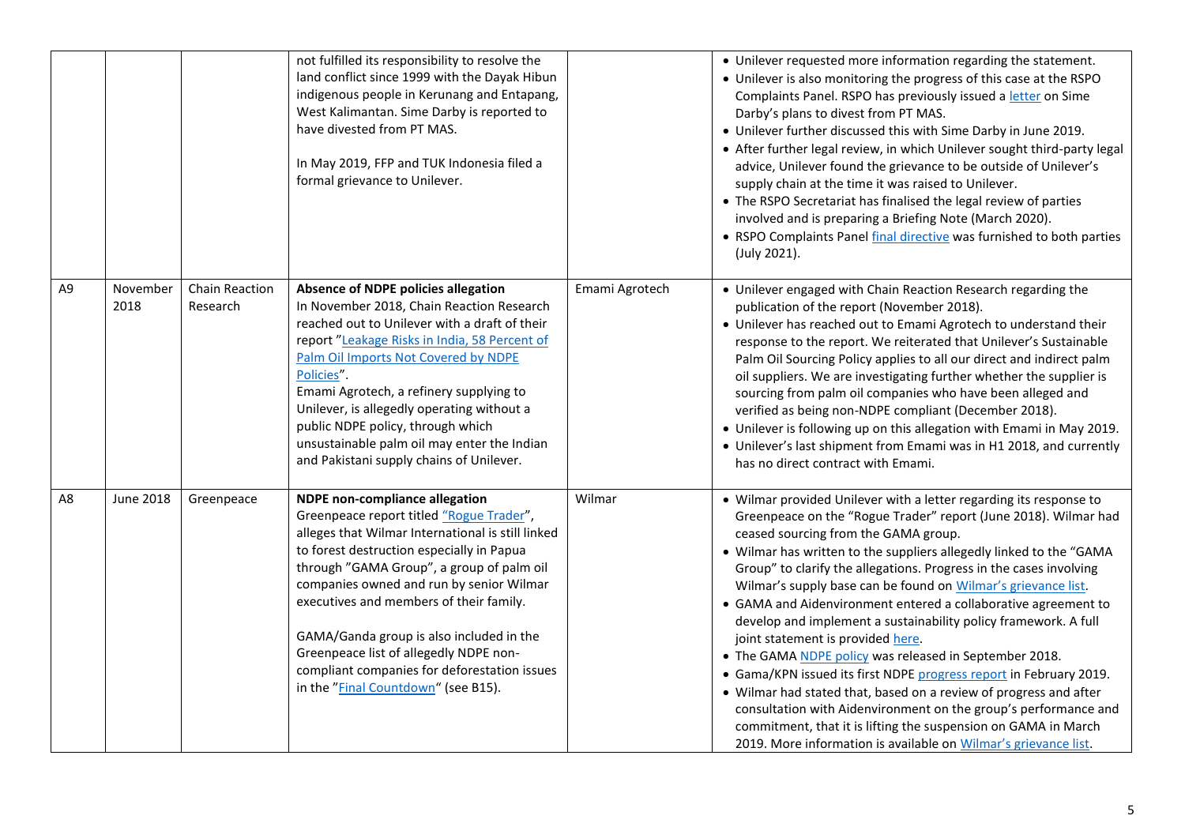| | | | | | |
|---|---|---|---|---|---|
| | | | not fulfilled its responsibility to resolve the land conflict since 1999 with the Dayak Hibun indigenous people in Kerunang and Entapang, West Kalimantan. Sime Darby is reported to have divested from PT MAS.<br><br>In May 2019, FFP and TUK Indonesia filed a formal grievance to Unilever. | | • Unilever requested more information regarding the statement.<br>• Unilever is also monitoring the progress of this case at the RSPO Complaints Panel. RSPO has previously issued a letter on Sime Darby's plans to divest from PT MAS.<br>• Unilever further discussed this with Sime Darby in June 2019.<br>• After further legal review, in which Unilever sought third-party legal advice, Unilever found the grievance to be outside of Unilever's supply chain at the time it was raised to Unilever.<br>• The RSPO Secretariat has finalised the legal review of parties involved and is preparing a Briefing Note (March 2020).<br>• RSPO Complaints Panel final directive was furnished to both parties (July 2021). |
| A9 | November 2018 | Chain Reaction Research | **Absence of NDPE policies allegation**<br>In November 2018, Chain Reaction Research reached out to Unilever with a draft of their report "Leakage Risks in India, 58 Percent of Palm Oil Imports Not Covered by NDPE Policies".<br>Emami Agrotech, a refinery supplying to Unilever, is allegedly operating without a public NDPE policy, through which unsustainable palm oil may enter the Indian and Pakistani supply chains of Unilever. | Emami Agrotech | • Unilever engaged with Chain Reaction Research regarding the publication of the report (November 2018).<br>• Unilever has reached out to Emami Agrotech to understand their response to the report. We reiterated that Unilever's Sustainable Palm Oil Sourcing Policy applies to all our direct and indirect palm oil suppliers. We are investigating further whether the supplier is sourcing from palm oil companies who have been alleged and verified as being non-NDPE compliant (December 2018).<br>• Unilever is following up on this allegation with Emami in May 2019.<br>• Unilever's last shipment from Emami was in H1 2018, and currently has no direct contract with Emami. |
| A8 | June 2018 | Greenpeace | **NDPE non-compliance allegation**<br>Greenpeace report titled "Rogue Trader", alleges that Wilmar International is still linked to forest destruction especially in Papua through "GAMA Group", a group of palm oil companies owned and run by senior Wilmar executives and members of their family.<br><br>GAMA/Ganda group is also included in the Greenpeace list of allegedly NDPE non-compliant companies for deforestation issues in the "Final Countdown" (see B15). | Wilmar | • Wilmar provided Unilever with a letter regarding its response to Greenpeace on the "Rogue Trader" report (June 2018). Wilmar had ceased sourcing from the GAMA group.<br>• Wilmar has written to the suppliers allegedly linked to the "GAMA Group" to clarify the allegations. Progress in the cases involving Wilmar's supply base can be found on Wilmar's grievance list.<br>• GAMA and Aidenvironment entered a collaborative agreement to develop and implement a sustainability policy framework. A full joint statement is provided here.<br>• The GAMA NDPE policy was released in September 2018.<br>• Gama/KPN issued its first NDPE progress report in February 2019.<br>• Wilmar had stated that, based on a review of progress and after consultation with Aidenvironment on the group's performance and commitment, that it is lifting the suspension on GAMA in March 2019. More information is available on Wilmar's grievance list. |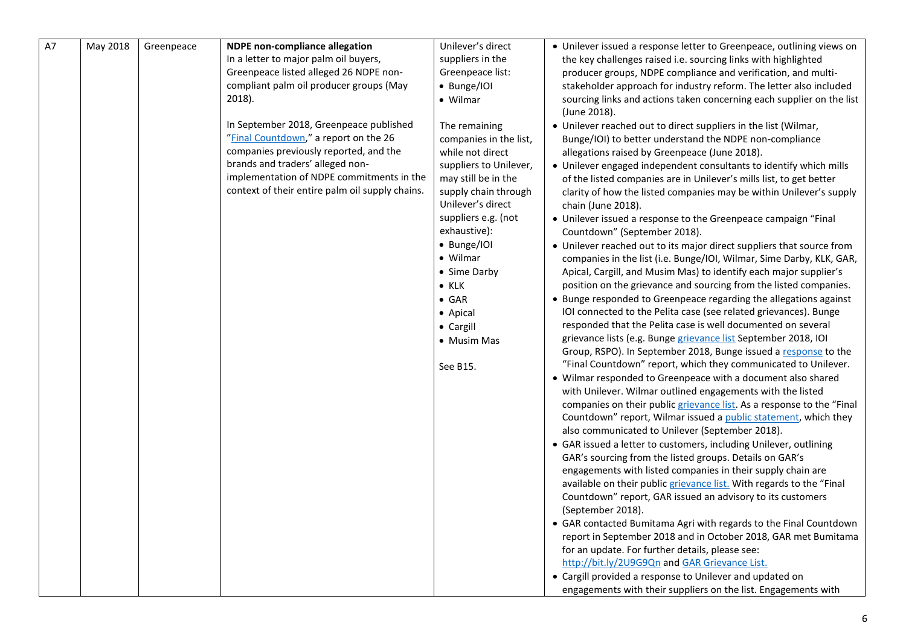| | | | | | |
|---|---|---|---|---|---|
| A7 | May 2018 | Greenpeace | **NDPE non-compliance allegation**<br>In a letter to major palm oil buyers, Greenpeace listed alleged 26 NDPE non-compliant palm oil producer groups (May 2018).<br><br>In September 2018, Greenpeace published "Final Countdown," a report on the 26 companies previously reported, and the brands and traders' alleged non-implementation of NDPE commitments in the context of their entire palm oil supply chains. | Unilever's direct suppliers in the Greenpeace list:<br>• Bunge/IOI<br>• Wilmar<br><br>The remaining companies in the list, while not direct suppliers to Unilever, may still be in the supply chain through Unilever's direct suppliers e.g. (not exhaustive):<br>• Bunge/IOI<br>• Wilmar<br>• Sime Darby<br>• KLK<br>• GAR<br>• Apical<br>• Cargill<br>• Musim Mas<br><br>See B15. | • Unilever issued a response letter to Greenpeace, outlining views on the key challenges raised i.e. sourcing links with highlighted producer groups, NDPE compliance and verification, and multi-stakeholder approach for industry reform. The letter also included sourcing links and actions taken concerning each supplier on the list (June 2018).<br>• Unilever reached out to direct suppliers in the list (Wilmar, Bunge/IOI) to better understand the NDPE non-compliance allegations raised by Greenpeace (June 2018).<br>• Unilever engaged independent consultants to identify which mills of the listed companies are in Unilever's mills list, to get better clarity of how the listed companies may be within Unilever's supply chain (June 2018).<br>• Unilever issued a response to the Greenpeace campaign "Final Countdown" (September 2018).<br>• Unilever reached out to its major direct suppliers that source from companies in the list (i.e. Bunge/IOI, Wilmar, Sime Darby, KLK, GAR, Apical, Cargill, and Musim Mas) to identify each major supplier's position on the grievance and sourcing from the listed companies.<br>• Bunge responded to Greenpeace regarding the allegations against IOI connected to the Pelita case (see related grievances). Bunge responded that the Pelita case is well documented on several grievance lists (e.g. Bunge grievance list September 2018, IOI Group, RSPO). In September 2018, Bunge issued a response to the "Final Countdown" report, which they communicated to Unilever.<br>• Wilmar responded to Greenpeace with a document also shared with Unilever. Wilmar outlined engagements with the listed companies on their public grievance list. As a response to the "Final Countdown" report, Wilmar issued a public statement, which they also communicated to Unilever (September 2018).<br>• GAR issued a letter to customers, including Unilever, outlining GAR's sourcing from the listed groups. Details on GAR's engagements with listed companies in their supply chain are available on their public grievance list. With regards to the "Final Countdown" report, GAR issued an advisory to its customers (September 2018).<br>• GAR contacted Bumitama Agri with regards to the Final Countdown report in September 2018 and in October 2018, GAR met Bumitama for an update. For further details, please see: http://bit.ly/2U9G9Qn and GAR Grievance List.<br>• Cargill provided a response to Unilever and updated on engagements with their suppliers on the list. Engagements with |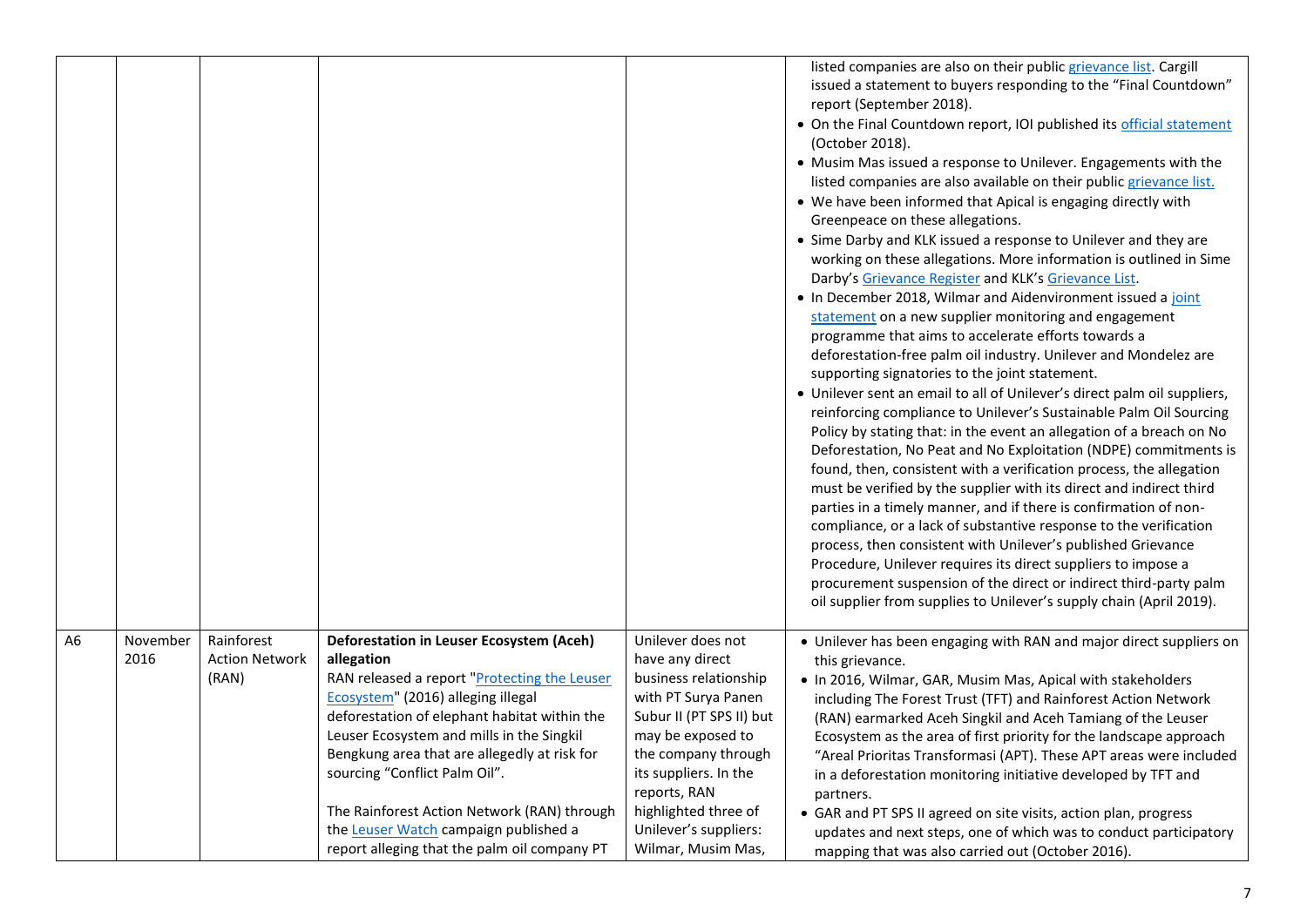| | | | | | |
|---|---|---|---|---|---|
| | | | | | listed companies are also on their public grievance list. Cargill issued a statement to buyers responding to the "Final Countdown" report (September 2018).<br>• On the Final Countdown report, IOI published its official statement (October 2018).<br>• Musim Mas issued a response to Unilever. Engagements with the listed companies are also available on their public grievance list.<br>• We have been informed that Apical is engaging directly with Greenpeace on these allegations.<br>• Sime Darby and KLK issued a response to Unilever and they are working on these allegations. More information is outlined in Sime Darby's Grievance Register and KLK's Grievance List.<br>• In December 2018, Wilmar and Aidenvironment issued a joint statement on a new supplier monitoring and engagement programme that aims to accelerate efforts towards a deforestation-free palm oil industry. Unilever and Mondelez are supporting signatories to the joint statement.<br>• Unilever sent an email to all of Unilever's direct palm oil suppliers, reinforcing compliance to Unilever's Sustainable Palm Oil Sourcing Policy by stating that: in the event an allegation of a breach on No Deforestation, No Peat and No Exploitation (NDPE) commitments is found, then, consistent with a verification process, the allegation must be verified by the supplier with its direct and indirect third parties in a timely manner, and if there is confirmation of non-compliance, or a lack of substantive response to the verification process, then consistent with Unilever's published Grievance Procedure, Unilever requires its direct suppliers to impose a procurement suspension of the direct or indirect third-party palm oil supplier from supplies to Unilever's supply chain (April 2019). |
| A6 | November 2016 | Rainforest Action Network (RAN) | **Deforestation in Leuser Ecosystem (Aceh) allegation**<br>RAN released a report "Protecting the Leuser Ecosystem" (2016) alleging illegal deforestation of elephant habitat within the Leuser Ecosystem and mills in the Singkil Bengkung area that are allegedly at risk for sourcing "Conflict Palm Oil".<br><br>The Rainforest Action Network (RAN) through the Leuser Watch campaign published a report alleging that the palm oil company PT | Unilever does not have any direct business relationship with PT Surya Panen Subur II (PT SPS II) but may be exposed to the company through its suppliers. In the reports, RAN highlighted three of Unilever's suppliers: Wilmar, Musim Mas, | • Unilever has been engaging with RAN and major direct suppliers on this grievance.<br>• In 2016, Wilmar, GAR, Musim Mas, Apical with stakeholders including The Forest Trust (TFT) and Rainforest Action Network (RAN) earmarked Aceh Singkil and Aceh Tamiang of the Leuser Ecosystem as the area of first priority for the landscape approach "Areal Prioritas Transformasi (APT). These APT areas were included in a deforestation monitoring initiative developed by TFT and partners.<br>• GAR and PT SPS II agreed on site visits, action plan, progress updates and next steps, one of which was to conduct participatory mapping that was also carried out (October 2016). |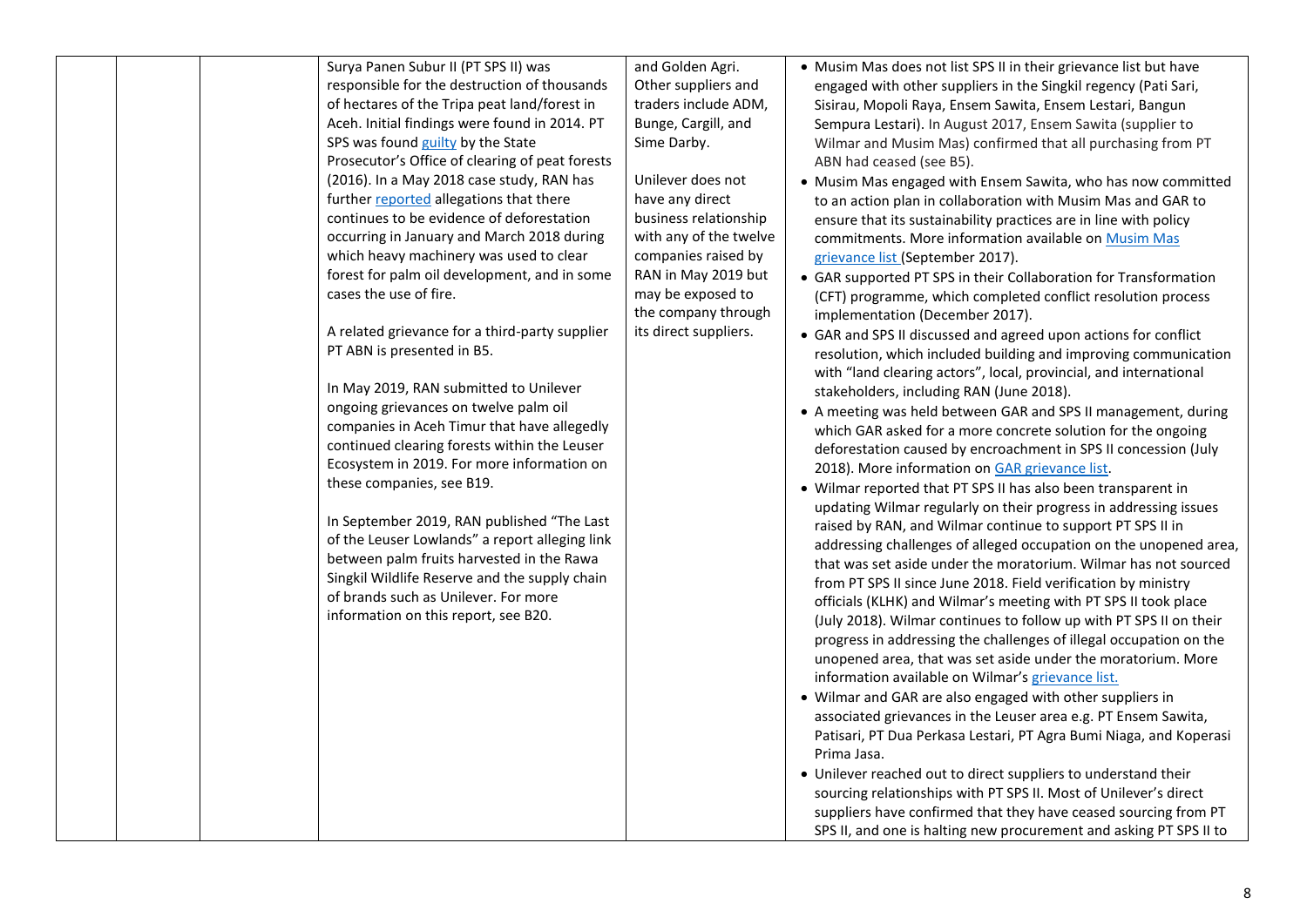| | | | Surya Panen Subur II (PT SPS II) was responsible for the destruction of thousands of hectares of the Tripa peat land/forest in Aceh. Initial findings were found in 2014. PT SPS was found guilty by the State Prosecutor's Office of clearing of peat forests (2016). In a May 2018 case study, RAN has further reported allegations that there continues to be evidence of deforestation occurring in January and March 2018 during which heavy machinery was used to clear forest for palm oil development, and in some cases the use of fire.<br><br>A related grievance for a third-party supplier PT ABN is presented in B5.<br><br>In May 2019, RAN submitted to Unilever ongoing grievances on twelve palm oil companies in Aceh Timur that have allegedly continued clearing forests within the Leuser Ecosystem in 2019. For more information on these companies, see B19.<br><br>In September 2019, RAN published "The Last of the Leuser Lowlands" a report alleging link between palm fruits harvested in the Rawa Singkil Wildlife Reserve and the supply chain of brands such as Unilever. For more information on this report, see B20. | and Golden Agri. Other suppliers and traders include ADM, Bunge, Cargill, and Sime Darby.<br><br>Unilever does not have any direct business relationship with any of the twelve companies raised by RAN in May 2019 but may be exposed to the company through its direct suppliers. | • Musim Mas does not list SPS II in their grievance list but have engaged with other suppliers in the Singkil regency (Pati Sari, Sisirau, Mopoli Raya, Ensem Sawita, Ensem Lestari, Bangun Sempura Lestari). In August 2017, Ensem Sawita (supplier to Wilmar and Musim Mas) confirmed that all purchasing from PT ABN had ceased (see B5).<br>• Musim Mas engaged with Ensem Sawita, who has now committed to an action plan in collaboration with Musim Mas and GAR to ensure that its sustainability practices are in line with policy commitments. More information available on Musim Mas grievance list (September 2017).<br>• GAR supported PT SPS in their Collaboration for Transformation (CFT) programme, which completed conflict resolution process implementation (December 2017).<br>• GAR and SPS II discussed and agreed upon actions for conflict resolution, which included building and improving communication with "land clearing actors", local, provincial, and international stakeholders, including RAN (June 2018).<br>• A meeting was held between GAR and SPS II management, during which GAR asked for a more concrete solution for the ongoing deforestation caused by encroachment in SPS II concession (July 2018). More information on GAR grievance list.<br>• Wilmar reported that PT SPS II has also been transparent in updating Wilmar regularly on their progress in addressing issues raised by RAN, and Wilmar continue to support PT SPS II in addressing challenges of alleged occupation on the unopened area, that was set aside under the moratorium. Wilmar has not sourced from PT SPS II since June 2018. Field verification by ministry officials (KLHK) and Wilmar's meeting with PT SPS II took place (July 2018). Wilmar continues to follow up with PT SPS II on their progress in addressing the challenges of illegal occupation on the unopened area, that was set aside under the moratorium. More information available on Wilmar's grievance list.<br>• Wilmar and GAR are also engaged with other suppliers in associated grievances in the Leuser area e.g. PT Ensem Sawita, Patisari, PT Dua Perkasa Lestari, PT Agra Bumi Niaga, and Koperasi Prima Jasa.<br>• Unilever reached out to direct suppliers to understand their sourcing relationships with PT SPS II. Most of Unilever's direct suppliers have confirmed that they have ceased sourcing from PT SPS II, and one is halting new procurement and asking PT SPS II to |
|---|---|---|---|---|---|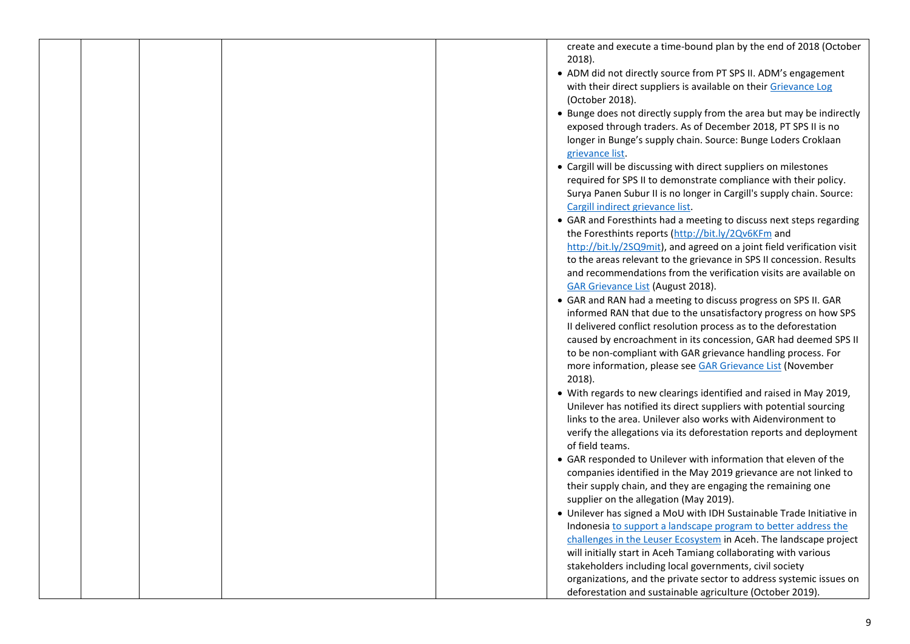|  |  |  |  |  |  |
|---|---|---|---|---|---|
|  |  |  |  |  | create and execute a time-bound plan by the end of 2018 (October 2018).<br>• ADM did not directly source from PT SPS II. ADM's engagement with their direct suppliers is available on their Grievance Log (October 2018).<br>• Bunge does not directly supply from the area but may be indirectly exposed through traders. As of December 2018, PT SPS II is no longer in Bunge's supply chain. Source: Bunge Loders Croklaan grievance list.<br>• Cargill will be discussing with direct suppliers on milestones required for SPS II to demonstrate compliance with their policy. Surya Panen Subur II is no longer in Cargill's supply chain. Source: Cargill indirect grievance list.<br>• GAR and Foresthints had a meeting to discuss next steps regarding the Foresthints reports (http://bit.ly/2Qv6KFm and http://bit.ly/2SQ9mit), and agreed on a joint field verification visit to the areas relevant to the grievance in SPS II concession. Results and recommendations from the verification visits are available on GAR Grievance List (August 2018).<br>• GAR and RAN had a meeting to discuss progress on SPS II. GAR informed RAN that due to the unsatisfactory progress on how SPS II delivered conflict resolution process as to the deforestation caused by encroachment in its concession, GAR had deemed SPS II to be non-compliant with GAR grievance handling process. For more information, please see GAR Grievance List (November 2018).<br>• With regards to new clearings identified and raised in May 2019, Unilever has notified its direct suppliers with potential sourcing links to the area. Unilever also works with Aidenvironment to verify the allegations via its deforestation reports and deployment of field teams.<br>• GAR responded to Unilever with information that eleven of the companies identified in the May 2019 grievance are not linked to their supply chain, and they are engaging the remaining one supplier on the allegation (May 2019).<br>• Unilever has signed a MoU with IDH Sustainable Trade Initiative in Indonesia to support a landscape program to better address the challenges in the Leuser Ecosystem in Aceh. The landscape project will initially start in Aceh Tamiang collaborating with various stakeholders including local governments, civil society organizations, and the private sector to address systemic issues on deforestation and sustainable agriculture (October 2019). |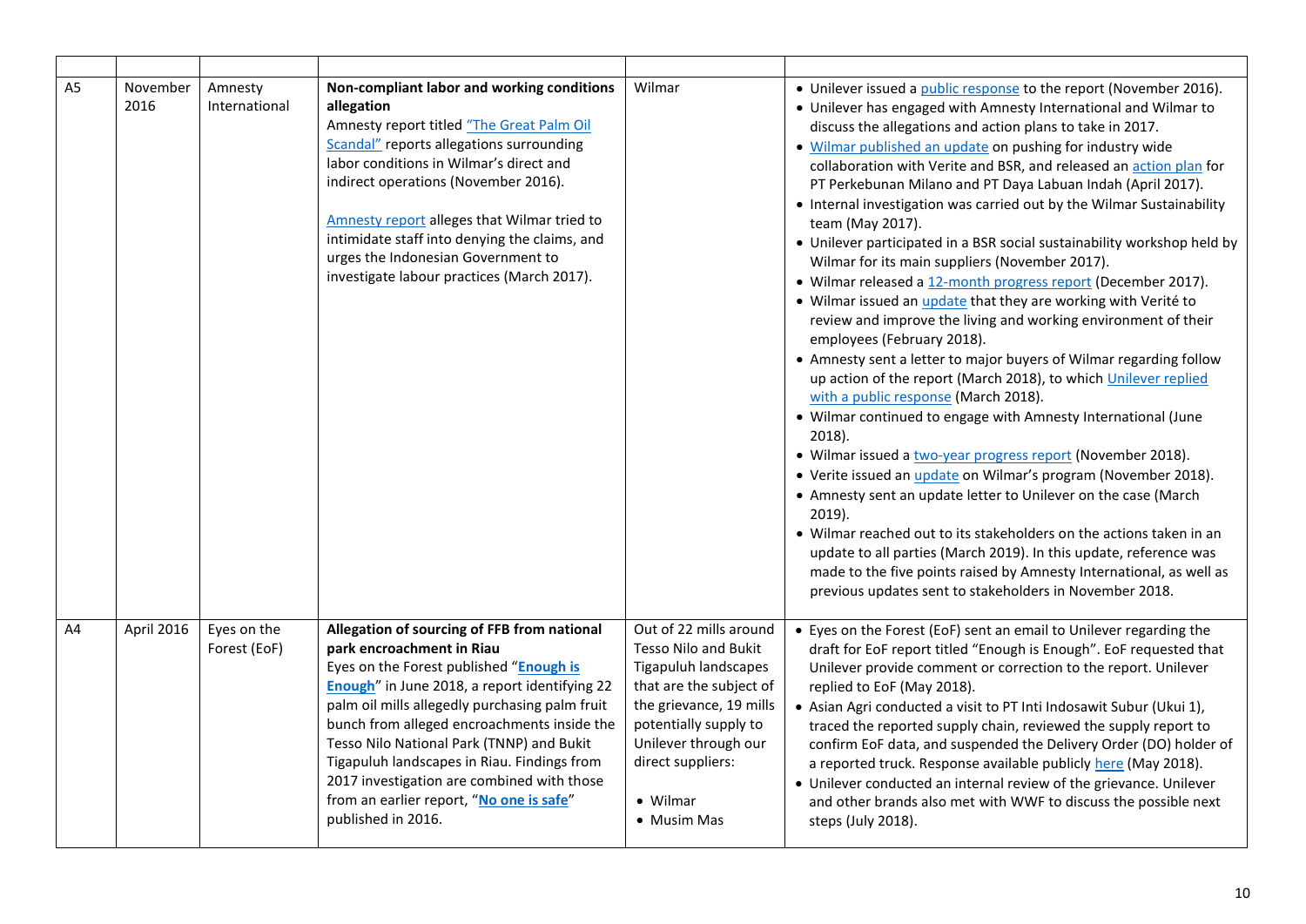| | | | | | |
|---|---|---|---|---|---|
| A5 | November 2016 | Amnesty International | **Non-compliant labor and working conditions allegation**<br>Amnesty report titled "The Great Palm Oil Scandal" reports allegations surrounding labor conditions in Wilmar's direct and indirect operations (November 2016).<br><br>Amnesty report alleges that Wilmar tried to intimidate staff into denying the claims, and urges the Indonesian Government to investigate labour practices (March 2017). | Wilmar | • Unilever issued a public response to the report (November 2016).<br>• Unilever has engaged with Amnesty International and Wilmar to discuss the allegations and action plans to take in 2017.<br>• Wilmar published an update on pushing for industry wide collaboration with Verite and BSR, and released an action plan for PT Perkebunan Milano and PT Daya Labuan Indah (April 2017).<br>• Internal investigation was carried out by the Wilmar Sustainability team (May 2017).<br>• Unilever participated in a BSR social sustainability workshop held by Wilmar for its main suppliers (November 2017).<br>• Wilmar released a 12-month progress report (December 2017).<br>• Wilmar issued an update that they are working with Verité to review and improve the living and working environment of their employees (February 2018).<br>• Amnesty sent a letter to major buyers of Wilmar regarding follow up action of the report (March 2018), to which Unilever replied with a public response (March 2018).<br>• Wilmar continued to engage with Amnesty International (June 2018).<br>• Wilmar issued a two-year progress report (November 2018).<br>• Verite issued an update on Wilmar's program (November 2018).<br>• Amnesty sent an update letter to Unilever on the case (March 2019).<br>• Wilmar reached out to its stakeholders on the actions taken in an update to all parties (March 2019). In this update, reference was made to the five points raised by Amnesty International, as well as previous updates sent to stakeholders in November 2018. |
| A4 | April 2016 | Eyes on the Forest (EoF) | **Allegation of sourcing of FFB from national park encroachment in Riau**<br>Eyes on the Forest published "**Enough is Enough**" in June 2018, a report identifying 22 palm oil mills allegedly purchasing palm fruit bunch from alleged encroachments inside the Tesso Nilo National Park (TNNP) and Bukit Tigapuluh landscapes in Riau. Findings from 2017 investigation are combined with those from an earlier report, "**No one is safe**" published in 2016. | Out of 22 mills around Tesso Nilo and Bukit Tigapuluh landscapes that are the subject of the grievance, 19 mills potentially supply to Unilever through our direct suppliers:<br><br>• Wilmar<br>• Musim Mas | • Eyes on the Forest (EoF) sent an email to Unilever regarding the draft for EoF report titled "Enough is Enough". EoF requested that Unilever provide comment or correction to the report. Unilever replied to EoF (May 2018).<br>• Asian Agri conducted a visit to PT Inti Indosawit Subur (Ukui 1), traced the reported supply chain, reviewed the supply report to confirm EoF data, and suspended the Delivery Order (DO) holder of a reported truck. Response available publicly here (May 2018).<br>• Unilever conducted an internal review of the grievance. Unilever and other brands also met with WWF to discuss the possible next steps (July 2018). |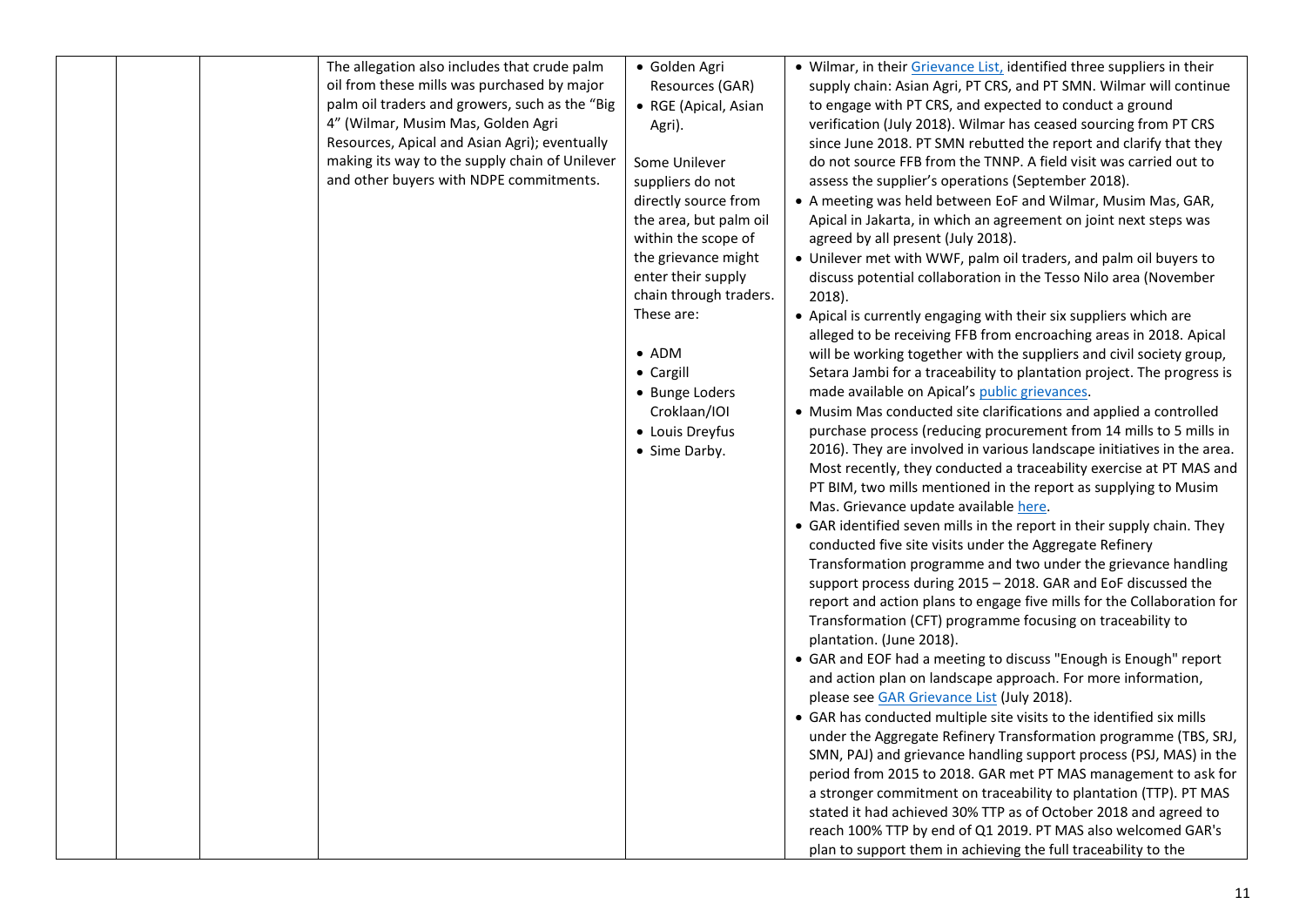|  |  |  | The allegation also includes that crude palm oil from these mills was purchased by major palm oil traders and growers, such as the "Big 4" (Wilmar, Musim Mas, Golden Agri Resources, Apical and Asian Agri); eventually making its way to the supply chain of Unilever and other buyers with NDPE commitments. | • Golden Agri Resources (GAR)<br>• RGE (Apical, Asian Agri).<br><br>Some Unilever suppliers do not directly source from the area, but palm oil within the scope of the grievance might enter their supply chain through traders. These are:<br><br>• ADM<br>• Cargill<br>• Bunge Loders Croklaan/IOI<br>• Louis Dreyfus<br>• Sime Darby. | • Wilmar, in their Grievance List, identified three suppliers in their supply chain: Asian Agri, PT CRS, and PT SMN. Wilmar will continue to engage with PT CRS, and expected to conduct a ground verification (July 2018). Wilmar has ceased sourcing from PT CRS since June 2018. PT SMN rebutted the report and clarify that they do not source FFB from the TNNP. A field visit was carried out to assess the supplier's operations (September 2018).<br>• A meeting was held between EoF and Wilmar, Musim Mas, GAR, Apical in Jakarta, in which an agreement on joint next steps was agreed by all present (July 2018).<br>• Unilever met with WWF, palm oil traders, and palm oil buyers to discuss potential collaboration in the Tesso Nilo area (November 2018).<br>• Apical is currently engaging with their six suppliers which are alleged to be receiving FFB from encroaching areas in 2018. Apical will be working together with the suppliers and civil society group, Setara Jambi for a traceability to plantation project. The progress is made available on Apical's public grievances.<br>• Musim Mas conducted site clarifications and applied a controlled purchase process (reducing procurement from 14 mills to 5 mills in 2016). They are involved in various landscape initiatives in the area. Most recently, they conducted a traceability exercise at PT MAS and PT BIM, two mills mentioned in the report as supplying to Musim Mas. Grievance update available here.<br>• GAR identified seven mills in the report in their supply chain. They conducted five site visits under the Aggregate Refinery Transformation programme and two under the grievance handling support process during 2015 – 2018. GAR and EoF discussed the report and action plans to engage five mills for the Collaboration for Transformation (CFT) programme focusing on traceability to plantation. (June 2018).<br>• GAR and EOF had a meeting to discuss "Enough is Enough" report and action plan on landscape approach. For more information, please see GAR Grievance List (July 2018).<br>• GAR has conducted multiple site visits to the identified six mills under the Aggregate Refinery Transformation programme (TBS, SRJ, SMN, PAJ) and grievance handling support process (PSJ, MAS) in the period from 2015 to 2018. GAR met PT MAS management to ask for a stronger commitment on traceability to plantation (TTP). PT MAS stated it had achieved 30% TTP as of October 2018 and agreed to reach 100% TTP by end of Q1 2019. PT MAS also welcomed GAR's plan to support them in achieving the full traceability to the |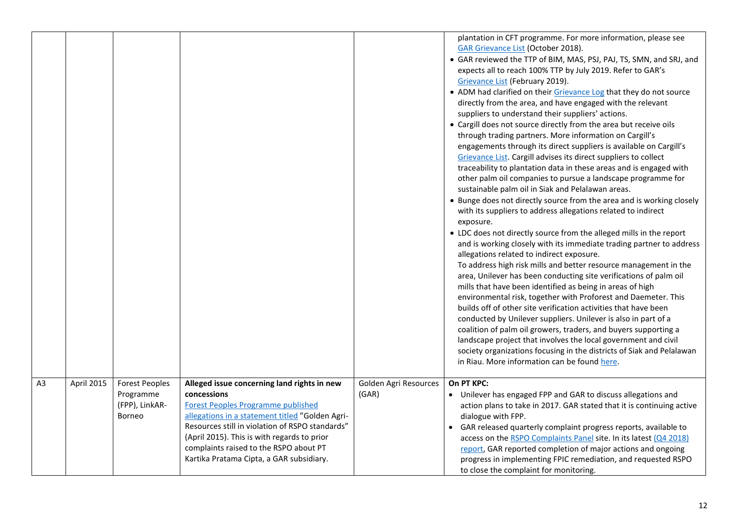| | | | | | |
|---|---|---|---|---|---|
| | | | | | plantation in CFT programme. For more information, please see GAR Grievance List (October 2018).<br>• GAR reviewed the TTP of BIM, MAS, PSJ, PAJ, TS, SMN, and SRJ, and expects all to reach 100% TTP by July 2019. Refer to GAR's Grievance List (February 2019).<br>• ADM had clarified on their Grievance Log that they do not source directly from the area, and have engaged with the relevant suppliers to understand their suppliers' actions.<br>• Cargill does not source directly from the area but receive oils through trading partners. More information on Cargill's engagements through its direct suppliers is available on Cargill's Grievance List. Cargill advises its direct suppliers to collect traceability to plantation data in these areas and is engaged with other palm oil companies to pursue a landscape programme for sustainable palm oil in Siak and Pelalawan areas.<br>• Bunge does not directly source from the area and is working closely with its suppliers to address allegations related to indirect exposure.<br>• LDC does not directly source from the alleged mills in the report and is working closely with its immediate trading partner to address allegations related to indirect exposure.<br>To address high risk mills and better resource management in the area, Unilever has been conducting site verifications of palm oil mills that have been identified as being in areas of high environmental risk, together with Proforest and Daemeter. This builds off of other site verification activities that have been conducted by Unilever suppliers. Unilever is also in part of a coalition of palm oil growers, traders, and buyers supporting a landscape project that involves the local government and civil society organizations focusing in the districts of Siak and Pelalawan in Riau. More information can be found here. |
| A3 | April 2015 | Forest Peoples Programme (FPP), LinkAR-Borneo | **Alleged issue concerning land rights in new concessions**<br>Forest Peoples Programme published allegations in a statement titled "Golden Agri-Resources still in violation of RSPO standards" (April 2015). This is with regards to prior complaints raised to the RSPO about PT Kartika Pratama Cipta, a GAR subsidiary. | Golden Agri Resources (GAR) | **On PT KPC:**<br>• Unilever has engaged FPP and GAR to discuss allegations and action plans to take in 2017. GAR stated that it is continuing active dialogue with FPP.<br>• GAR released quarterly complaint progress reports, available to access on the RSPO Complaints Panel site. In its latest (Q4 2018) report, GAR reported completion of major actions and ongoing progress in implementing FPIC remediation, and requested RSPO to close the complaint for monitoring. |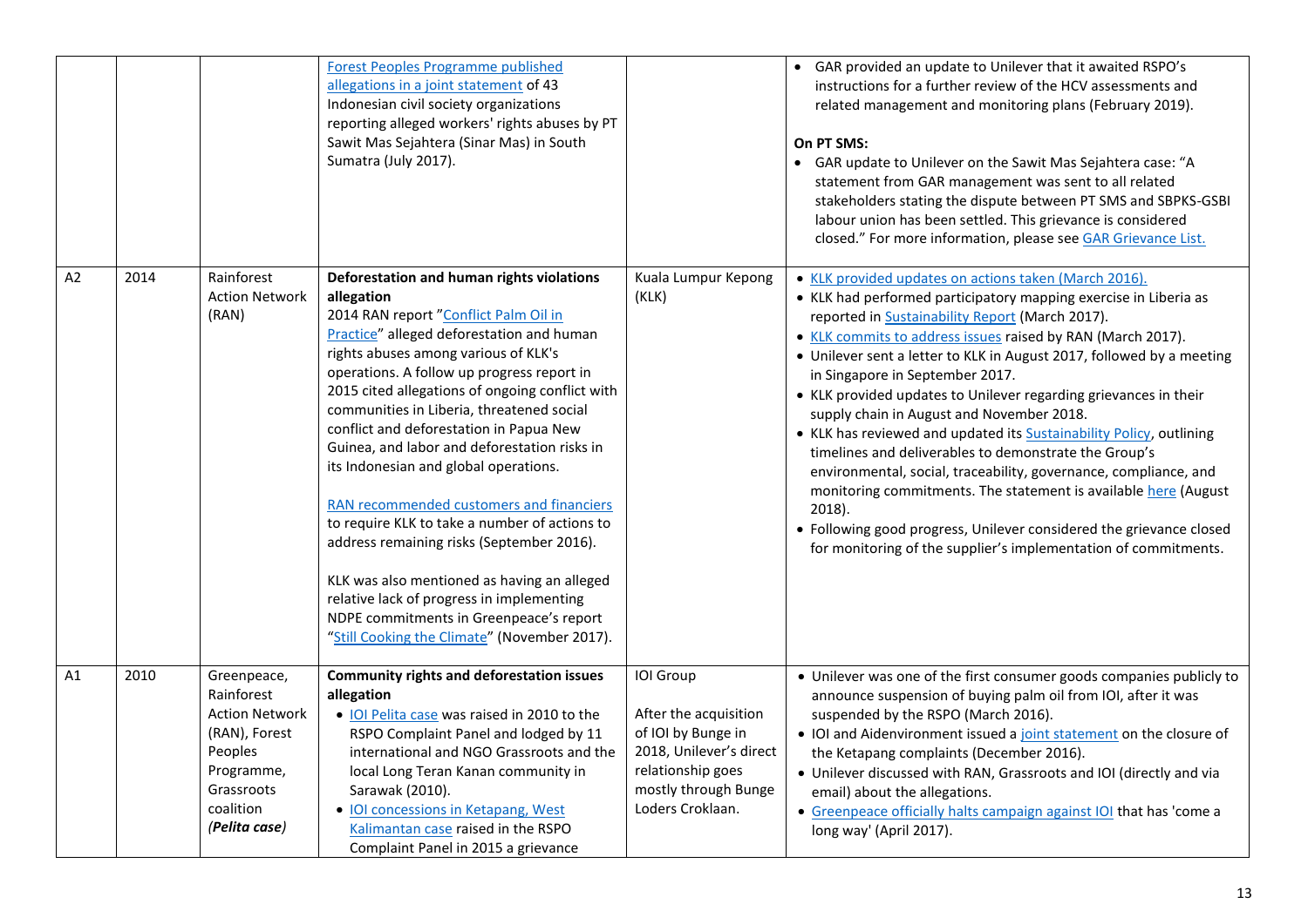| | | | | | |
|---|---|---|---|---|---|
| | | | Forest Peoples Programme published allegations in a joint statement of 43 Indonesian civil society organizations reporting alleged workers' rights abuses by PT Sawit Mas Sejahtera (Sinar Mas) in South Sumatra (July 2017). | | • GAR provided an update to Unilever that it awaited RSPO's instructions for a further review of the HCV assessments and related management and monitoring plans (February 2019).<br><br>**On PT SMS:**<br>• GAR update to Unilever on the Sawit Mas Sejahtera case: "A statement from GAR management was sent to all related stakeholders stating the dispute between PT SMS and SBPKS-GSBI labour union has been settled. This grievance is considered closed." For more information, please see GAR Grievance List. |
| A2 | 2014 | Rainforest Action Network (RAN) | **Deforestation and human rights violations allegation**<br>2014 RAN report "Conflict Palm Oil in Practice" alleged deforestation and human rights abuses among various of KLK's operations. A follow up progress report in 2015 cited allegations of ongoing conflict with communities in Liberia, threatened social conflict and deforestation in Papua New Guinea, and labor and deforestation risks in its Indonesian and global operations.<br><br>RAN recommended customers and financiers to require KLK to take a number of actions to address remaining risks (September 2016).<br><br>KLK was also mentioned as having an alleged relative lack of progress in implementing NDPE commitments in Greenpeace's report "Still Cooking the Climate" (November 2017). | Kuala Lumpur Kepong (KLK) | • KLK provided updates on actions taken (March 2016).<br>• KLK had performed participatory mapping exercise in Liberia as reported in Sustainability Report (March 2017).<br>• KLK commits to address issues raised by RAN (March 2017).<br>• Unilever sent a letter to KLK in August 2017, followed by a meeting in Singapore in September 2017.<br>• KLK provided updates to Unilever regarding grievances in their supply chain in August and November 2018.<br>• KLK has reviewed and updated its Sustainability Policy, outlining timelines and deliverables to demonstrate the Group's environmental, social, traceability, governance, compliance, and monitoring commitments. The statement is available here (August 2018).<br>• Following good progress, Unilever considered the grievance closed for monitoring of the supplier's implementation of commitments. |
| A1 | 2010 | Greenpeace, Rainforest Action Network (RAN), Forest Peoples Programme, Grassroots coalition *(Pelita case)* | **Community rights and deforestation issues allegation**<br>• IOI Pelita case was raised in 2010 to the RSPO Complaint Panel and lodged by 11 international and NGO Grassroots and the local Long Teran Kanan community in Sarawak (2010).<br>• IOI concessions in Ketapang, West Kalimantan case raised in the RSPO Complaint Panel in 2015 a grievance | IOI Group<br><br>After the acquisition of IOI by Bunge in 2018, Unilever's direct relationship goes mostly through Bunge Loders Croklaan. | • Unilever was one of the first consumer goods companies publicly to announce suspension of buying palm oil from IOI, after it was suspended by the RSPO (March 2016).<br>• IOI and Aidenvironment issued a joint statement on the closure of the Ketapang complaints (December 2016).<br>• Unilever discussed with RAN, Grassroots and IOI (directly and via email) about the allegations.<br>• Greenpeace officially halts campaign against IOI that has 'come a long way' (April 2017). |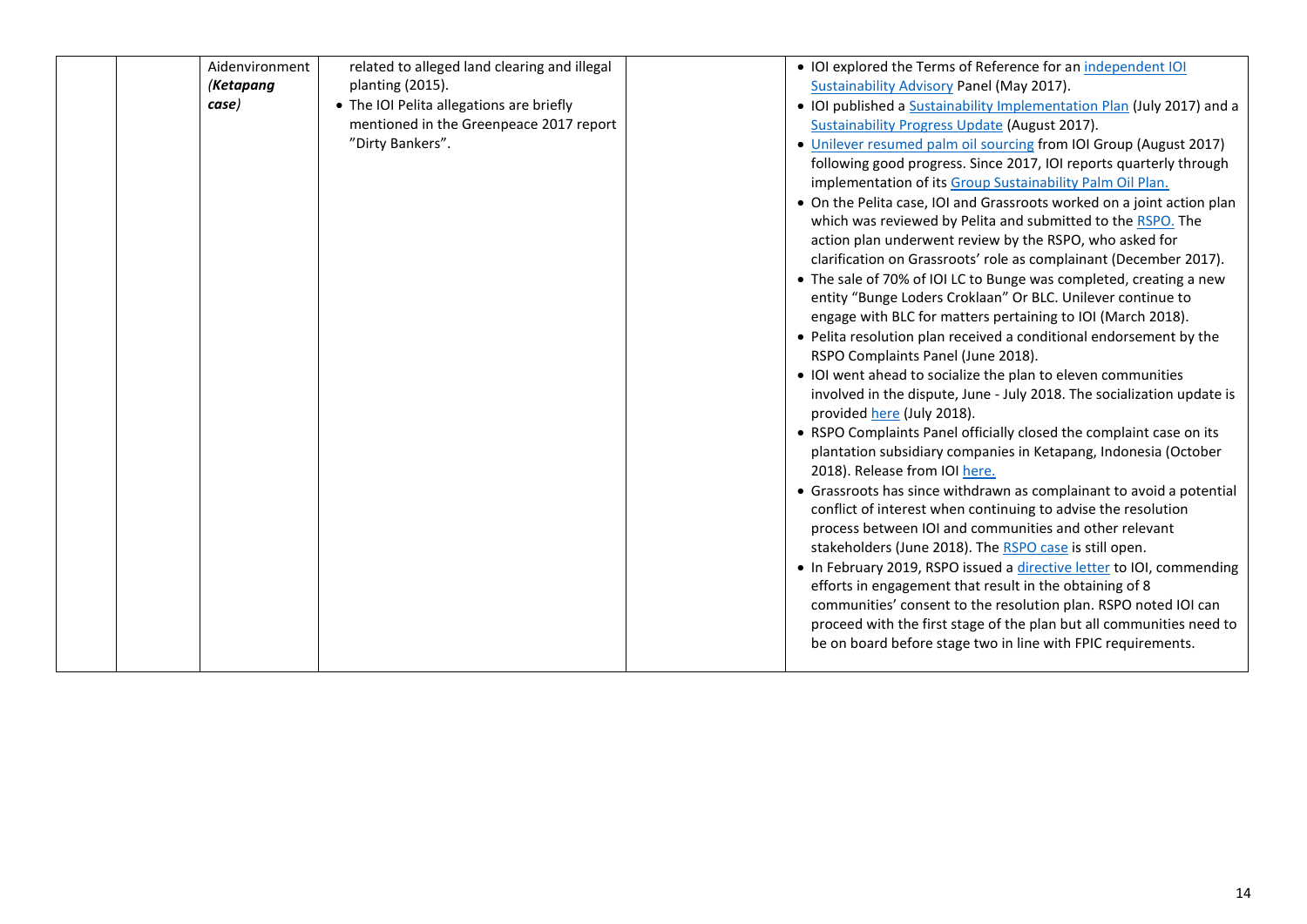| | | Aidenvironment *(Ketapang case)* | related to alleged land clearing and illegal planting (2015).<br>• The IOI Pelita allegations are briefly mentioned in the Greenpeace 2017 report "Dirty Bankers". | | • IOI explored the Terms of Reference for an independent IOI Sustainability Advisory Panel (May 2017).<br>• IOI published a Sustainability Implementation Plan (July 2017) and a Sustainability Progress Update (August 2017).<br>• Unilever resumed palm oil sourcing from IOI Group (August 2017) following good progress. Since 2017, IOI reports quarterly through implementation of its Group Sustainability Palm Oil Plan.<br>• On the Pelita case, IOI and Grassroots worked on a joint action plan which was reviewed by Pelita and submitted to the RSPO. The action plan underwent review by the RSPO, who asked for clarification on Grassroots' role as complainant (December 2017).<br>• The sale of 70% of IOI LC to Bunge was completed, creating a new entity "Bunge Loders Croklaan" Or BLC. Unilever continue to engage with BLC for matters pertaining to IOI (March 2018).<br>• Pelita resolution plan received a conditional endorsement by the RSPO Complaints Panel (June 2018).<br>• IOI went ahead to socialize the plan to eleven communities involved in the dispute, June - July 2018. The socialization update is provided here (July 2018).<br>• RSPO Complaints Panel officially closed the complaint case on its plantation subsidiary companies in Ketapang, Indonesia (October 2018). Release from IOI here.<br>• Grassroots has since withdrawn as complainant to avoid a potential conflict of interest when continuing to advise the resolution process between IOI and communities and other relevant stakeholders (June 2018). The RSPO case is still open.<br>• In February 2019, RSPO issued a directive letter to IOI, commending efforts in engagement that result in the obtaining of 8 communities' consent to the resolution plan. RSPO noted IOI can proceed with the first stage of the plan but all communities need to be on board before stage two in line with FPIC requirements. |
|---|---|---|---|---|---|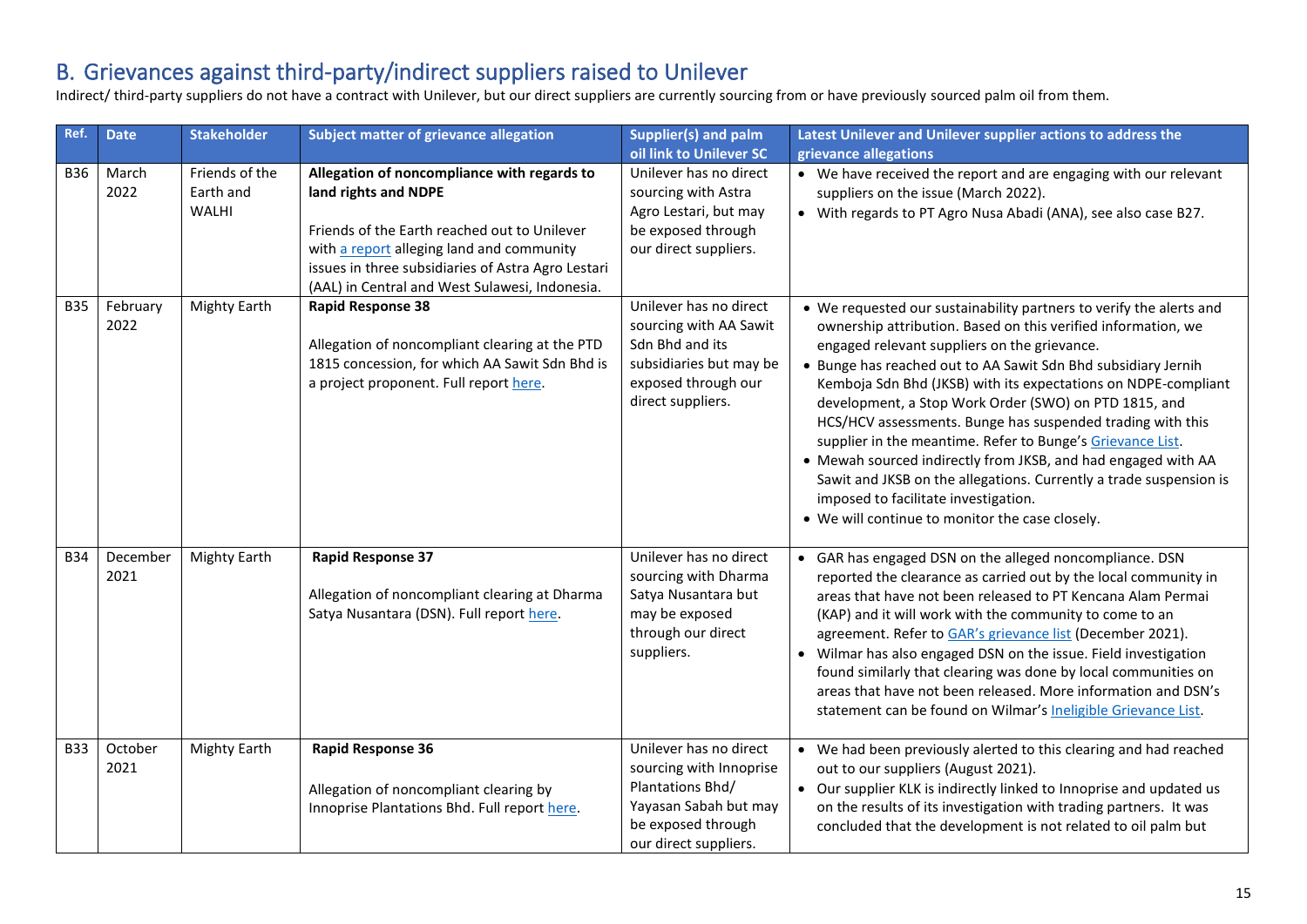## B. Grievances against third-party/indirect suppliers raised to Unilever

Indirect/ third-party suppliers do not have a contract with Unilever, but our direct suppliers are currently sourcing from or have previously sourced palm oil from them.

| Ref. | Date | Stakeholder | Subject matter of grievance allegation | Supplier(s) and palm oil link to Unilever SC | Latest Unilever and Unilever supplier actions to address the grievance allegations |
|---|---|---|---|---|---|
| B36 | March 2022 | Friends of the Earth and WALHI | **Allegation of noncompliance with regards to land rights and NDPE**<br><br>Friends of the Earth reached out to Unilever with a report alleging land and community issues in three subsidiaries of Astra Agro Lestari (AAL) in Central and West Sulawesi, Indonesia. | Unilever has no direct sourcing with Astra Agro Lestari, but may be exposed through our direct suppliers. | • We have received the report and are engaging with our relevant suppliers on the issue (March 2022).<br>• With regards to PT Agro Nusa Abadi (ANA), see also case B27. |
| B35 | February 2022 | Mighty Earth | **Rapid Response 38**<br><br>Allegation of noncompliant clearing at the PTD 1815 concession, for which AA Sawit Sdn Bhd is a project proponent. Full report here. | Unilever has no direct sourcing with AA Sawit Sdn Bhd and its subsidiaries but may be exposed through our direct suppliers. | • We requested our sustainability partners to verify the alerts and ownership attribution. Based on this verified information, we engaged relevant suppliers on the grievance.<br>• Bunge has reached out to AA Sawit Sdn Bhd subsidiary Jernih Kemboja Sdn Bhd (JKSB) with its expectations on NDPE-compliant development, a Stop Work Order (SWO) on PTD 1815, and HCS/HCV assessments. Bunge has suspended trading with this supplier in the meantime. Refer to Bunge's Grievance List.<br>• Mewah sourced indirectly from JKSB, and had engaged with AA Sawit and JKSB on the allegations. Currently a trade suspension is imposed to facilitate investigation.<br>• We will continue to monitor the case closely. |
| B34 | December 2021 | Mighty Earth | **Rapid Response 37**<br><br>Allegation of noncompliant clearing at Dharma Satya Nusantara (DSN). Full report here. | Unilever has no direct sourcing with Dharma Satya Nusantara but may be exposed through our direct suppliers. | • GAR has engaged DSN on the alleged noncompliance. DSN reported the clearance as carried out by the local community in areas that have not been released to PT Kencana Alam Permai (KAP) and it will work with the community to come to an agreement. Refer to GAR's grievance list (December 2021).<br>• Wilmar has also engaged DSN on the issue. Field investigation found similarly that clearing was done by local communities on areas that have not been released. More information and DSN's statement can be found on Wilmar's Ineligible Grievance List. |
| B33 | October 2021 | Mighty Earth | **Rapid Response 36**<br><br>Allegation of noncompliant clearing by Innoprise Plantations Bhd. Full report here. | Unilever has no direct sourcing with Innoprise Plantations Bhd/ Yayasan Sabah but may be exposed through our direct suppliers. | • We had been previously alerted to this clearing and had reached out to our suppliers (August 2021).<br>• Our supplier KLK is indirectly linked to Innoprise and updated us on the results of its investigation with trading partners. It was concluded that the development is not related to oil palm but |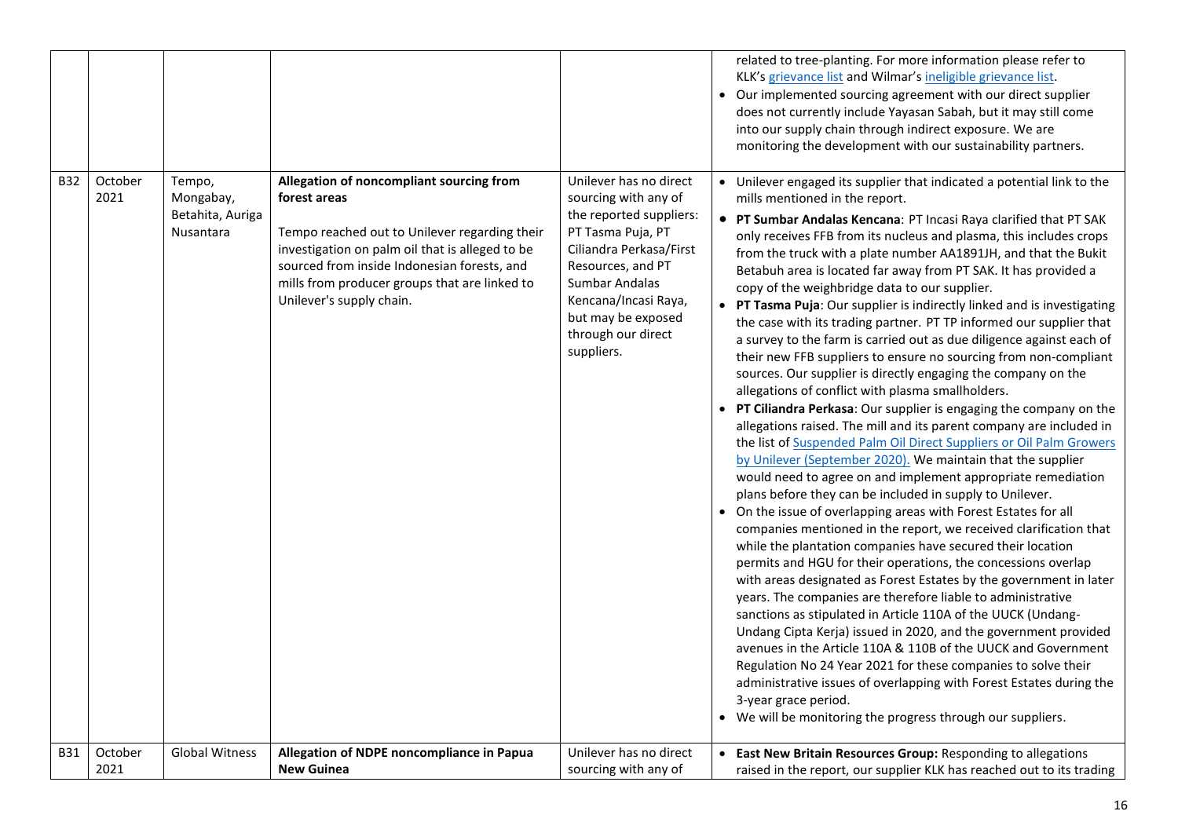| | | | | | |
|---|---|---|---|---|---|
| | | | | | related to tree-planting. For more information please refer to KLK's grievance list and Wilmar's ineligible grievance list.<br>• Our implemented sourcing agreement with our direct supplier does not currently include Yayasan Sabah, but it may still come into our supply chain through indirect exposure. We are monitoring the development with our sustainability partners. |
| B32 | October 2021 | Tempo, Mongabay, Betahita, Auriga Nusantara | **Allegation of noncompliant sourcing from forest areas**<br><br>Tempo reached out to Unilever regarding their investigation on palm oil that is alleged to be sourced from inside Indonesian forests, and mills from producer groups that are linked to Unilever's supply chain. | Unilever has no direct sourcing with any of the reported suppliers: PT Tasma Puja, PT Ciliandra Perkasa/First Resources, and PT Sumbar Andalas Kencana/Incasi Raya, but may be exposed through our direct suppliers. | • Unilever engaged its supplier that indicated a potential link to the mills mentioned in the report.<br>• **PT Sumbar Andalas Kencana**: PT Incasi Raya clarified that PT SAK only receives FFB from its nucleus and plasma, this includes crops from the truck with a plate number AA1891JH, and that the Bukit Betabuh area is located far away from PT SAK. It has provided a copy of the weighbridge data to our supplier.<br>• **PT Tasma Puja**: Our supplier is indirectly linked and is investigating the case with its trading partner. PT TP informed our supplier that a survey to the farm is carried out as due diligence against each of their new FFB suppliers to ensure no sourcing from non-compliant sources. Our supplier is directly engaging the company on the allegations of conflict with plasma smallholders.<br>• **PT Ciliandra Perkasa**: Our supplier is engaging the company on the allegations raised. The mill and its parent company are included in the list of Suspended Palm Oil Direct Suppliers or Oil Palm Growers by Unilever (September 2020). We maintain that the supplier would need to agree on and implement appropriate remediation plans before they can be included in supply to Unilever.<br>• On the issue of overlapping areas with Forest Estates for all companies mentioned in the report, we received clarification that while the plantation companies have secured their location permits and HGU for their operations, the concessions overlap with areas designated as Forest Estates by the government in later years. The companies are therefore liable to administrative sanctions as stipulated in Article 110A of the UUCK (Undang-Undang Cipta Kerja) issued in 2020, and the government provided avenues in the Article 110A & 110B of the UUCK and Government Regulation No 24 Year 2021 for these companies to solve their administrative issues of overlapping with Forest Estates during the 3-year grace period.<br>• We will be monitoring the progress through our suppliers. |
| B31 | October 2021 | Global Witness | **Allegation of NDPE noncompliance in Papua New Guinea** | Unilever has no direct sourcing with any of | • **East New Britain Resources Group:** Responding to allegations raised in the report, our supplier KLK has reached out to its trading |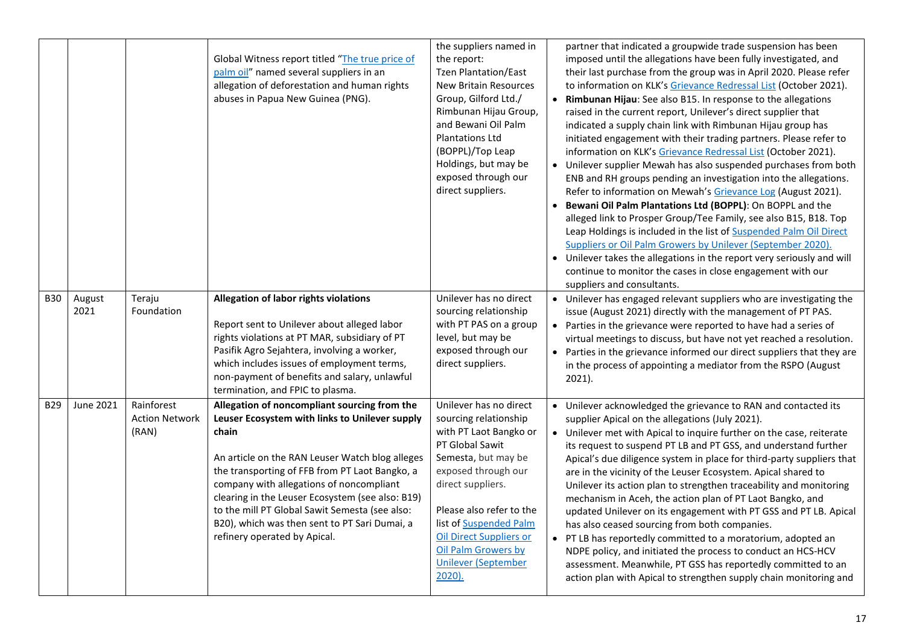| | | | | | |
|---|---|---|---|---|---|
| | | | Global Witness report titled "The true price of palm oil" named several suppliers in an allegation of deforestation and human rights abuses in Papua New Guinea (PNG). | the suppliers named in the report: Tzen Plantation/East New Britain Resources Group, Gilford Ltd./ Rimbunan Hijau Group, and Bewani Oil Palm Plantations Ltd (BOPPL)/Top Leap Holdings, but may be exposed through our direct suppliers. | partner that indicated a groupwide trade suspension has been imposed until the allegations have been fully investigated, and their last purchase from the group was in April 2020. Please refer to information on KLK's Grievance Redressal List (October 2021).<br>• **Rimbunan Hijau**: See also B15. In response to the allegations raised in the current report, Unilever's direct supplier that indicated a supply chain link with Rimbunan Hijau group has initiated engagement with their trading partners. Please refer to information on KLK's Grievance Redressal List (October 2021).<br>• Unilever supplier Mewah has also suspended purchases from both ENB and RH groups pending an investigation into the allegations. Refer to information on Mewah's Grievance Log (August 2021).<br>• **Bewani Oil Palm Plantations Ltd (BOPPL)**: On BOPPL and the alleged link to Prosper Group/Tee Family, see also B15, B18. Top Leap Holdings is included in the list of Suspended Palm Oil Direct Suppliers or Oil Palm Growers by Unilever (September 2020).<br>• Unilever takes the allegations in the report very seriously and will continue to monitor the cases in close engagement with our suppliers and consultants. |
| B30 | August 2021 | Teraju Foundation | **Allegation of labor rights violations**<br><br>Report sent to Unilever about alleged labor rights violations at PT MAR, subsidiary of PT Pasifik Agro Sejahtera, involving a worker, which includes issues of employment terms, non-payment of benefits and salary, unlawful termination, and FPIC to plasma. | Unilever has no direct sourcing relationship with PT PAS on a group level, but may be exposed through our direct suppliers. | • Unilever has engaged relevant suppliers who are investigating the issue (August 2021) directly with the management of PT PAS.<br>• Parties in the grievance were reported to have had a series of virtual meetings to discuss, but have not yet reached a resolution.<br>• Parties in the grievance informed our direct suppliers that they are in the process of appointing a mediator from the RSPO (August 2021). |
| B29 | June 2021 | Rainforest Action Network (RAN) | **Allegation of noncompliant sourcing from the Leuser Ecosystem with links to Unilever supply chain**<br><br>An article on the RAN Leuser Watch blog alleges the transporting of FFB from PT Laot Bangko, a company with allegations of noncompliant clearing in the Leuser Ecosystem (see also: B19) to the mill PT Global Sawit Semesta (see also: B20), which was then sent to PT Sari Dumai, a refinery operated by Apical. | Unilever has no direct sourcing relationship with PT Laot Bangko or PT Global Sawit Semesta, but may be exposed through our direct suppliers.<br><br>Please also refer to the list of Suspended Palm Oil Direct Suppliers or Oil Palm Growers by Unilever (September 2020). | • Unilever acknowledged the grievance to RAN and contacted its supplier Apical on the allegations (July 2021).<br>• Unilever met with Apical to inquire further on the case, reiterate its request to suspend PT LB and PT GSS, and understand further Apical's due diligence system in place for third-party suppliers that are in the vicinity of the Leuser Ecosystem. Apical shared to Unilever its action plan to strengthen traceability and monitoring mechanism in Aceh, the action plan of PT Laot Bangko, and updated Unilever on its engagement with PT GSS and PT LB. Apical has also ceased sourcing from both companies.<br>• PT LB has reportedly committed to a moratorium, adopted an NDPE policy, and initiated the process to conduct an HCS-HCV assessment. Meanwhile, PT GSS has reportedly committed to an action plan with Apical to strengthen supply chain monitoring and |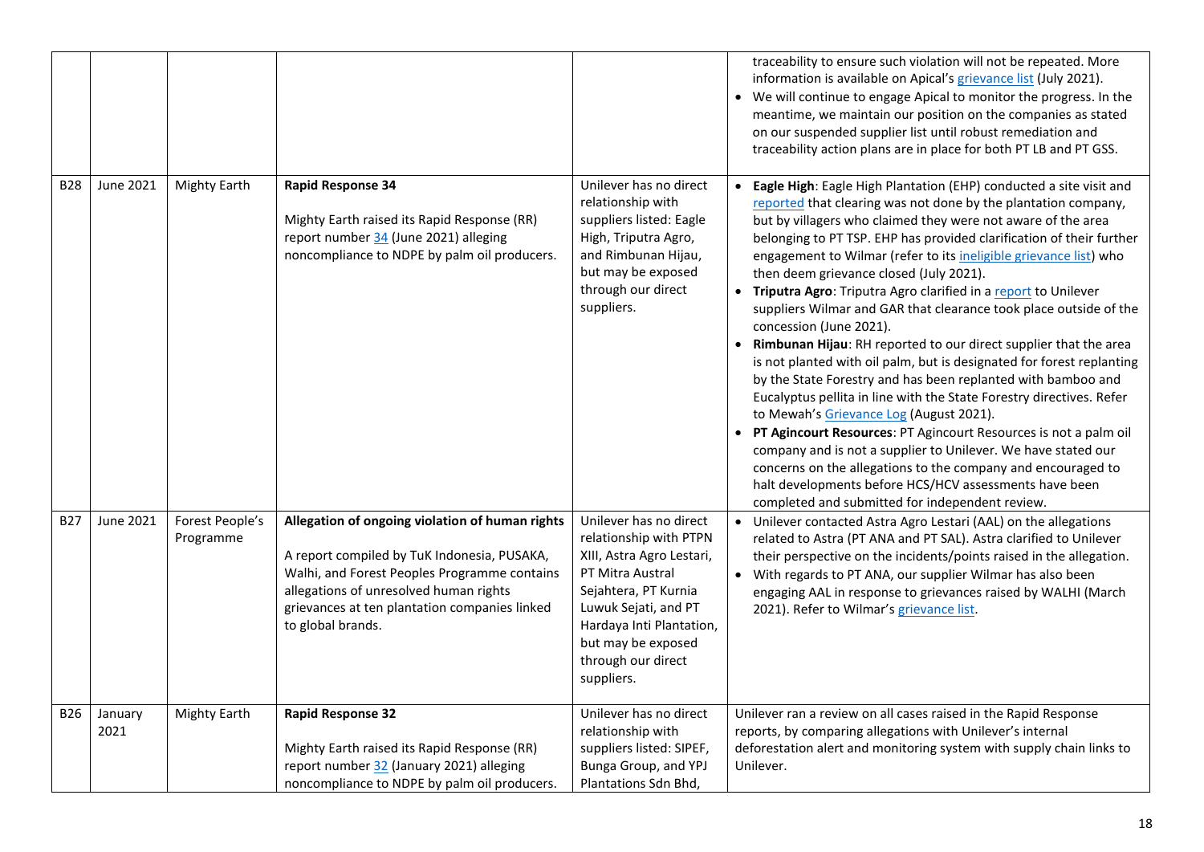| | | | | | |
|---|---|---|---|---|---|
| | | | | | traceability to ensure such violation will not be repeated. More information is available on Apical's grievance list (July 2021).<br>• We will continue to engage Apical to monitor the progress. In the meantime, we maintain our position on the companies as stated on our suspended supplier list until robust remediation and traceability action plans are in place for both PT LB and PT GSS. |
| B28 | June 2021 | Mighty Earth | **Rapid Response 34**<br><br>Mighty Earth raised its Rapid Response (RR) report number 34 (June 2021) alleging noncompliance to NDPE by palm oil producers. | Unilever has no direct relationship with suppliers listed: Eagle High, Triputra Agro, and Rimbunan Hijau, but may be exposed through our direct suppliers. | • **Eagle High**: Eagle High Plantation (EHP) conducted a site visit and reported that clearing was not done by the plantation company, but by villagers who claimed they were not aware of the area belonging to PT TSP. EHP has provided clarification of their further engagement to Wilmar (refer to its ineligible grievance list) who then deem grievance closed (July 2021).<br>• **Triputra Agro**: Triputra Agro clarified in a report to Unilever suppliers Wilmar and GAR that clearance took place outside of the concession (June 2021).<br>• **Rimbunan Hijau**: RH reported to our direct supplier that the area is not planted with oil palm, but is designated for forest replanting by the State Forestry and has been replanted with bamboo and Eucalyptus pellita in line with the State Forestry directives. Refer to Mewah's Grievance Log (August 2021).<br>• **PT Agincourt Resources**: PT Agincourt Resources is not a palm oil company and is not a supplier to Unilever. We have stated our concerns on the allegations to the company and encouraged to halt developments before HCS/HCV assessments have been completed and submitted for independent review. |
| B27 | June 2021 | Forest People's Programme | **Allegation of ongoing violation of human rights**<br><br>A report compiled by TuK Indonesia, PUSAKA, Walhi, and Forest Peoples Programme contains allegations of unresolved human rights grievances at ten plantation companies linked to global brands. | Unilever has no direct relationship with PTPN XIII, Astra Agro Lestari, PT Mitra Austral Sejahtera, PT Kurnia Luwuk Sejati, and PT Hardaya Inti Plantation, but may be exposed through our direct suppliers. | • Unilever contacted Astra Agro Lestari (AAL) on the allegations related to Astra (PT ANA and PT SAL). Astra clarified to Unilever their perspective on the incidents/points raised in the allegation.<br>• With regards to PT ANA, our supplier Wilmar has also been engaging AAL in response to grievances raised by WALHI (March 2021). Refer to Wilmar's grievance list. |
| B26 | January 2021 | Mighty Earth | **Rapid Response 32**<br><br>Mighty Earth raised its Rapid Response (RR) report number 32 (January 2021) alleging noncompliance to NDPE by palm oil producers. | Unilever has no direct relationship with suppliers listed: SIPEF, Bunga Group, and YPJ Plantations Sdn Bhd, | Unilever ran a review on all cases raised in the Rapid Response reports, by comparing allegations with Unilever's internal deforestation alert and monitoring system with supply chain links to Unilever. |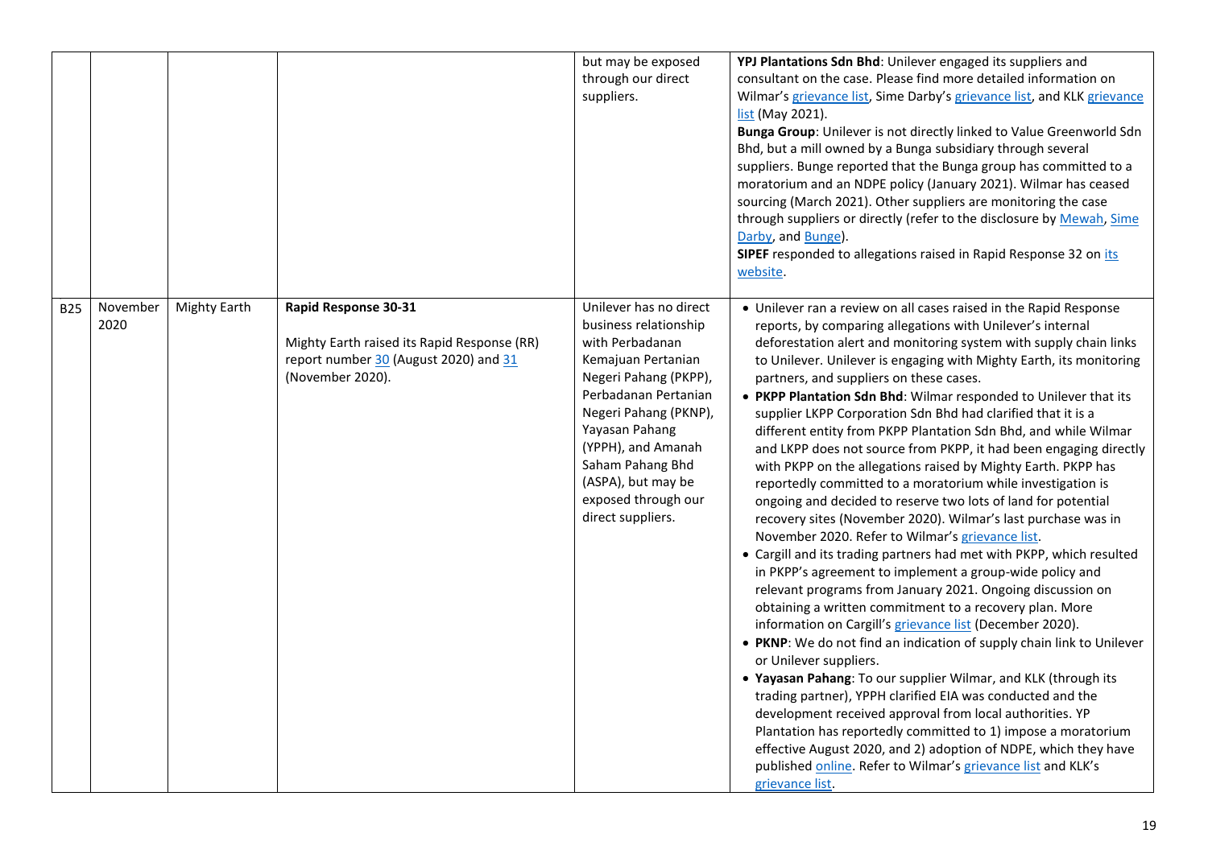| | | | | | |
|---|---|---|---|---|---|
| | | | | but may be exposed through our direct suppliers. | **YPJ Plantations Sdn Bhd**: Unilever engaged its suppliers and consultant on the case. Please find more detailed information on Wilmar's grievance list, Sime Darby's grievance list, and KLK grievance list (May 2021).<br>**Bunga Group**: Unilever is not directly linked to Value Greenworld Sdn Bhd, but a mill owned by a Bunga subsidiary through several suppliers. Bunge reported that the Bunga group has committed to a moratorium and an NDPE policy (January 2021). Wilmar has ceased sourcing (March 2021). Other suppliers are monitoring the case through suppliers or directly (refer to the disclosure by Mewah, Sime Darby, and Bunge).<br>**SIPEF** responded to allegations raised in Rapid Response 32 on its website. |
| B25 | November 2020 | Mighty Earth | **Rapid Response 30-31**<br><br>Mighty Earth raised its Rapid Response (RR) report number 30 (August 2020) and 31 (November 2020). | Unilever has no direct business relationship with Perbadanan Kemajuan Pertanian Negeri Pahang (PKPP), Perbadanan Pertanian Negeri Pahang (PKNP), Yayasan Pahang (YPPH), and Amanah Saham Pahang Bhd (ASPA), but may be exposed through our direct suppliers. | • Unilever ran a review on all cases raised in the Rapid Response reports, by comparing allegations with Unilever's internal deforestation alert and monitoring system with supply chain links to Unilever. Unilever is engaging with Mighty Earth, its monitoring partners, and suppliers on these cases.<br>• **PKPP Plantation Sdn Bhd**: Wilmar responded to Unilever that its supplier LKPP Corporation Sdn Bhd had clarified that it is a different entity from PKPP Plantation Sdn Bhd, and while Wilmar and LKPP does not source from PKPP, it had been engaging directly with PKPP on the allegations raised by Mighty Earth. PKPP has reportedly committed to a moratorium while investigation is ongoing and decided to reserve two lots of land for potential recovery sites (November 2020). Wilmar's last purchase was in November 2020. Refer to Wilmar's grievance list.<br>• Cargill and its trading partners had met with PKPP, which resulted in PKPP's agreement to implement a group-wide policy and relevant programs from January 2021. Ongoing discussion on obtaining a written commitment to a recovery plan. More information on Cargill's grievance list (December 2020).<br>• **PKNP**: We do not find an indication of supply chain link to Unilever or Unilever suppliers.<br>• **Yayasan Pahang**: To our supplier Wilmar, and KLK (through its trading partner), YPPH clarified EIA was conducted and the development received approval from local authorities. YP Plantation has reportedly committed to 1) impose a moratorium effective August 2020, and 2) adoption of NDPE, which they have published online. Refer to Wilmar's grievance list and KLK's grievance list. |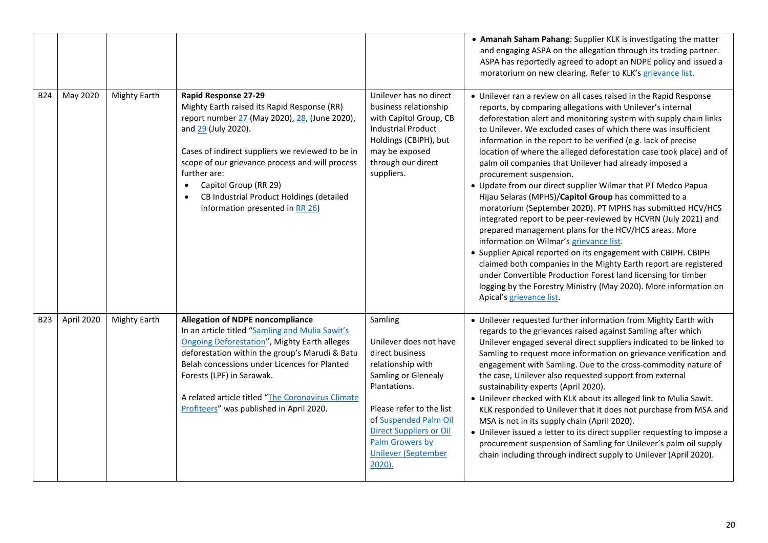| | | | | | |
|---|---|---|---|---|---|
| | | | | | • **Amanah Saham Pahang**: Supplier KLK is investigating the matter and engaging ASPA on the allegation through its trading partner. ASPA has reportedly agreed to adopt an NDPE policy and issued a moratorium on new clearing. Refer to KLK's grievance list. |
| B24 | May 2020 | Mighty Earth | **Rapid Response 27-29**<br>Mighty Earth raised its Rapid Response (RR) report number 27 (May 2020), 28, (June 2020), and 29 (July 2020).<br><br>Cases of indirect suppliers we reviewed to be in scope of our grievance process and will process further are:<br>• Capitol Group (RR 29)<br>• CB Industrial Product Holdings (detailed information presented in RR 26) | Unilever has no direct business relationship with Capitol Group, CB Industrial Product Holdings (CBIPH), but may be exposed through our direct suppliers. | • Unilever ran a review on all cases raised in the Rapid Response reports, by comparing allegations with Unilever's internal deforestation alert and monitoring system with supply chain links to Unilever. We excluded cases of which there was insufficient information in the report to be verified (e.g. lack of precise location of where the alleged deforestation case took place) and of palm oil companies that Unilever had already imposed a procurement suspension.<br>• Update from our direct supplier Wilmar that PT Medco Papua Hijau Selaras (MPHS)/**Capitol Group** has committed to a moratorium (September 2020). PT MPHS has submitted HCV/HCS integrated report to be peer-reviewed by HCVRN (July 2021) and prepared management plans for the HCV/HCS areas. More information on Wilmar's grievance list.<br>• Supplier Apical reported on its engagement with CBIPH. CBIPH claimed both companies in the Mighty Earth report are registered under Convertible Production Forest land licensing for timber logging by the Forestry Ministry (May 2020). More information on Apical's grievance list. |
| B23 | April 2020 | Mighty Earth | **Allegation of NDPE noncompliance**<br>In an article titled "Samling and Mulia Sawit's Ongoing Deforestation", Mighty Earth alleges deforestation within the group's Marudi & Batu Belah concessions under Licences for Planted Forests (LPF) in Sarawak.<br><br>A related article titled "The Coronavirus Climate Profiteers" was published in April 2020. | Samling<br><br>Unilever does not have direct business relationship with Samling or Glenealy Plantations.<br><br>Please refer to the list of Suspended Palm Oil Direct Suppliers or Oil Palm Growers by Unilever (September 2020). | • Unilever requested further information from Mighty Earth with regards to the grievances raised against Samling after which Unilever engaged several direct suppliers indicated to be linked to Samling to request more information on grievance verification and engagement with Samling. Due to the cross-commodity nature of the case, Unilever also requested support from external sustainability experts (April 2020).<br>• Unilever checked with KLK about its alleged link to Mulia Sawit. KLK responded to Unilever that it does not purchase from MSA and MSA is not in its supply chain (April 2020).<br>• Unilever issued a letter to its direct supplier requesting to impose a procurement suspension of Samling for Unilever's palm oil supply chain including through indirect supply to Unilever (April 2020). |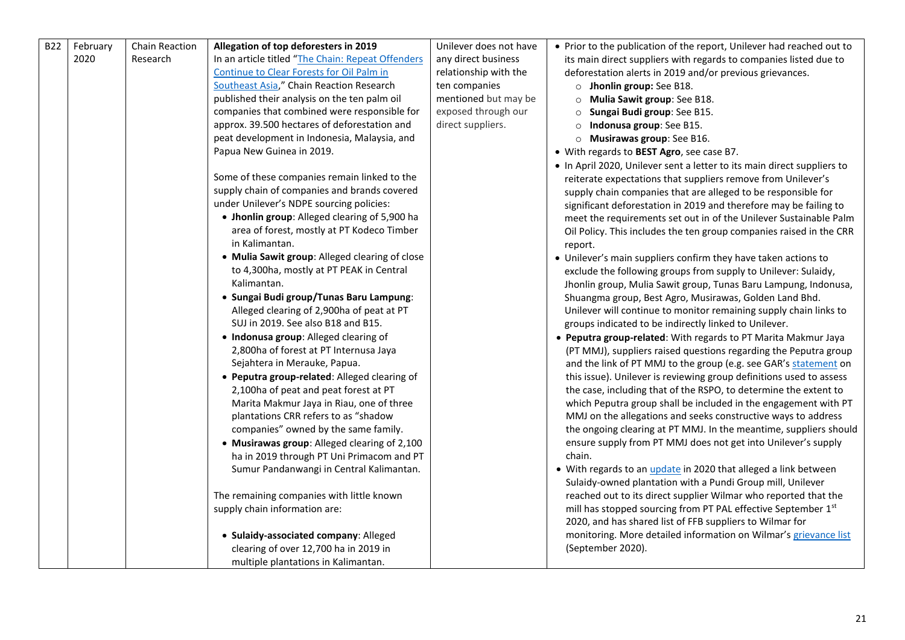| B22 | February 2020 | Chain Reaction Research | **Allegation of top deforesters in 2019**<br>In an article titled "The Chain: Repeat Offenders Continue to Clear Forests for Oil Palm in Southeast Asia," Chain Reaction Research published their analysis on the ten palm oil companies that combined were responsible for approx. 39.500 hectares of deforestation and peat development in Indonesia, Malaysia, and Papua New Guinea in 2019.<br><br>Some of these companies remain linked to the supply chain of companies and brands covered under Unilever's NDPE sourcing policies:<br>• **Jhonlin group**: Alleged clearing of 5,900 ha area of forest, mostly at PT Kodeco Timber in Kalimantan.<br>• **Mulia Sawit group**: Alleged clearing of close to 4,300ha, mostly at PT PEAK in Central Kalimantan.<br>• **Sungai Budi group/Tunas Baru Lampung**: Alleged clearing of 2,900ha of peat at PT SUJ in 2019. See also B18 and B15.<br>• **Indonusa group**: Alleged clearing of 2,800ha of forest at PT Internusa Jaya Sejahtera in Merauke, Papua.<br>• **Peputra group-related**: Alleged clearing of 2,100ha of peat and peat forest at PT Marita Makmur Jaya in Riau, one of three plantations CRR refers to as "shadow companies" owned by the same family.<br>• **Musirawas group**: Alleged clearing of 2,100 ha in 2019 through PT Uni Primacom and PT Sumur Pandanwangi in Central Kalimantan.<br><br>The remaining companies with little known supply chain information are:<br><br>• **Sulaidy-associated company**: Alleged clearing of over 12,700 ha in 2019 in multiple plantations in Kalimantan. | Unilever does not have any direct business relationship with the ten companies mentioned but may be exposed through our direct suppliers. | • Prior to the publication of the report, Unilever had reached out to its main direct suppliers with regards to companies listed due to deforestation alerts in 2019 and/or previous grievances.<br>  ○ **Jhonlin group:** See B18.<br>  ○ **Mulia Sawit group**: See B18.<br>  ○ **Sungai Budi group**: See B15.<br>  ○ **Indonusa group**: See B15.<br>  ○ **Musirawas group**: See B16.<br>• With regards to **BEST Agro**, see case B7.<br>• In April 2020, Unilever sent a letter to its main direct suppliers to reiterate expectations that suppliers remove from Unilever's supply chain companies that are alleged to be responsible for significant deforestation in 2019 and therefore may be failing to meet the requirements set out in of the Unilever Sustainable Palm Oil Policy. This includes the ten group companies raised in the CRR report.<br>• Unilever's main suppliers confirm they have taken actions to exclude the following groups from supply to Unilever: Sulaidy, Jhonlin group, Mulia Sawit group, Tunas Baru Lampung, Indonusa, Shuangma group, Best Agro, Musirawas, Golden Land Bhd. Unilever will continue to monitor remaining supply chain links to groups indicated to be indirectly linked to Unilever.<br>• **Peputra group-related**: With regards to PT Marita Makmur Jaya (PT MMJ), suppliers raised questions regarding the Peputra group and the link of PT MMJ to the group (e.g. see GAR's statement on this issue). Unilever is reviewing group definitions used to assess the case, including that of the RSPO, to determine the extent to which Peputra group shall be included in the engagement with PT MMJ on the allegations and seeks constructive ways to address the ongoing clearing at PT MMJ. In the meantime, suppliers should ensure supply from PT MMJ does not get into Unilever's supply chain.<br>• With regards to an update in 2020 that alleged a link between Sulaidy-owned plantation with a Pundi Group mill, Unilever reached out to its direct supplier Wilmar who reported that the mill has stopped sourcing from PT PAL effective September 1st 2020, and has shared list of FFB suppliers to Wilmar for monitoring. More detailed information on Wilmar's grievance list (September 2020). |
|---|---|---|---|---|---|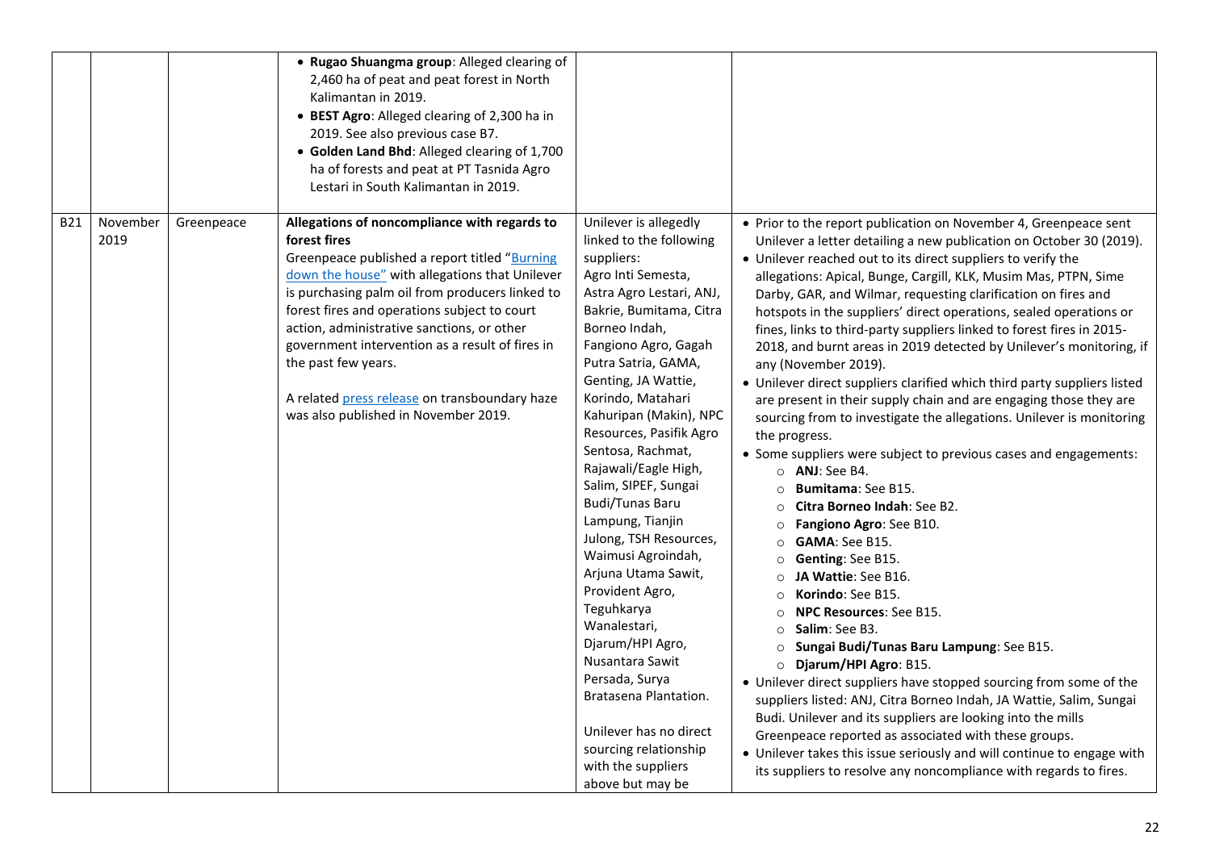| | | | | | |
|---|---|---|---|---|---|
| | | | • **Rugao Shuangma group**: Alleged clearing of 2,460 ha of peat and peat forest in North Kalimantan in 2019.<br>• **BEST Agro**: Alleged clearing of 2,300 ha in 2019. See also previous case B7.<br>• **Golden Land Bhd**: Alleged clearing of 1,700 ha of forests and peat at PT Tasnida Agro Lestari in South Kalimantan in 2019. | | |
| B21 | November 2019 | Greenpeace | **Allegations of noncompliance with regards to forest fires**<br>Greenpeace published a report titled "Burning down the house" with allegations that Unilever is purchasing palm oil from producers linked to forest fires and operations subject to court action, administrative sanctions, or other government intervention as a result of fires in the past few years.<br><br>A related press release on transboundary haze was also published in November 2019. | Unilever is allegedly linked to the following suppliers:<br>Agro Inti Semesta, Astra Agro Lestari, ANJ, Bakrie, Bumitama, Citra Borneo Indah, Fangiono Agro, Gagah Putra Satria, GAMA, Genting, JA Wattie, Korindo, Matahari Kahuripan (Makin), NPC Resources, Pasifik Agro Sentosa, Rachmat, Rajawali/Eagle High, Salim, SIPEF, Sungai Budi/Tunas Baru Lampung, Tianjin Julong, TSH Resources, Waimusi Agroindah, Arjuna Utama Sawit, Provident Agro, Teguhkarya Wanalestari, Djarum/HPI Agro, Nusantara Sawit Persada, Surya Bratasena Plantation.<br><br>Unilever has no direct sourcing relationship with the suppliers above but may be | • Prior to the report publication on November 4, Greenpeace sent Unilever a letter detailing a new publication on October 30 (2019).<br>• Unilever reached out to its direct suppliers to verify the allegations: Apical, Bunge, Cargill, KLK, Musim Mas, PTPN, Sime Darby, GAR, and Wilmar, requesting clarification on fires and hotspots in the suppliers' direct operations, sealed operations or fines, links to third-party suppliers linked to forest fires in 2015-2018, and burnt areas in 2019 detected by Unilever's monitoring, if any (November 2019).<br>• Unilever direct suppliers clarified which third party suppliers listed are present in their supply chain and are engaging those they are sourcing from to investigate the allegations. Unilever is monitoring the progress.<br>• Some suppliers were subject to previous cases and engagements:<br>  ○ **ANJ**: See B4.<br>  ○ **Bumitama**: See B15.<br>  ○ **Citra Borneo Indah**: See B2.<br>  ○ **Fangiono Agro**: See B10.<br>  ○ **GAMA**: See B15.<br>  ○ **Genting**: See B15.<br>  ○ **JA Wattie**: See B16.<br>  ○ **Korindo**: See B15.<br>  ○ **NPC Resources**: See B15.<br>  ○ **Salim**: See B3.<br>  ○ **Sungai Budi/Tunas Baru Lampung**: See B15.<br>  ○ **Djarum/HPI Agro**: B15.<br>• Unilever direct suppliers have stopped sourcing from some of the suppliers listed: ANJ, Citra Borneo Indah, JA Wattie, Salim, Sungai Budi. Unilever and its suppliers are looking into the mills Greenpeace reported as associated with these groups.<br>• Unilever takes this issue seriously and will continue to engage with its suppliers to resolve any noncompliance with regards to fires. |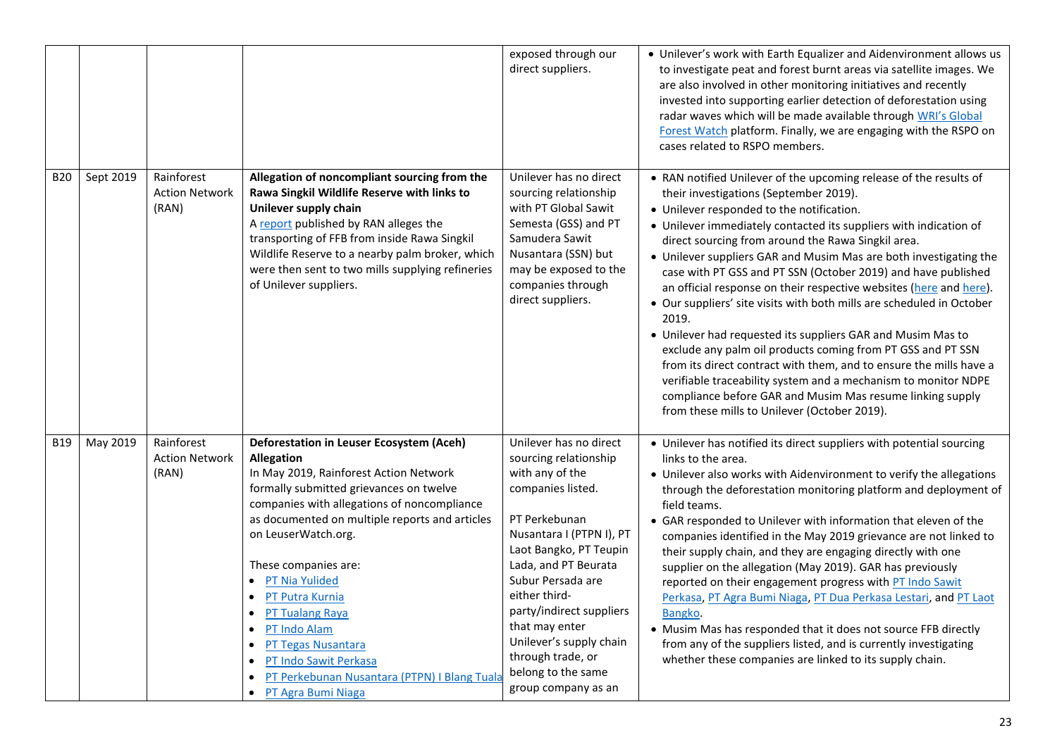|  |  |  |  | exposed through our direct suppliers. | • Unilever's work with Earth Equalizer and Aidenvironment allows us to investigate peat and forest burnt areas via satellite images. We are also involved in other monitoring initiatives and recently invested into supporting earlier detection of deforestation using radar waves which will be made available through WRI's Global Forest Watch platform. Finally, we are engaging with the RSPO on cases related to RSPO members. |
|---|---|---|---|---|---|
| B20 | Sept 2019 | Rainforest Action Network (RAN) | **Allegation of noncompliant sourcing from the Rawa Singkil Wildlife Reserve with links to Unilever supply chain**<br>A report published by RAN alleges the transporting of FFB from inside Rawa Singkil Wildlife Reserve to a nearby palm broker, which were then sent to two mills supplying refineries of Unilever suppliers. | Unilever has no direct sourcing relationship with PT Global Sawit Semesta (GSS) and PT Samudera Sawit Nusantara (SSN) but may be exposed to the companies through direct suppliers. | • RAN notified Unilever of the upcoming release of the results of their investigations (September 2019).<br>• Unilever responded to the notification.<br>• Unilever immediately contacted its suppliers with indication of direct sourcing from around the Rawa Singkil area.<br>• Unilever suppliers GAR and Musim Mas are both investigating the case with PT GSS and PT SSN (October 2019) and have published an official response on their respective websites (here and here).<br>• Our suppliers' site visits with both mills are scheduled in October 2019.<br>• Unilever had requested its suppliers GAR and Musim Mas to exclude any palm oil products coming from PT GSS and PT SSN from its direct contract with them, and to ensure the mills have a verifiable traceability system and a mechanism to monitor NDPE compliance before GAR and Musim Mas resume linking supply from these mills to Unilever (October 2019). |
| B19 | May 2019 | Rainforest Action Network (RAN) | **Deforestation in Leuser Ecosystem (Aceh) Allegation**<br>In May 2019, Rainforest Action Network formally submitted grievances on twelve companies with allegations of noncompliance as documented on multiple reports and articles on LeuserWatch.org.<br><br>These companies are:<br>• PT Nia Yulided<br>• PT Putra Kurnia<br>• PT Tualang Raya<br>• PT Indo Alam<br>• PT Tegas Nusantara<br>• PT Indo Sawit Perkasa<br>• PT Perkebunan Nusantara (PTPN) I Blang Tuala<br>• PT Agra Bumi Niaga | Unilever has no direct sourcing relationship with any of the companies listed.<br><br>PT Perkebunan Nusantara I (PTPN I), PT Laot Bangko, PT Teupin Lada, and PT Beurata Subur Persada are either third-party/indirect suppliers that may enter Unilever's supply chain through trade, or belong to the same group company as an | • Unilever has notified its direct suppliers with potential sourcing links to the area.<br>• Unilever also works with Aidenvironment to verify the allegations through the deforestation monitoring platform and deployment of field teams.<br>• GAR responded to Unilever with information that eleven of the companies identified in the May 2019 grievance are not linked to their supply chain, and they are engaging directly with one supplier on the allegation (May 2019). GAR has previously reported on their engagement progress with PT Indo Sawit Perkasa, PT Agra Bumi Niaga, PT Dua Perkasa Lestari, and PT Laot Bangko.<br>• Musim Mas has responded that it does not source FFB directly from any of the suppliers listed, and is currently investigating whether these companies are linked to its supply chain. |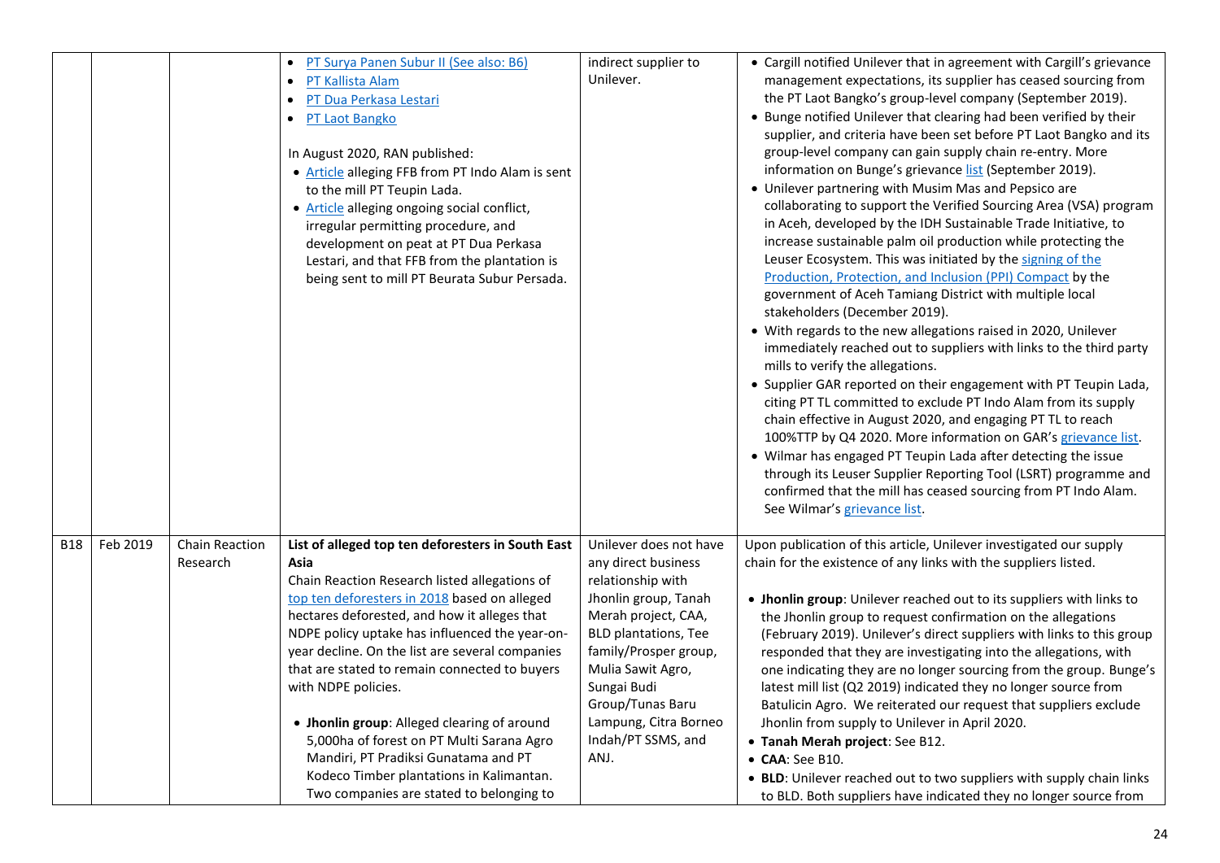| | | | | | |
|---|---|---|---|---|---|
| | | | • PT Surya Panen Subur II (See also: B6)<br>• PT Kallista Alam<br>• PT Dua Perkasa Lestari<br>• PT Laot Bangko<br><br>In August 2020, RAN published:<br>• Article alleging FFB from PT Indo Alam is sent to the mill PT Teupin Lada.<br>• Article alleging ongoing social conflict, irregular permitting procedure, and development on peat at PT Dua Perkasa Lestari, and that FFB from the plantation is being sent to mill PT Beurata Subur Persada. | indirect supplier to Unilever. | • Cargill notified Unilever that in agreement with Cargill's grievance management expectations, its supplier has ceased sourcing from the PT Laot Bangko's group-level company (September 2019).<br>• Bunge notified Unilever that clearing had been verified by their supplier, and criteria have been set before PT Laot Bangko and its group-level company can gain supply chain re-entry. More information on Bunge's grievance list (September 2019).<br>• Unilever partnering with Musim Mas and Pepsico are collaborating to support the Verified Sourcing Area (VSA) program in Aceh, developed by the IDH Sustainable Trade Initiative, to increase sustainable palm oil production while protecting the Leuser Ecosystem. This was initiated by the signing of the Production, Protection, and Inclusion (PPI) Compact by the government of Aceh Tamiang District with multiple local stakeholders (December 2019).<br>• With regards to the new allegations raised in 2020, Unilever immediately reached out to suppliers with links to the third party mills to verify the allegations.<br>• Supplier GAR reported on their engagement with PT Teupin Lada, citing PT TL committed to exclude PT Indo Alam from its supply chain effective in August 2020, and engaging PT TL to reach 100%TTP by Q4 2020. More information on GAR's grievance list.<br>• Wilmar has engaged PT Teupin Lada after detecting the issue through its Leuser Supplier Reporting Tool (LSRT) programme and confirmed that the mill has ceased sourcing from PT Indo Alam. See Wilmar's grievance list. |
| B18 | Feb 2019 | Chain Reaction Research | **List of alleged top ten deforesters in South East Asia**<br>Chain Reaction Research listed allegations of top ten deforesters in 2018 based on alleged hectares deforested, and how it alleges that NDPE policy uptake has influenced the year-on-year decline. On the list are several companies that are stated to remain connected to buyers with NDPE policies.<br><br>• **Jhonlin group**: Alleged clearing of around 5,000ha of forest on PT Multi Sarana Agro Mandiri, PT Pradiksi Gunatama and PT Kodeco Timber plantations in Kalimantan. Two companies are stated to belonging to | Unilever does not have any direct business relationship with Jhonlin group, Tanah Merah project, CAA, BLD plantations, Tee family/Prosper group, Mulia Sawit Agro, Sungai Budi Group/Tunas Baru Lampung, Citra Borneo Indah/PT SSMS, and ANJ. | Upon publication of this article, Unilever investigated our supply chain for the existence of any links with the suppliers listed.<br><br>• **Jhonlin group**: Unilever reached out to its suppliers with links to the Jhonlin group to request confirmation on the allegations (February 2019). Unilever's direct suppliers with links to this group responded that they are investigating into the allegations, with one indicating they are no longer sourcing from the group. Bunge's latest mill list (Q2 2019) indicated they no longer source from Batulicin Agro. We reiterated our request that suppliers exclude Jhonlin from supply to Unilever in April 2020.<br>• **Tanah Merah project**: See B12.<br>• **CAA**: See B10.<br>• **BLD**: Unilever reached out to two suppliers with supply chain links to BLD. Both suppliers have indicated they no longer source from |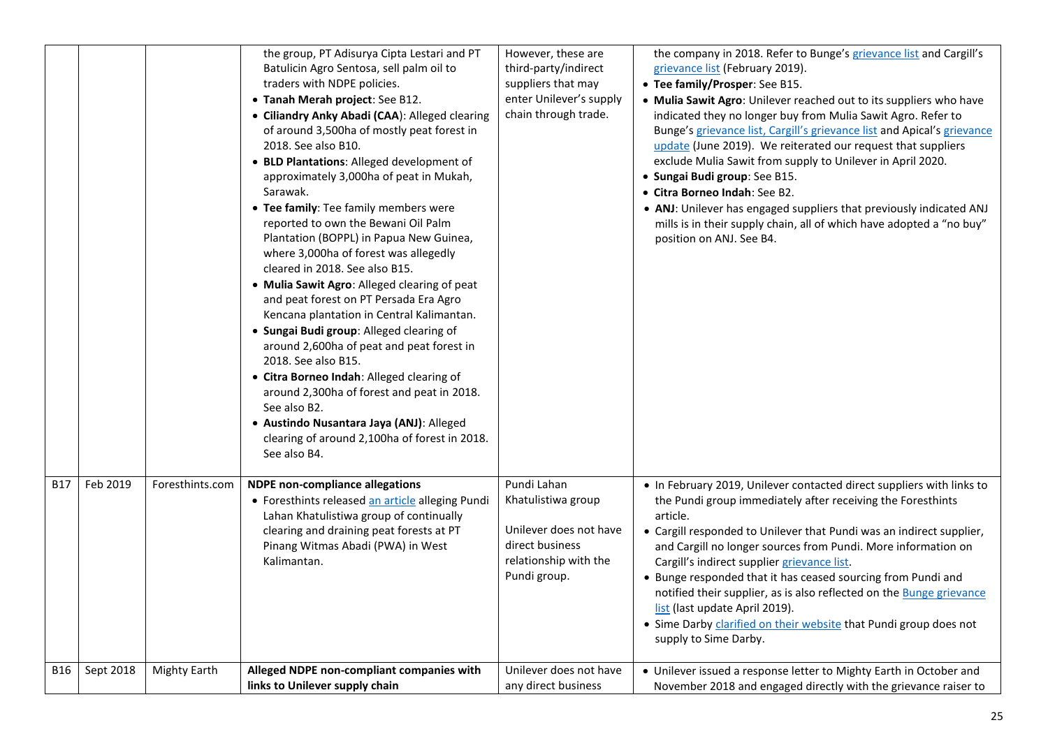| | | | | | |
|---|---|---|---|---|---|
| | | | the group, PT Adisurya Cipta Lestari and PT Batulicin Agro Sentosa, sell palm oil to traders with NDPE policies.<br>• **Tanah Merah project**: See B12.<br>• **Ciliandry Anky Abadi (CAA)**: Alleged clearing of around 3,500ha of mostly peat forest in 2018. See also B10.<br>• **BLD Plantations**: Alleged development of approximately 3,000ha of peat in Mukah, Sarawak.<br>• **Tee family**: Tee family members were reported to own the Bewani Oil Palm Plantation (BOPPL) in Papua New Guinea, where 3,000ha of forest was allegedly cleared in 2018. See also B15.<br>• **Mulia Sawit Agro**: Alleged clearing of peat and peat forest on PT Persada Era Agro Kencana plantation in Central Kalimantan.<br>• **Sungai Budi group**: Alleged clearing of around 2,600ha of peat and peat forest in 2018. See also B15.<br>• **Citra Borneo Indah**: Alleged clearing of around 2,300ha of forest and peat in 2018. See also B2.<br>• **Austindo Nusantara Jaya (ANJ)**: Alleged clearing of around 2,100ha of forest in 2018. See also B4. | However, these are third-party/indirect suppliers that may enter Unilever's supply chain through trade. | the company in 2018. Refer to Bunge's grievance list and Cargill's grievance list (February 2019).<br>• **Tee family/Prosper**: See B15.<br>• **Mulia Sawit Agro**: Unilever reached out to its suppliers who have indicated they no longer buy from Mulia Sawit Agro. Refer to Bunge's grievance list, Cargill's grievance list and Apical's grievance update (June 2019). We reiterated our request that suppliers exclude Mulia Sawit from supply to Unilever in April 2020.<br>• **Sungai Budi group**: See B15.<br>• **Citra Borneo Indah**: See B2.<br>• **ANJ**: Unilever has engaged suppliers that previously indicated ANJ mills is in their supply chain, all of which have adopted a "no buy" position on ANJ. See B4. |
| B17 | Feb 2019 | Foresthints.com | **NDPE non-compliance allegations**<br>• Foresthints released an article alleging Pundi Lahan Khatulistiwa group of continually clearing and draining peat forests at PT Pinang Witmas Abadi (PWA) in West Kalimantan. | Pundi Lahan Khatulistiwa group<br><br>Unilever does not have direct business relationship with the Pundi group. | • In February 2019, Unilever contacted direct suppliers with links to the Pundi group immediately after receiving the Foresthints article.<br>• Cargill responded to Unilever that Pundi was an indirect supplier, and Cargill no longer sources from Pundi. More information on Cargill's indirect supplier grievance list.<br>• Bunge responded that it has ceased sourcing from Pundi and notified their supplier, as is also reflected on the Bunge grievance list (last update April 2019).<br>• Sime Darby clarified on their website that Pundi group does not supply to Sime Darby. |
| B16 | Sept 2018 | Mighty Earth | **Alleged NDPE non-compliant companies with links to Unilever supply chain** | Unilever does not have any direct business | • Unilever issued a response letter to Mighty Earth in October and November 2018 and engaged directly with the grievance raiser to |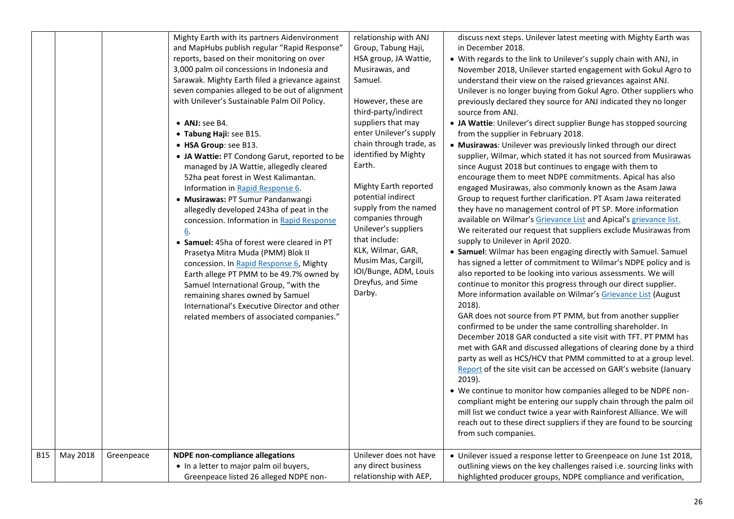| | | | | | |
|---|---|---|---|---|---|
| | | | Mighty Earth with its partners Aidenvironment and MapHubs publish regular "Rapid Response" reports, based on their monitoring on over 3,000 palm oil concessions in Indonesia and Sarawak. Mighty Earth filed a grievance against seven companies alleged to be out of alignment with Unilever's Sustainable Palm Oil Policy.<br><br>• **ANJ:** see B4.<br>• **Tabung Haji:** see B15.<br>• **HSA Group**: see B13.<br>• **JA Wattie:** PT Condong Garut, reported to be managed by JA Wattie, allegedly cleared 52ha peat forest in West Kalimantan. Information in Rapid Response 6.<br>• **Musirawas:** PT Sumur Pandanwangi allegedly developed 243ha of peat in the concession. Information in Rapid Response 6.<br>• **Samuel:** 45ha of forest were cleared in PT Prasetya Mitra Muda (PMM) Blok II concession. In Rapid Response 6, Mighty Earth allege PT PMM to be 49.7% owned by Samuel International Group, "with the remaining shares owned by Samuel International's Executive Director and other related members of associated companies." | relationship with ANJ Group, Tabung Haji, HSA group, JA Wattie, Musirawas, and Samuel.<br><br>However, these are third-party/indirect suppliers that may enter Unilever's supply chain through trade, as identified by Mighty Earth.<br><br>Mighty Earth reported potential indirect supply from the named companies through Unilever's suppliers that include: KLK, Wilmar, GAR, Musim Mas, Cargill, IOI/Bunge, ADM, Louis Dreyfus, and Sime Darby. | discuss next steps. Unilever latest meeting with Mighty Earth was in December 2018.<br>• With regards to the link to Unilever's supply chain with ANJ, in November 2018, Unilever started engagement with Gokul Agro to understand their view on the raised grievances against ANJ. Unilever is no longer buying from Gokul Agro. Other suppliers who previously declared they source for ANJ indicated they no longer source from ANJ.<br>• **JA Wattie**: Unilever's direct supplier Bunge has stopped sourcing from the supplier in February 2018.<br>• **Musirawas**: Unilever was previously linked through our direct supplier, Wilmar, which stated it has not sourced from Musirawas since August 2018 but continues to engage with them to encourage them to meet NDPE commitments. Apical has also engaged Musirawas, also commonly known as the Asam Jawa Group to request further clarification. PT Asam Jawa reiterated they have no management control of PT SP. More information available on Wilmar's Grievance List and Apical's grievance list. We reiterated our request that suppliers exclude Musirawas from supply to Unilever in April 2020.<br>• **Samuel**: Wilmar has been engaging directly with Samuel. Samuel has signed a letter of commitment to Wilmar's NDPE policy and is also reported to be looking into various assessments. We will continue to monitor this progress through our direct supplier. More information available on Wilmar's Grievance List (August 2018).<br>GAR does not source from PT PMM, but from another supplier confirmed to be under the same controlling shareholder. In December 2018 GAR conducted a site visit with TFT. PT PMM has met with GAR and discussed allegations of clearing done by a third party as well as HCS/HCV that PMM committed to at a group level. Report of the site visit can be accessed on GAR's website (January 2019).<br>• We continue to monitor how companies alleged to be NDPE non-compliant might be entering our supply chain through the palm oil mill list we conduct twice a year with Rainforest Alliance. We will reach out to these direct suppliers if they are found to be sourcing from such companies. |
| B15 | May 2018 | Greenpeace | **NDPE non-compliance allegations**<br>• In a letter to major palm oil buyers, Greenpeace listed 26 alleged NDPE non- | Unilever does not have any direct business relationship with AEP, | • Unilever issued a response letter to Greenpeace on June 1st 2018, outlining views on the key challenges raised i.e. sourcing links with highlighted producer groups, NDPE compliance and verification, |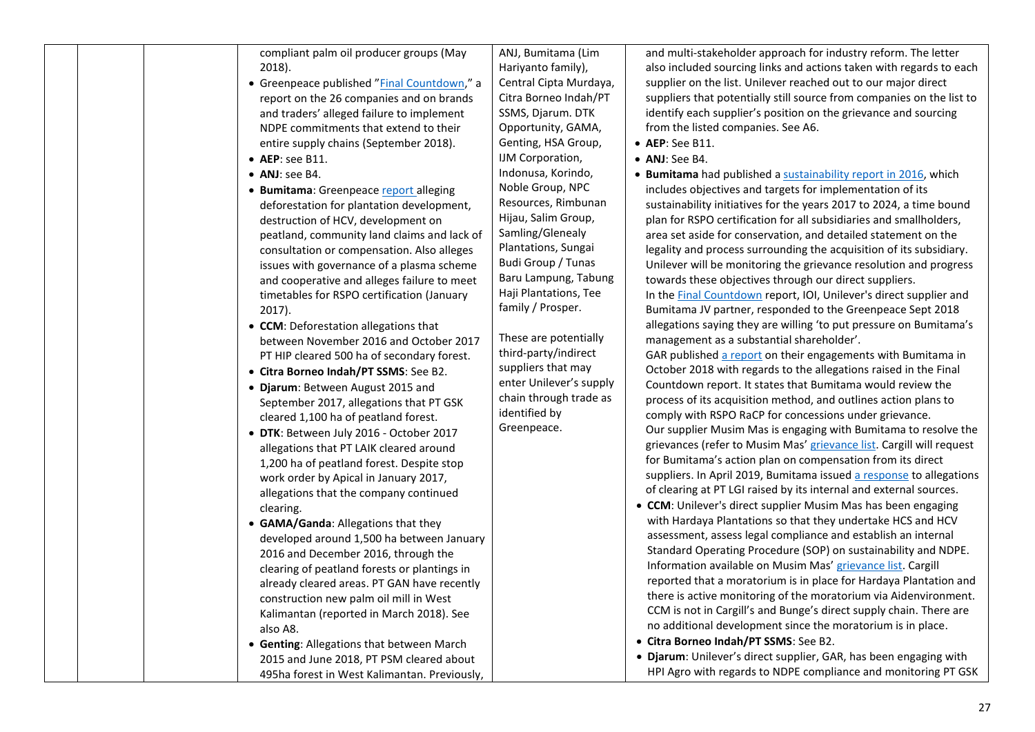|  |  |  | compliant palm oil producer groups (May 2018).<br>• Greenpeace published "Final Countdown," a report on the 26 companies and on brands and traders' alleged failure to implement NDPE commitments that extend to their entire supply chains (September 2018).<br>• **AEP**: see B11.<br>• **ANJ**: see B4.<br>• **Bumitama**: Greenpeace report alleging deforestation for plantation development, destruction of HCV, development on peatland, community land claims and lack of consultation or compensation. Also alleges issues with governance of a plasma scheme and cooperative and alleges failure to meet timetables for RSPO certification (January 2017).<br>• **CCM**: Deforestation allegations that between November 2016 and October 2017 PT HIP cleared 500 ha of secondary forest.<br>• **Citra Borneo Indah/PT SSMS**: See B2.<br>• **Djarum**: Between August 2015 and September 2017, allegations that PT GSK cleared 1,100 ha of peatland forest.<br>• **DTK**: Between July 2016 - October 2017 allegations that PT LAIK cleared around 1,200 ha of peatland forest. Despite stop work order by Apical in January 2017, allegations that the company continued clearing.<br>• **GAMA/Ganda**: Allegations that they developed around 1,500 ha between January 2016 and December 2016, through the clearing of peatland forests or plantings in already cleared areas. PT GAN have recently construction new palm oil mill in West Kalimantan (reported in March 2018). See also A8.<br>• **Genting**: Allegations that between March 2015 and June 2018, PT PSM cleared about 495ha forest in West Kalimantan. Previously, | ANJ, Bumitama (Lim Hariyanto family), Central Cipta Murdaya, Citra Borneo Indah/PT SSMS, Djarum. DTK Opportunity, GAMA, Genting, HSA Group, IJM Corporation, Indonusa, Korindo, Noble Group, NPC Resources, Rimbunan Hijau, Salim Group, Samling/Glenealy Plantations, Sungai Budi Group / Tunas Baru Lampung, Tabung Haji Plantations, Tee family / Prosper.<br><br>These are potentially third-party/indirect suppliers that may enter Unilever's supply chain through trade as identified by Greenpeace. | and multi-stakeholder approach for industry reform. The letter also included sourcing links and actions taken with regards to each supplier on the list. Unilever reached out to our major direct suppliers that potentially still source from companies on the list to identify each supplier's position on the grievance and sourcing from the listed companies. See A6.<br>• **AEP**: See B11.<br>• **ANJ**: See B4.<br>• **Bumitama** had published a sustainability report in 2016, which includes objectives and targets for implementation of its sustainability initiatives for the years 2017 to 2024, a time bound plan for RSPO certification for all subsidiaries and smallholders, area set aside for conservation, and detailed statement on the legality and process surrounding the acquisition of its subsidiary. Unilever will be monitoring the grievance resolution and progress towards these objectives through our direct suppliers.<br>In the Final Countdown report, IOI, Unilever's direct supplier and Bumitama JV partner, responded to the Greenpeace Sept 2018 allegations saying they are willing 'to put pressure on Bumitama's management as a substantial shareholder'.<br>GAR published a report on their engagements with Bumitama in October 2018 with regards to the allegations raised in the Final Countdown report. It states that Bumitama would review the process of its acquisition method, and outlines action plans to comply with RSPO RaCP for concessions under grievance.<br>Our supplier Musim Mas is engaging with Bumitama to resolve the grievances (refer to Musim Mas' grievance list. Cargill will request for Bumitama's action plan on compensation from its direct suppliers. In April 2019, Bumitama issued a response to allegations of clearing at PT LGI raised by its internal and external sources.<br>• **CCM**: Unilever's direct supplier Musim Mas has been engaging with Hardaya Plantations so that they undertake HCS and HCV assessment, assess legal compliance and establish an internal Standard Operating Procedure (SOP) on sustainability and NDPE. Information available on Musim Mas' grievance list. Cargill reported that a moratorium is in place for Hardaya Plantation and there is active monitoring of the moratorium via Aidenvironment. CCM is not in Cargill's and Bunge's direct supply chain. There are no additional development since the moratorium is in place.<br>• **Citra Borneo Indah/PT SSMS**: See B2.<br>• **Djarum**: Unilever's direct supplier, GAR, has been engaging with HPI Agro with regards to NDPE compliance and monitoring PT GSK |
|---|---|---|---|---|---|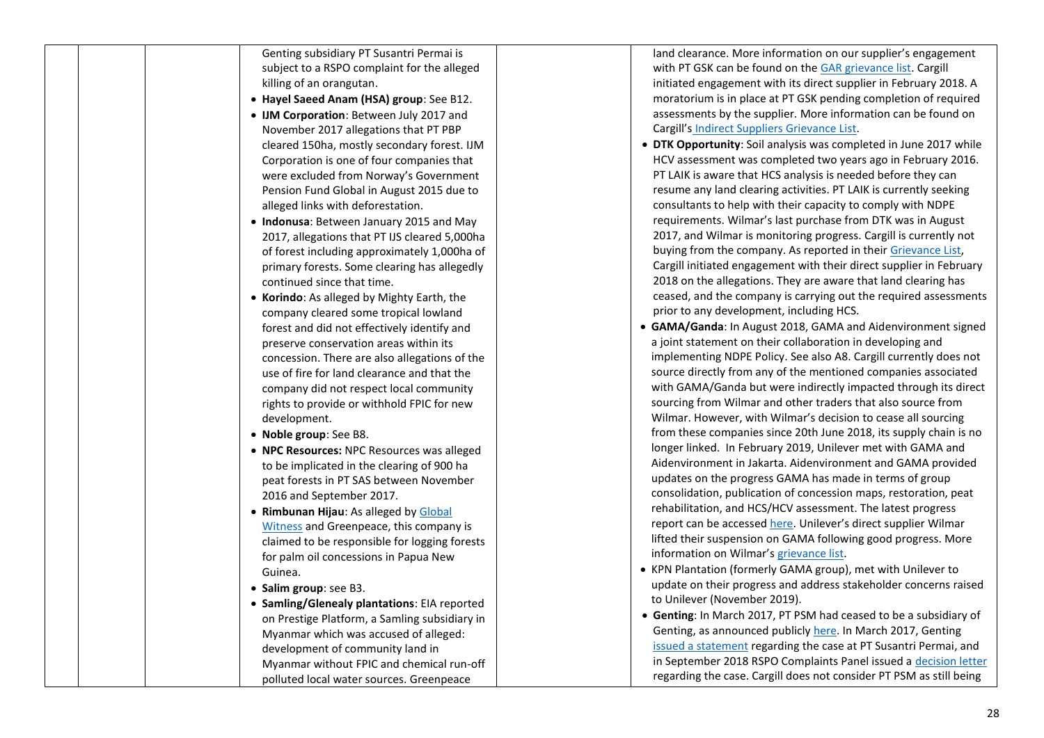| | | | | | |
|---|---|---|---|---|---|
| | | | Genting subsidiary PT Susantri Permai is subject to a RSPO complaint for the alleged killing of an orangutan.<br>• **Hayel Saeed Anam (HSA) group**: See B12.<br>• **IJM Corporation**: Between July 2017 and November 2017 allegations that PT PBP cleared 150ha, mostly secondary forest. IJM Corporation is one of four companies that were excluded from Norway's Government Pension Fund Global in August 2015 due to alleged links with deforestation.<br>• **Indonusa**: Between January 2015 and May 2017, allegations that PT IJS cleared 5,000ha of forest including approximately 1,000ha of primary forests. Some clearing has allegedly continued since that time.<br>• **Korindo**: As alleged by Mighty Earth, the company cleared some tropical lowland forest and did not effectively identify and preserve conservation areas within its concession. There are also allegations of the use of fire for land clearance and that the company did not respect local community rights to provide or withhold FPIC for new development.<br>• **Noble group**: See B8.<br>• **NPC Resources:** NPC Resources was alleged to be implicated in the clearing of 900 ha peat forests in PT SAS between November 2016 and September 2017.<br>• **Rimbunan Hijau**: As alleged by Global Witness and Greenpeace, this company is claimed to be responsible for logging forests for palm oil concessions in Papua New Guinea.<br>• **Salim group**: see B3.<br>• **Samling/Glenealy plantations**: EIA reported on Prestige Platform, a Samling subsidiary in Myanmar which was accused of alleged: development of community land in Myanmar without FPIC and chemical run-off polluted local water sources. Greenpeace | | land clearance. More information on our supplier's engagement with PT GSK can be found on the GAR grievance list. Cargill initiated engagement with its direct supplier in February 2018. A moratorium is in place at PT GSK pending completion of required assessments by the supplier. More information can be found on Cargill's Indirect Suppliers Grievance List.<br>• **DTK Opportunity**: Soil analysis was completed in June 2017 while HCV assessment was completed two years ago in February 2016. PT LAIK is aware that HCS analysis is needed before they can resume any land clearing activities. PT LAIK is currently seeking consultants to help with their capacity to comply with NDPE requirements. Wilmar's last purchase from DTK was in August 2017, and Wilmar is monitoring progress. Cargill is currently not buying from the company. As reported in their Grievance List, Cargill initiated engagement with their direct supplier in February 2018 on the allegations. They are aware that land clearing has ceased, and the company is carrying out the required assessments prior to any development, including HCS.<br>• **GAMA/Ganda**: In August 2018, GAMA and Aidenvironment signed a joint statement on their collaboration in developing and implementing NDPE Policy. See also A8. Cargill currently does not source directly from any of the mentioned companies associated with GAMA/Ganda but were indirectly impacted through its direct sourcing from Wilmar and other traders that also source from Wilmar. However, with Wilmar's decision to cease all sourcing from these companies since 20th June 2018, its supply chain is no longer linked. In February 2019, Unilever met with GAMA and Aidenvironment in Jakarta. Aidenvironment and GAMA provided updates on the progress GAMA has made in terms of group consolidation, publication of concession maps, restoration, peat rehabilitation, and HCS/HCV assessment. The latest progress report can be accessed here. Unilever's direct supplier Wilmar lifted their suspension on GAMA following good progress. More information on Wilmar's grievance list.<br>• KPN Plantation (formerly GAMA group), met with Unilever to update on their progress and address stakeholder concerns raised to Unilever (November 2019).<br>• **Genting**: In March 2017, PT PSM had ceased to be a subsidiary of Genting, as announced publicly here. In March 2017, Genting issued a statement regarding the case at PT Susantri Permai, and in September 2018 RSPO Complaints Panel issued a decision letter regarding the case. Cargill does not consider PT PSM as still being |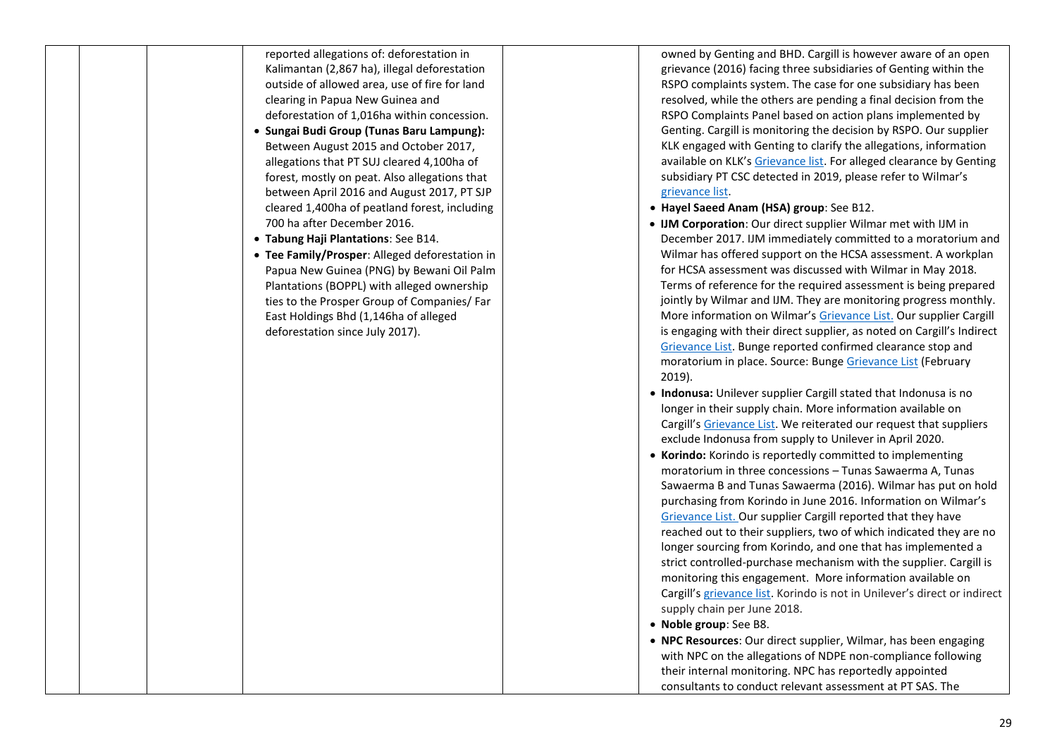| | | | | | |
|---|---|---|---|---|---|
| | | | reported allegations of: deforestation in Kalimantan (2,867 ha), illegal deforestation outside of allowed area, use of fire for land clearing in Papua New Guinea and deforestation of 1,016ha within concession.<br>• **Sungai Budi Group (Tunas Baru Lampung):** Between August 2015 and October 2017, allegations that PT SUJ cleared 4,100ha of forest, mostly on peat. Also allegations that between April 2016 and August 2017, PT SJP cleared 1,400ha of peatland forest, including 700 ha after December 2016.<br>• **Tabung Haji Plantations**: See B14.<br>• **Tee Family/Prosper**: Alleged deforestation in Papua New Guinea (PNG) by Bewani Oil Palm Plantations (BOPPL) with alleged ownership ties to the Prosper Group of Companies/ Far East Holdings Bhd (1,146ha of alleged deforestation since July 2017). | | owned by Genting and BHD. Cargill is however aware of an open grievance (2016) facing three subsidiaries of Genting within the RSPO complaints system. The case for one subsidiary has been resolved, while the others are pending a final decision from the RSPO Complaints Panel based on action plans implemented by Genting. Cargill is monitoring the decision by RSPO. Our supplier KLK engaged with Genting to clarify the allegations, information available on KLK's Grievance list. For alleged clearance by Genting subsidiary PT CSC detected in 2019, please refer to Wilmar's grievance list.<br>• **Hayel Saeed Anam (HSA) group**: See B12.<br>• **IJM Corporation**: Our direct supplier Wilmar met with IJM in December 2017. IJM immediately committed to a moratorium and Wilmar has offered support on the HCSA assessment. A workplan for HCSA assessment was discussed with Wilmar in May 2018. Terms of reference for the required assessment is being prepared jointly by Wilmar and IJM. They are monitoring progress monthly. More information on Wilmar's Grievance List. Our supplier Cargill is engaging with their direct supplier, as noted on Cargill's Indirect Grievance List. Bunge reported confirmed clearance stop and moratorium in place. Source: Bunge Grievance List (February 2019).<br>• **Indonusa:** Unilever supplier Cargill stated that Indonusa is no longer in their supply chain. More information available on Cargill's Grievance List. We reiterated our request that suppliers exclude Indonusa from supply to Unilever in April 2020.<br>• **Korindo:** Korindo is reportedly committed to implementing moratorium in three concessions – Tunas Sawaerma A, Tunas Sawaerma B and Tunas Sawaerma (2016). Wilmar has put on hold purchasing from Korindo in June 2016. Information on Wilmar's Grievance List. Our supplier Cargill reported that they have reached out to their suppliers, two of which indicated they are no longer sourcing from Korindo, and one that has implemented a strict controlled-purchase mechanism with the supplier. Cargill is monitoring this engagement. More information available on Cargill's grievance list. Korindo is not in Unilever's direct or indirect supply chain per June 2018.<br>• **Noble group**: See B8.<br>• **NPC Resources**: Our direct supplier, Wilmar, has been engaging with NPC on the allegations of NDPE non-compliance following their internal monitoring. NPC has reportedly appointed consultants to conduct relevant assessment at PT SAS. The |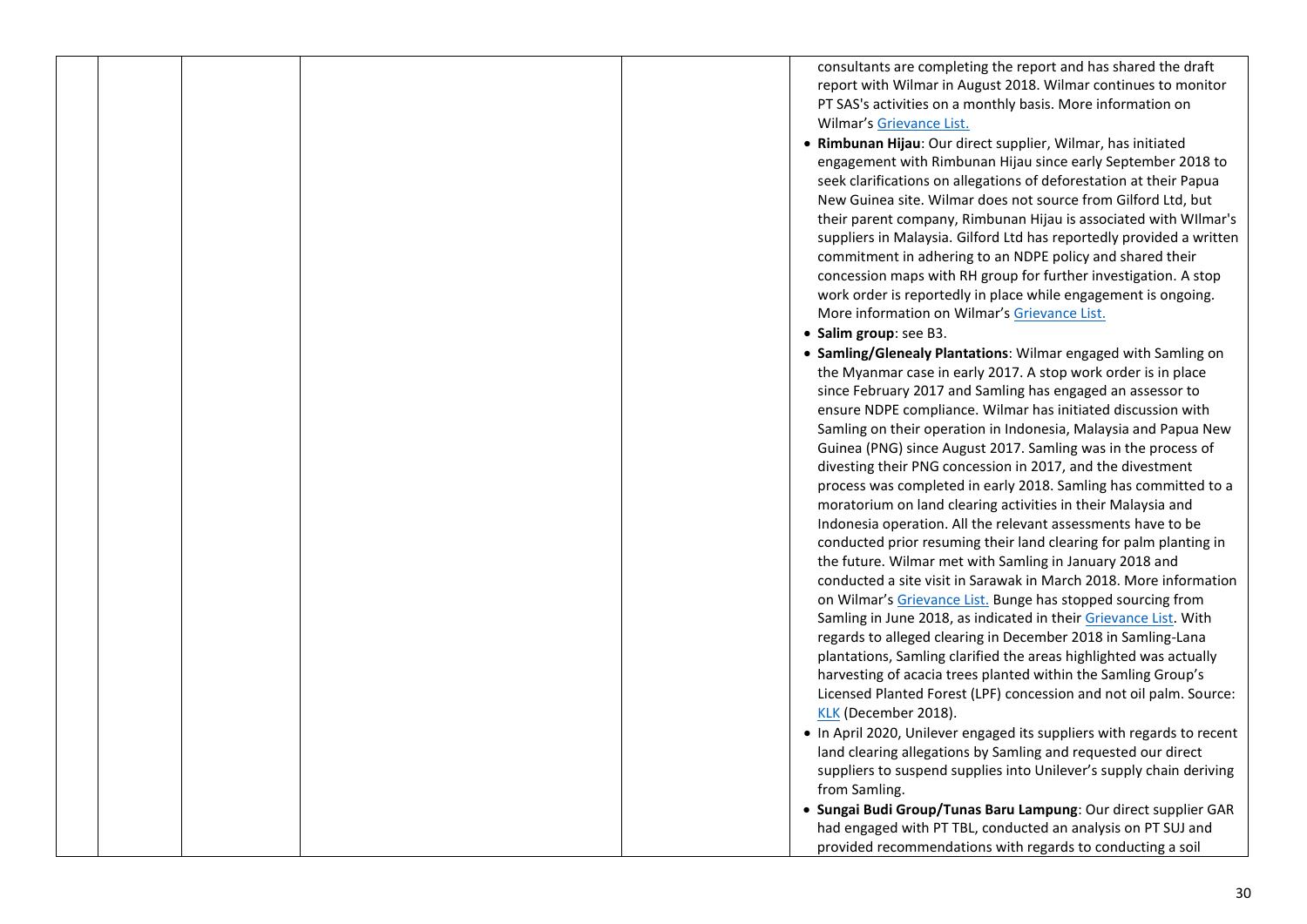| | | | | | |
|---|---|---|---|---|---|
| | | | | | consultants are completing the report and has shared the draft report with Wilmar in August 2018. Wilmar continues to monitor PT SAS's activities on a monthly basis. More information on Wilmar's [Grievance List.](#)<br>• **Rimbunan Hijau**: Our direct supplier, Wilmar, has initiated engagement with Rimbunan Hijau since early September 2018 to seek clarifications on allegations of deforestation at their Papua New Guinea site. Wilmar does not source from Gilford Ltd, but their parent company, Rimbunan Hijau is associated with WIlmar's suppliers in Malaysia. Gilford Ltd has reportedly provided a written commitment in adhering to an NDPE policy and shared their concession maps with RH group for further investigation. A stop work order is reportedly in place while engagement is ongoing. More information on Wilmar's [Grievance List.](#)<br>• **Salim group**: see B3.<br>• **Samling/Glenealy Plantations**: Wilmar engaged with Samling on the Myanmar case in early 2017. A stop work order is in place since February 2017 and Samling has engaged an assessor to ensure NDPE compliance. Wilmar has initiated discussion with Samling on their operation in Indonesia, Malaysia and Papua New Guinea (PNG) since August 2017. Samling was in the process of divesting their PNG concession in 2017, and the divestment process was completed in early 2018. Samling has committed to a moratorium on land clearing activities in their Malaysia and Indonesia operation. All the relevant assessments have to be conducted prior resuming their land clearing for palm planting in the future. Wilmar met with Samling in January 2018 and conducted a site visit in Sarawak in March 2018. More information on Wilmar's [Grievance List.](#) Bunge has stopped sourcing from Samling in June 2018, as indicated in their [Grievance List](#). With regards to alleged clearing in December 2018 in Samling-Lana plantations, Samling clarified the areas highlighted was actually harvesting of acacia trees planted within the Samling Group's Licensed Planted Forest (LPF) concession and not oil palm. Source: [KLK](#) (December 2018).<br>• In April 2020, Unilever engaged its suppliers with regards to recent land clearing allegations by Samling and requested our direct suppliers to suspend supplies into Unilever's supply chain deriving from Samling.<br>• **Sungai Budi Group/Tunas Baru Lampung**: Our direct supplier GAR had engaged with PT TBL, conducted an analysis on PT SUJ and provided recommendations with regards to conducting a soil |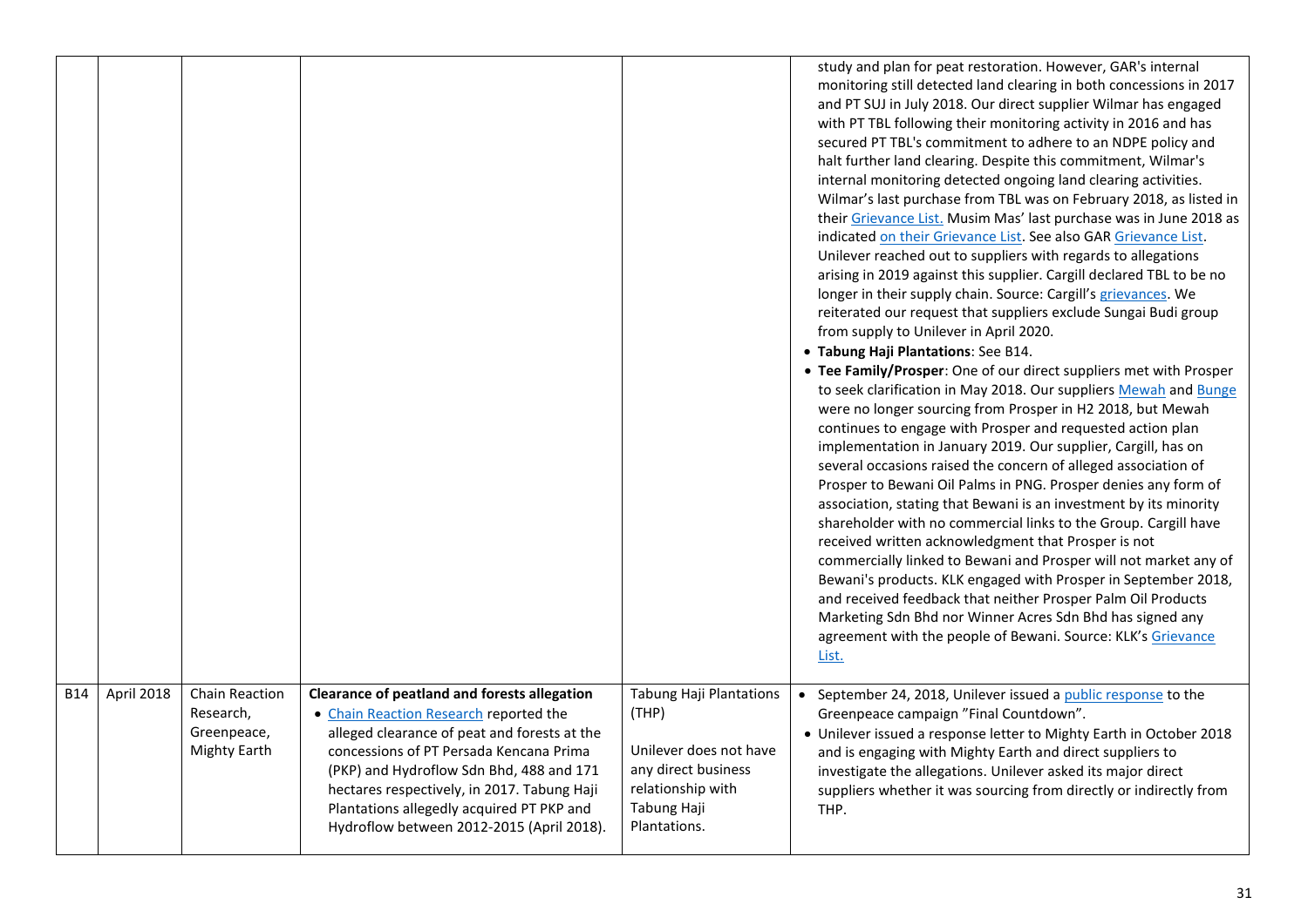| | | | | | |
|---|---|---|---|---|---|
| | | | | | study and plan for peat restoration. However, GAR's internal monitoring still detected land clearing in both concessions in 2017 and PT SUJ in July 2018. Our direct supplier Wilmar has engaged with PT TBL following their monitoring activity in 2016 and has secured PT TBL's commitment to adhere to an NDPE policy and halt further land clearing. Despite this commitment, Wilmar's internal monitoring detected ongoing land clearing activities. Wilmar's last purchase from TBL was on February 2018, as listed in their Grievance List. Musim Mas' last purchase was in June 2018 as indicated on their Grievance List. See also GAR Grievance List. Unilever reached out to suppliers with regards to allegations arising in 2019 against this supplier. Cargill declared TBL to be no longer in their supply chain. Source: Cargill's grievances. We reiterated our request that suppliers exclude Sungai Budi group from supply to Unilever in April 2020.<br>• **Tabung Haji Plantations**: See B14.<br>• **Tee Family/Prosper**: One of our direct suppliers met with Prosper to seek clarification in May 2018. Our suppliers Mewah and Bunge were no longer sourcing from Prosper in H2 2018, but Mewah continues to engage with Prosper and requested action plan implementation in January 2019. Our supplier, Cargill, has on several occasions raised the concern of alleged association of Prosper to Bewani Oil Palms in PNG. Prosper denies any form of association, stating that Bewani is an investment by its minority shareholder with no commercial links to the Group. Cargill have received written acknowledgment that Prosper is not commercially linked to Bewani and Prosper will not market any of Bewani's products. KLK engaged with Prosper in September 2018, and received feedback that neither Prosper Palm Oil Products Marketing Sdn Bhd nor Winner Acres Sdn Bhd has signed any agreement with the people of Bewani. Source: KLK's Grievance List. |
| B14 | April 2018 | Chain Reaction Research, Greenpeace, Mighty Earth | **Clearance of peatland and forests allegation**<br>• Chain Reaction Research reported the alleged clearance of peat and forests at the concessions of PT Persada Kencana Prima (PKP) and Hydroflow Sdn Bhd, 488 and 171 hectares respectively, in 2017. Tabung Haji Plantations allegedly acquired PT PKP and Hydroflow between 2012-2015 (April 2018). | Tabung Haji Plantations (THP)<br><br>Unilever does not have any direct business relationship with Tabung Haji Plantations. | • September 24, 2018, Unilever issued a public response to the Greenpeace campaign "Final Countdown".<br>• Unilever issued a response letter to Mighty Earth in October 2018 and is engaging with Mighty Earth and direct suppliers to investigate the allegations. Unilever asked its major direct suppliers whether it was sourcing from directly or indirectly from THP. |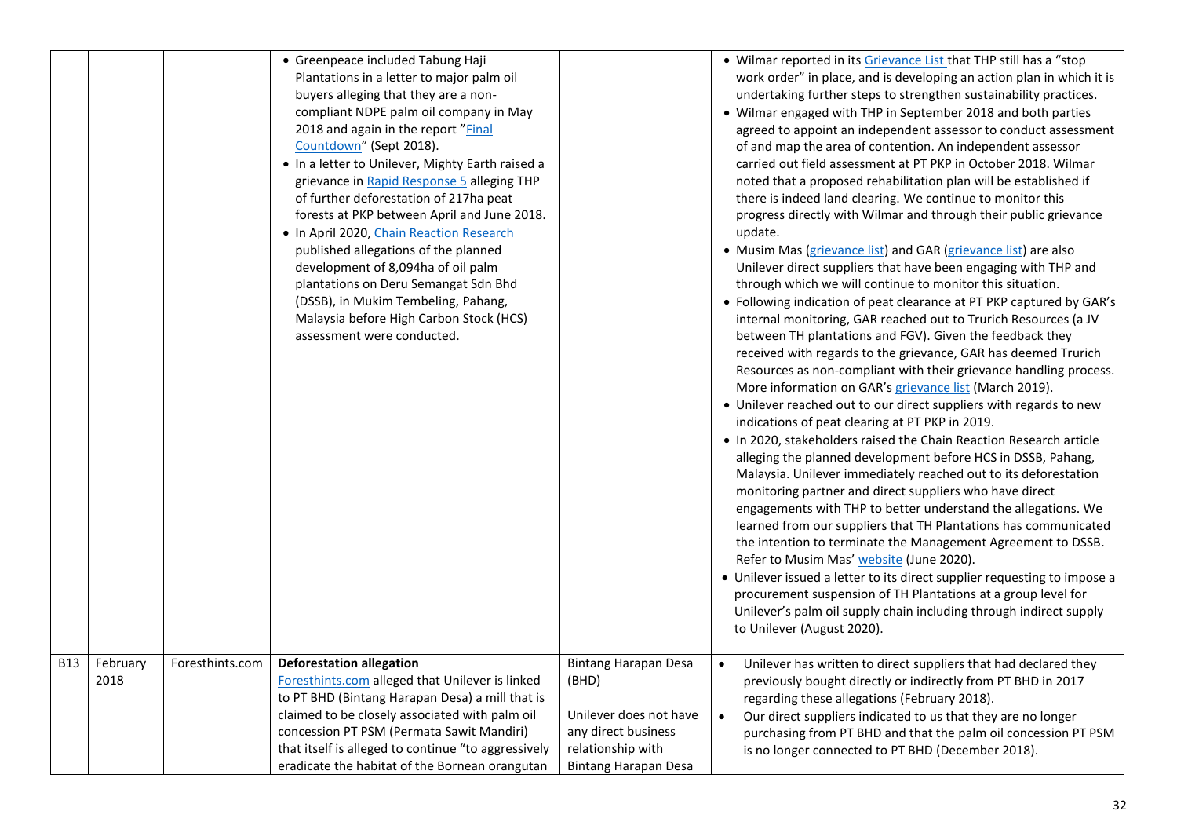| | | | | | |
|---|---|---|---|---|---|
| | | | • Greenpeace included Tabung Haji Plantations in a letter to major palm oil buyers alleging that they are a non-compliant NDPE palm oil company in May 2018 and again in the report "Final Countdown" (Sept 2018).<br>• In a letter to Unilever, Mighty Earth raised a grievance in Rapid Response 5 alleging THP of further deforestation of 217ha peat forests at PKP between April and June 2018.<br>• In April 2020, Chain Reaction Research published allegations of the planned development of 8,094ha of oil palm plantations on Deru Semangat Sdn Bhd (DSSB), in Mukim Tembeling, Pahang, Malaysia before High Carbon Stock (HCS) assessment were conducted. | | • Wilmar reported in its Grievance List that THP still has a "stop work order" in place, and is developing an action plan in which it is undertaking further steps to strengthen sustainability practices.<br>• Wilmar engaged with THP in September 2018 and both parties agreed to appoint an independent assessor to conduct assessment of and map the area of contention. An independent assessor carried out field assessment at PT PKP in October 2018. Wilmar noted that a proposed rehabilitation plan will be established if there is indeed land clearing. We continue to monitor this progress directly with Wilmar and through their public grievance update.<br>• Musim Mas (grievance list) and GAR (grievance list) are also Unilever direct suppliers that have been engaging with THP and through which we will continue to monitor this situation.<br>• Following indication of peat clearance at PT PKP captured by GAR's internal monitoring, GAR reached out to Trurich Resources (a JV between TH plantations and FGV). Given the feedback they received with regards to the grievance, GAR has deemed Trurich Resources as non-compliant with their grievance handling process. More information on GAR's grievance list (March 2019).<br>• Unilever reached out to our direct suppliers with regards to new indications of peat clearing at PT PKP in 2019.<br>• In 2020, stakeholders raised the Chain Reaction Research article alleging the planned development before HCS in DSSB, Pahang, Malaysia. Unilever immediately reached out to its deforestation monitoring partner and direct suppliers who have direct engagements with THP to better understand the allegations. We learned from our suppliers that TH Plantations has communicated the intention to terminate the Management Agreement to DSSB. Refer to Musim Mas' website (June 2020).<br>• Unilever issued a letter to its direct supplier requesting to impose a procurement suspension of TH Plantations at a group level for Unilever's palm oil supply chain including through indirect supply to Unilever (August 2020). |
| B13 | February 2018 | Foresthints.com | **Deforestation allegation**<br>Foresthints.com alleged that Unilever is linked to PT BHD (Bintang Harapan Desa) a mill that is claimed to be closely associated with palm oil concession PT PSM (Permata Sawit Mandiri) that itself is alleged to continue "to aggressively eradicate the habitat of the Bornean orangutan | Bintang Harapan Desa (BHD)<br><br>Unilever does not have any direct business relationship with Bintang Harapan Desa | • Unilever has written to direct suppliers that had declared they previously bought directly or indirectly from PT BHD in 2017 regarding these allegations (February 2018).<br>• Our direct suppliers indicated to us that they are no longer purchasing from PT BHD and that the palm oil concession PT PSM is no longer connected to PT BHD (December 2018). |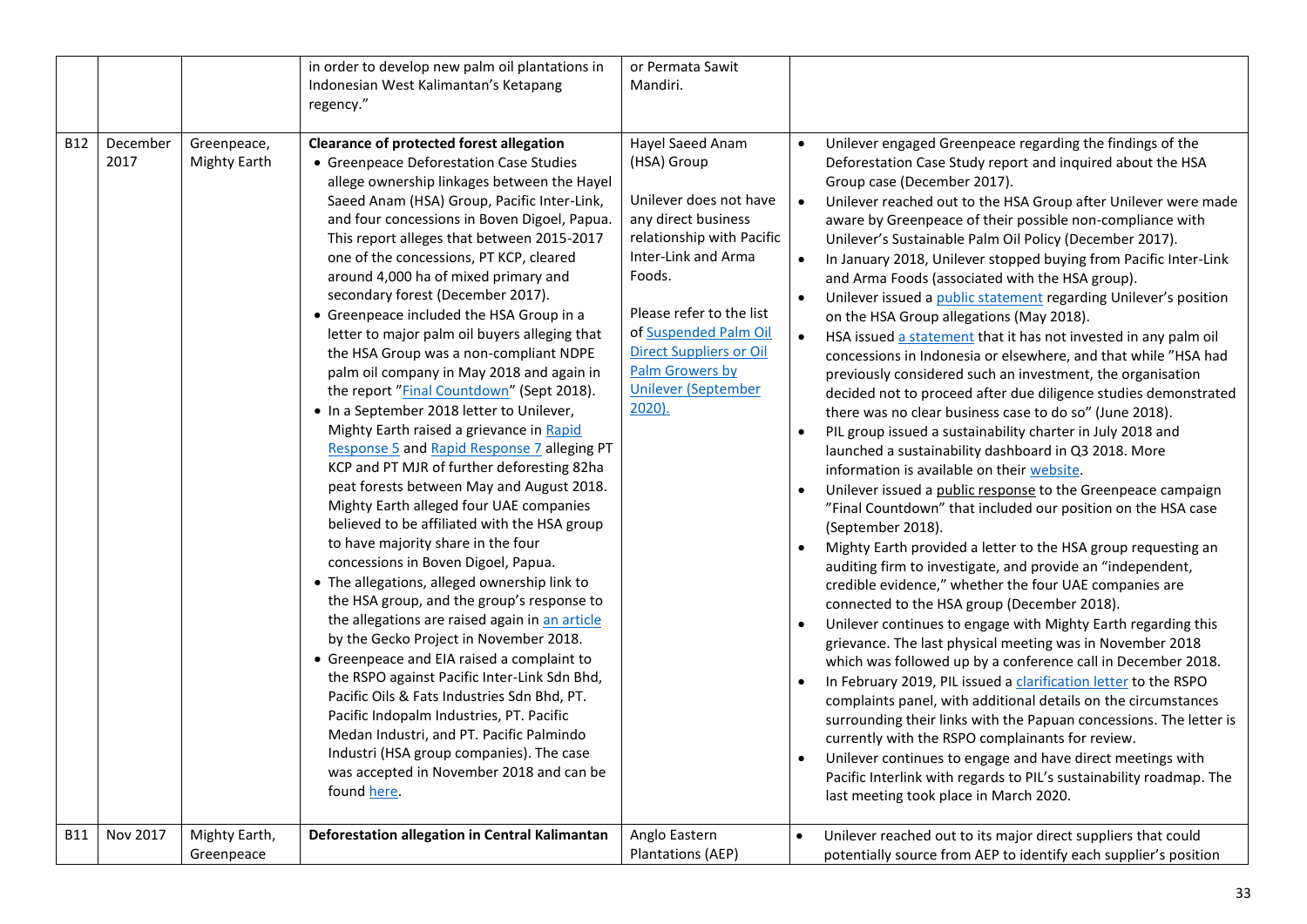| | | | | | |
|---|---|---|---|---|---|
| | | | in order to develop new palm oil plantations in Indonesian West Kalimantan's Ketapang regency." | or Permata Sawit Mandiri. | |
| B12 | December 2017 | Greenpeace, Mighty Earth | **Clearance of protected forest allegation**<br>• Greenpeace Deforestation Case Studies allege ownership linkages between the Hayel Saeed Anam (HSA) Group, Pacific Inter-Link, and four concessions in Boven Digoel, Papua. This report alleges that between 2015-2017 one of the concessions, PT KCP, cleared around 4,000 ha of mixed primary and secondary forest (December 2017).<br>• Greenpeace included the HSA Group in a letter to major palm oil buyers alleging that the HSA Group was a non-compliant NDPE palm oil company in May 2018 and again in the report "Final Countdown" (Sept 2018).<br>• In a September 2018 letter to Unilever, Mighty Earth raised a grievance in Rapid Response 5 and Rapid Response 7 alleging PT KCP and PT MJR of further deforesting 82ha peat forests between May and August 2018. Mighty Earth alleged four UAE companies believed to be affiliated with the HSA group to have majority share in the four concessions in Boven Digoel, Papua.<br>• The allegations, alleged ownership link to the HSA group, and the group's response to the allegations are raised again in an article by the Gecko Project in November 2018.<br>• Greenpeace and EIA raised a complaint to the RSPO against Pacific Inter-Link Sdn Bhd, Pacific Oils & Fats Industries Sdn Bhd, PT. Pacific Indopalm Industries, PT. Pacific Medan Industri, and PT. Pacific Palmindo Industri (HSA group companies). The case was accepted in November 2018 and can be found here. | Hayel Saeed Anam (HSA) Group<br><br>Unilever does not have any direct business relationship with Pacific Inter-Link and Arma Foods.<br><br>Please refer to the list of Suspended Palm Oil Direct Suppliers or Oil Palm Growers by Unilever (September 2020). | • Unilever engaged Greenpeace regarding the findings of the Deforestation Case Study report and inquired about the HSA Group case (December 2017).<br>• Unilever reached out to the HSA Group after Unilever were made aware by Greenpeace of their possible non-compliance with Unilever's Sustainable Palm Oil Policy (December 2017).<br>• In January 2018, Unilever stopped buying from Pacific Inter-Link and Arma Foods (associated with the HSA group).<br>• Unilever issued a public statement regarding Unilever's position on the HSA Group allegations (May 2018).<br>• HSA issued a statement that it has not invested in any palm oil concessions in Indonesia or elsewhere, and that while "HSA had previously considered such an investment, the organisation decided not to proceed after due diligence studies demonstrated there was no clear business case to do so" (June 2018).<br>• PIL group issued a sustainability charter in July 2018 and launched a sustainability dashboard in Q3 2018. More information is available on their website.<br>• Unilever issued a public response to the Greenpeace campaign "Final Countdown" that included our position on the HSA case (September 2018).<br>• Mighty Earth provided a letter to the HSA group requesting an auditing firm to investigate, and provide an "independent, credible evidence," whether the four UAE companies are connected to the HSA group (December 2018).<br>• Unilever continues to engage with Mighty Earth regarding this grievance. The last physical meeting was in November 2018 which was followed up by a conference call in December 2018.<br>• In February 2019, PIL issued a clarification letter to the RSPO complaints panel, with additional details on the circumstances surrounding their links with the Papuan concessions. The letter is currently with the RSPO complainants for review.<br>• Unilever continues to engage and have direct meetings with Pacific Interlink with regards to PIL's sustainability roadmap. The last meeting took place in March 2020. |
| B11 | Nov 2017 | Mighty Earth, Greenpeace | **Deforestation allegation in Central Kalimantan** | Anglo Eastern Plantations (AEP) | • Unilever reached out to its major direct suppliers that could potentially source from AEP to identify each supplier's position |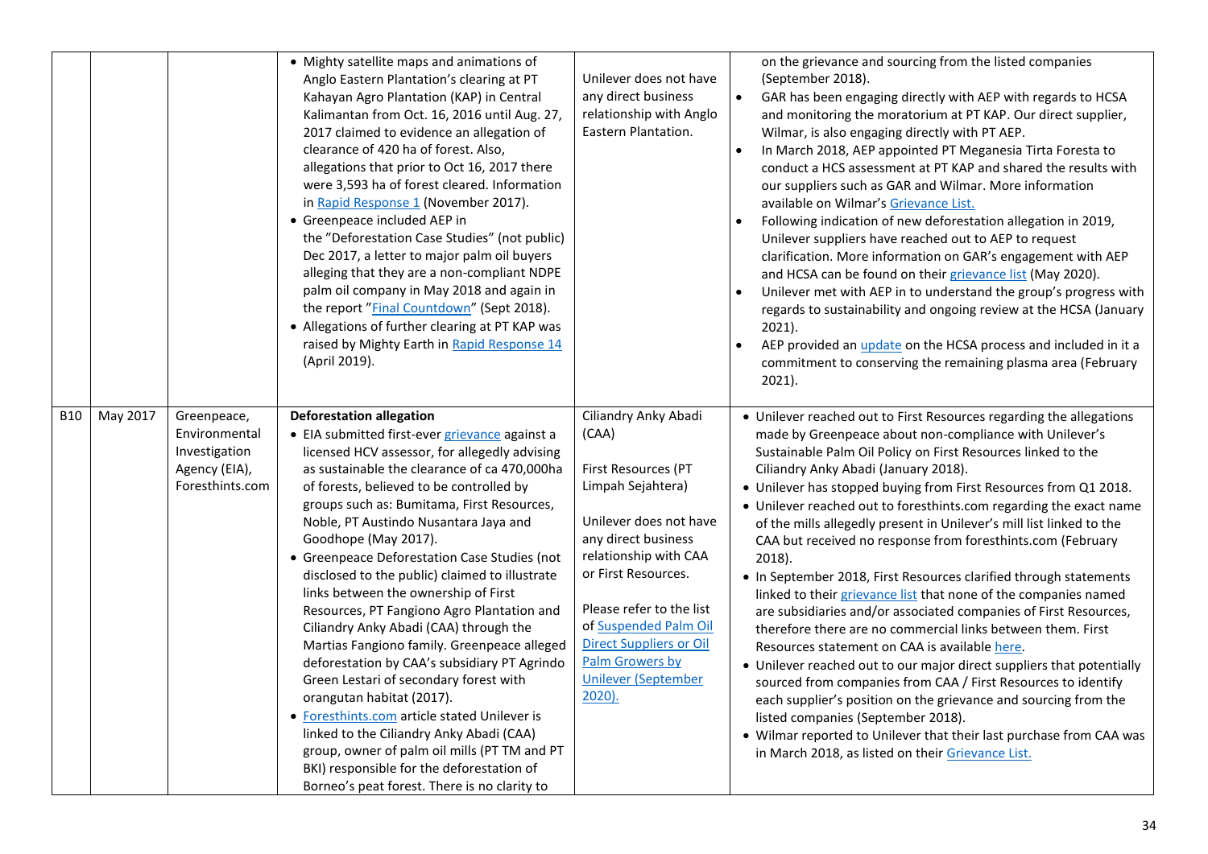| | | | | | |
|---|---|---|---|---|---|
| | | | • Mighty satellite maps and animations of Anglo Eastern Plantation's clearing at PT Kahayan Agro Plantation (KAP) in Central Kalimantan from Oct. 16, 2016 until Aug. 27, 2017 claimed to evidence an allegation of clearance of 420 ha of forest. Also, allegations that prior to Oct 16, 2017 there were 3,593 ha of forest cleared. Information in Rapid Response 1 (November 2017).<br>• Greenpeace included AEP in the "Deforestation Case Studies" (not public) Dec 2017, a letter to major palm oil buyers alleging that they are a non-compliant NDPE palm oil company in May 2018 and again in the report "Final Countdown" (Sept 2018).<br>• Allegations of further clearing at PT KAP was raised by Mighty Earth in Rapid Response 14 (April 2019). | Unilever does not have any direct business relationship with Anglo Eastern Plantation. | on the grievance and sourcing from the listed companies (September 2018).<br>• GAR has been engaging directly with AEP with regards to HCSA and monitoring the moratorium at PT KAP. Our direct supplier, Wilmar, is also engaging directly with PT AEP.<br>• In March 2018, AEP appointed PT Meganesia Tirta Foresta to conduct a HCS assessment at PT KAP and shared the results with our suppliers such as GAR and Wilmar. More information available on Wilmar's Grievance List.<br>• Following indication of new deforestation allegation in 2019, Unilever suppliers have reached out to AEP to request clarification. More information on GAR's engagement with AEP and HCSA can be found on their grievance list (May 2020).<br>• Unilever met with AEP in to understand the group's progress with regards to sustainability and ongoing review at the HCSA (January 2021).<br>• AEP provided an update on the HCSA process and included in it a commitment to conserving the remaining plasma area (February 2021). |
| B10 | May 2017 | Greenpeace, Environmental Investigation Agency (EIA), Foresthints.com | **Deforestation allegation**<br>• EIA submitted first-ever grievance against a licensed HCV assessor, for allegedly advising as sustainable the clearance of ca 470,000ha of forests, believed to be controlled by groups such as: Bumitama, First Resources, Noble, PT Austindo Nusantara Jaya and Goodhope (May 2017).<br>• Greenpeace Deforestation Case Studies (not disclosed to the public) claimed to illustrate links between the ownership of First Resources, PT Fangiono Agro Plantation and Ciliandry Anky Abadi (CAA) through the Martias Fangiono family. Greenpeace alleged deforestation by CAA's subsidiary PT Agrindo Green Lestari of secondary forest with orangutan habitat (2017).<br>• Foresthints.com article stated Unilever is linked to the Ciliandry Anky Abadi (CAA) group, owner of palm oil mills (PT TM and PT BKI) responsible for the deforestation of Borneo's peat forest. There is no clarity to | Ciliandry Anky Abadi (CAA)<br><br>First Resources (PT Limpah Sejahtera)<br><br>Unilever does not have any direct business relationship with CAA or First Resources.<br><br>Please refer to the list of Suspended Palm Oil Direct Suppliers or Oil Palm Growers by Unilever (September 2020). | • Unilever reached out to First Resources regarding the allegations made by Greenpeace about non-compliance with Unilever's Sustainable Palm Oil Policy on First Resources linked to the Ciliandry Anky Abadi (January 2018).<br>• Unilever has stopped buying from First Resources from Q1 2018.<br>• Unilever reached out to foresthints.com regarding the exact name of the mills allegedly present in Unilever's mill list linked to the CAA but received no response from foresthints.com (February 2018).<br>• In September 2018, First Resources clarified through statements linked to their grievance list that none of the companies named are subsidiaries and/or associated companies of First Resources, therefore there are no commercial links between them. First Resources statement on CAA is available here.<br>• Unilever reached out to our major direct suppliers that potentially sourced from companies from CAA / First Resources to identify each supplier's position on the grievance and sourcing from the listed companies (September 2018).<br>• Wilmar reported to Unilever that their last purchase from CAA was in March 2018, as listed on their Grievance List. |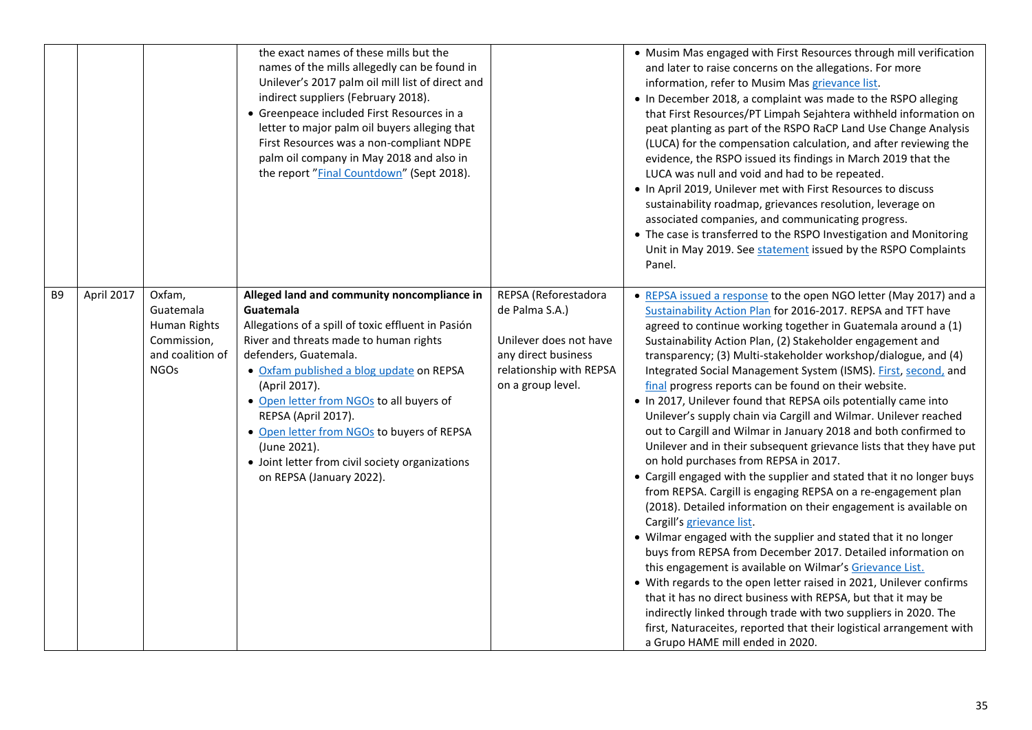| | | | | | |
|---|---|---|---|---|---|
| | | | the exact names of these mills but the names of the mills allegedly can be found in Unilever's 2017 palm oil mill list of direct and indirect suppliers (February 2018).<br>• Greenpeace included First Resources in a letter to major palm oil buyers alleging that First Resources was a non-compliant NDPE palm oil company in May 2018 and also in the report "Final Countdown" (Sept 2018). | | • Musim Mas engaged with First Resources through mill verification and later to raise concerns on the allegations. For more information, refer to Musim Mas grievance list.<br>• In December 2018, a complaint was made to the RSPO alleging that First Resources/PT Limpah Sejahtera withheld information on peat planting as part of the RSPO RaCP Land Use Change Analysis (LUCA) for the compensation calculation, and after reviewing the evidence, the RSPO issued its findings in March 2019 that the LUCA was null and void and had to be repeated.<br>• In April 2019, Unilever met with First Resources to discuss sustainability roadmap, grievances resolution, leverage on associated companies, and communicating progress.<br>• The case is transferred to the RSPO Investigation and Monitoring Unit in May 2019. See statement issued by the RSPO Complaints Panel. |
| B9 | April 2017 | Oxfam, Guatemala Human Rights Commission, and coalition of NGOs | **Alleged land and community noncompliance in Guatemala**<br>Allegations of a spill of toxic effluent in Pasión River and threats made to human rights defenders, Guatemala.<br>• Oxfam published a blog update on REPSA (April 2017).<br>• Open letter from NGOs to all buyers of REPSA (April 2017).<br>• Open letter from NGOs to buyers of REPSA (June 2021).<br>• Joint letter from civil society organizations on REPSA (January 2022). | REPSA (Reforestadora de Palma S.A.)<br><br>Unilever does not have any direct business relationship with REPSA on a group level. | • REPSA issued a response to the open NGO letter (May 2017) and a Sustainability Action Plan for 2016-2017. REPSA and TFT have agreed to continue working together in Guatemala around a (1) Sustainability Action Plan, (2) Stakeholder engagement and transparency; (3) Multi-stakeholder workshop/dialogue, and (4) Integrated Social Management System (ISMS). First, second, and final progress reports can be found on their website.<br>• In 2017, Unilever found that REPSA oils potentially came into Unilever's supply chain via Cargill and Wilmar. Unilever reached out to Cargill and Wilmar in January 2018 and both confirmed to Unilever and in their subsequent grievance lists that they have put on hold purchases from REPSA in 2017.<br>• Cargill engaged with the supplier and stated that it no longer buys from REPSA. Cargill is engaging REPSA on a re-engagement plan (2018). Detailed information on their engagement is available on Cargill's grievance list.<br>• Wilmar engaged with the supplier and stated that it no longer buys from REPSA from December 2017. Detailed information on this engagement is available on Wilmar's Grievance List.<br>• With regards to the open letter raised in 2021, Unilever confirms that it has no direct business with REPSA, but that it may be indirectly linked through trade with two suppliers in 2020. The first, Naturaceites, reported that their logistical arrangement with a Grupo HAME mill ended in 2020. |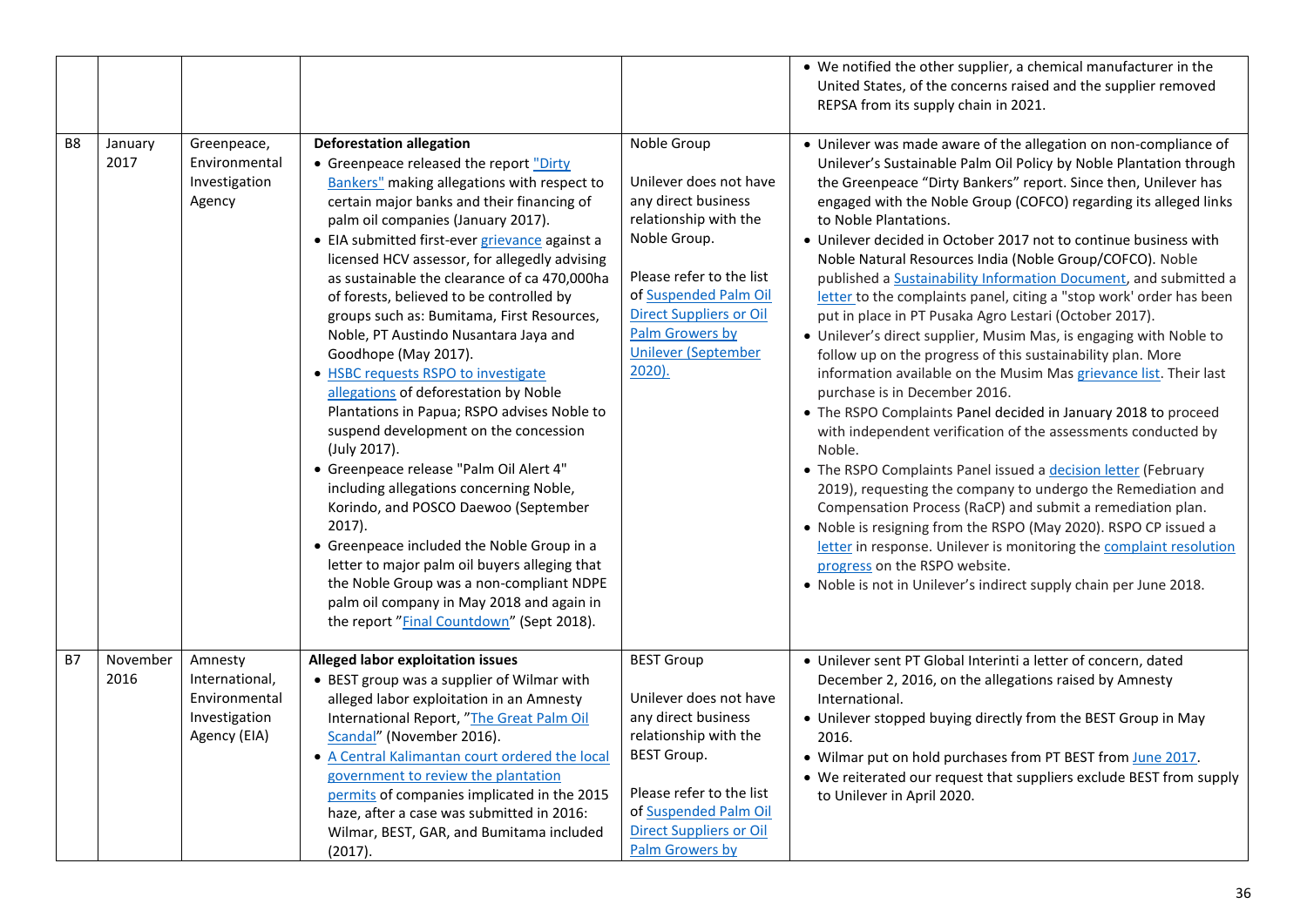| | | | | | |
|---|---|---|---|---|---|
| | | | | | • We notified the other supplier, a chemical manufacturer in the United States, of the concerns raised and the supplier removed REPSA from its supply chain in 2021. |
| B8 | January 2017 | Greenpeace, Environmental Investigation Agency | **Deforestation allegation**<br>• Greenpeace released the report "Dirty Bankers" making allegations with respect to certain major banks and their financing of palm oil companies (January 2017).<br>• EIA submitted first-ever grievance against a licensed HCV assessor, for allegedly advising as sustainable the clearance of ca 470,000ha of forests, believed to be controlled by groups such as: Bumitama, First Resources, Noble, PT Austindo Nusantara Jaya and Goodhope (May 2017).<br>• HSBC requests RSPO to investigate allegations of deforestation by Noble Plantations in Papua; RSPO advises Noble to suspend development on the concession (July 2017).<br>• Greenpeace release "Palm Oil Alert 4" including allegations concerning Noble, Korindo, and POSCO Daewoo (September 2017).<br>• Greenpeace included the Noble Group in a letter to major palm oil buyers alleging that the Noble Group was a non-compliant NDPE palm oil company in May 2018 and again in the report "Final Countdown" (Sept 2018). | Noble Group<br><br>Unilever does not have any direct business relationship with the Noble Group.<br><br>Please refer to the list of Suspended Palm Oil Direct Suppliers or Oil Palm Growers by Unilever (September 2020). | • Unilever was made aware of the allegation on non-compliance of Unilever's Sustainable Palm Oil Policy by Noble Plantation through the Greenpeace "Dirty Bankers" report. Since then, Unilever has engaged with the Noble Group (COFCO) regarding its alleged links to Noble Plantations.<br>• Unilever decided in October 2017 not to continue business with Noble Natural Resources India (Noble Group/COFCO). Noble published a Sustainability Information Document, and submitted a letter to the complaints panel, citing a "stop work' order has been put in place in PT Pusaka Agro Lestari (October 2017).<br>• Unilever's direct supplier, Musim Mas, is engaging with Noble to follow up on the progress of this sustainability plan. More information available on the Musim Mas grievance list. Their last purchase is in December 2016.<br>• The RSPO Complaints Panel decided in January 2018 to proceed with independent verification of the assessments conducted by Noble.<br>• The RSPO Complaints Panel issued a decision letter (February 2019), requesting the company to undergo the Remediation and Compensation Process (RaCP) and submit a remediation plan.<br>• Noble is resigning from the RSPO (May 2020). RSPO CP issued a letter in response. Unilever is monitoring the complaint resolution progress on the RSPO website.<br>• Noble is not in Unilever's indirect supply chain per June 2018. |
| B7 | November 2016 | Amnesty International, Environmental Investigation Agency (EIA) | **Alleged labor exploitation issues**<br>• BEST group was a supplier of Wilmar with alleged labor exploitation in an Amnesty International Report, "The Great Palm Oil Scandal" (November 2016).<br>• A Central Kalimantan court ordered the local government to review the plantation permits of companies implicated in the 2015 haze, after a case was submitted in 2016: Wilmar, BEST, GAR, and Bumitama included (2017). | BEST Group<br><br>Unilever does not have any direct business relationship with the BEST Group.<br><br>Please refer to the list of Suspended Palm Oil Direct Suppliers or Oil Palm Growers by | • Unilever sent PT Global Interinti a letter of concern, dated December 2, 2016, on the allegations raised by Amnesty International.<br>• Unilever stopped buying directly from the BEST Group in May 2016.<br>• Wilmar put on hold purchases from PT BEST from June 2017.<br>• We reiterated our request that suppliers exclude BEST from supply to Unilever in April 2020. |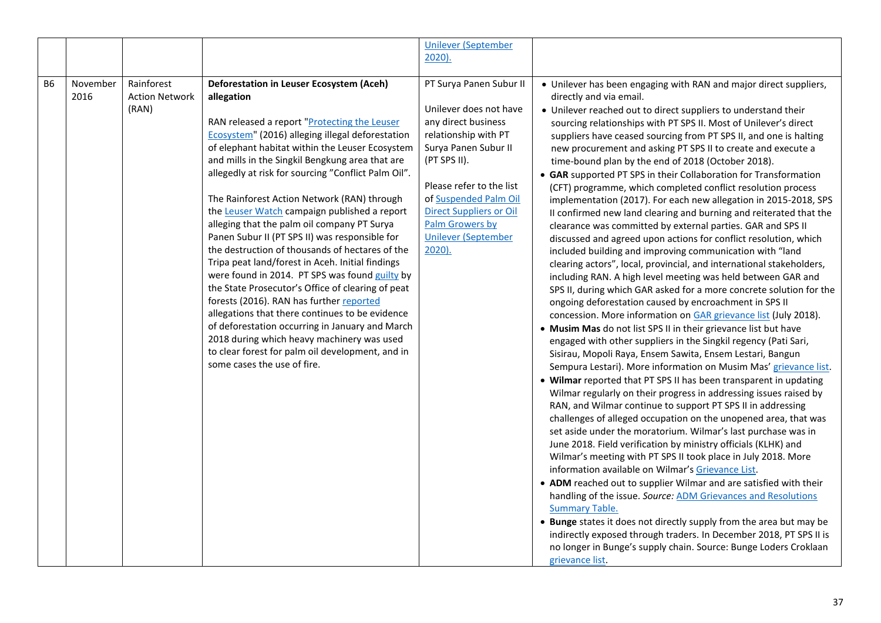| | | | | | |
|---|---|---|---|---|---|
| | | | | Unilever (September 2020). | |
| B6 | November 2016 | Rainforest Action Network (RAN) | **Deforestation in Leuser Ecosystem (Aceh) allegation**<br><br>RAN released a report "Protecting the Leuser Ecosystem" (2016) alleging illegal deforestation of elephant habitat within the Leuser Ecosystem and mills in the Singkil Bengkung area that are allegedly at risk for sourcing "Conflict Palm Oil".<br><br>The Rainforest Action Network (RAN) through the Leuser Watch campaign published a report alleging that the palm oil company PT Surya Panen Subur II (PT SPS II) was responsible for the destruction of thousands of hectares of the Tripa peat land/forest in Aceh. Initial findings were found in 2014. PT SPS was found guilty by the State Prosecutor's Office of clearing of peat forests (2016). RAN has further reported allegations that there continues to be evidence of deforestation occurring in January and March 2018 during which heavy machinery was used to clear forest for palm oil development, and in some cases the use of fire. | PT Surya Panen Subur II<br><br>Unilever does not have any direct business relationship with PT Surya Panen Subur II (PT SPS II).<br><br>Please refer to the list of Suspended Palm Oil Direct Suppliers or Oil Palm Growers by Unilever (September 2020). | • Unilever has been engaging with RAN and major direct suppliers, directly and via email.<br>• Unilever reached out to direct suppliers to understand their sourcing relationships with PT SPS II. Most of Unilever's direct suppliers have ceased sourcing from PT SPS II, and one is halting new procurement and asking PT SPS II to create and execute a time-bound plan by the end of 2018 (October 2018).<br>• **GAR** supported PT SPS in their Collaboration for Transformation (CFT) programme, which completed conflict resolution process implementation (2017). For each new allegation in 2015-2018, SPS II confirmed new land clearing and burning and reiterated that the clearance was committed by external parties. GAR and SPS II discussed and agreed upon actions for conflict resolution, which included building and improving communication with "land clearing actors", local, provincial, and international stakeholders, including RAN. A high level meeting was held between GAR and SPS II, during which GAR asked for a more concrete solution for the ongoing deforestation caused by encroachment in SPS II concession. More information on GAR grievance list (July 2018).<br>• **Musim Mas** do not list SPS II in their grievance list but have engaged with other suppliers in the Singkil regency (Pati Sari, Sisirau, Mopoli Raya, Ensem Sawita, Ensem Lestari, Bangun Sempura Lestari). More information on Musim Mas' grievance list.<br>• **Wilmar** reported that PT SPS II has been transparent in updating Wilmar regularly on their progress in addressing issues raised by RAN, and Wilmar continue to support PT SPS II in addressing challenges of alleged occupation on the unopened area, that was set aside under the moratorium. Wilmar's last purchase was in June 2018. Field verification by ministry officials (KLHK) and Wilmar's meeting with PT SPS II took place in July 2018. More information available on Wilmar's Grievance List.<br>• **ADM** reached out to supplier Wilmar and are satisfied with their handling of the issue. *Source:* ADM Grievances and Resolutions Summary Table.<br>• **Bunge** states it does not directly supply from the area but may be indirectly exposed through traders. In December 2018, PT SPS II is no longer in Bunge's supply chain. Source: Bunge Loders Croklaan grievance list. |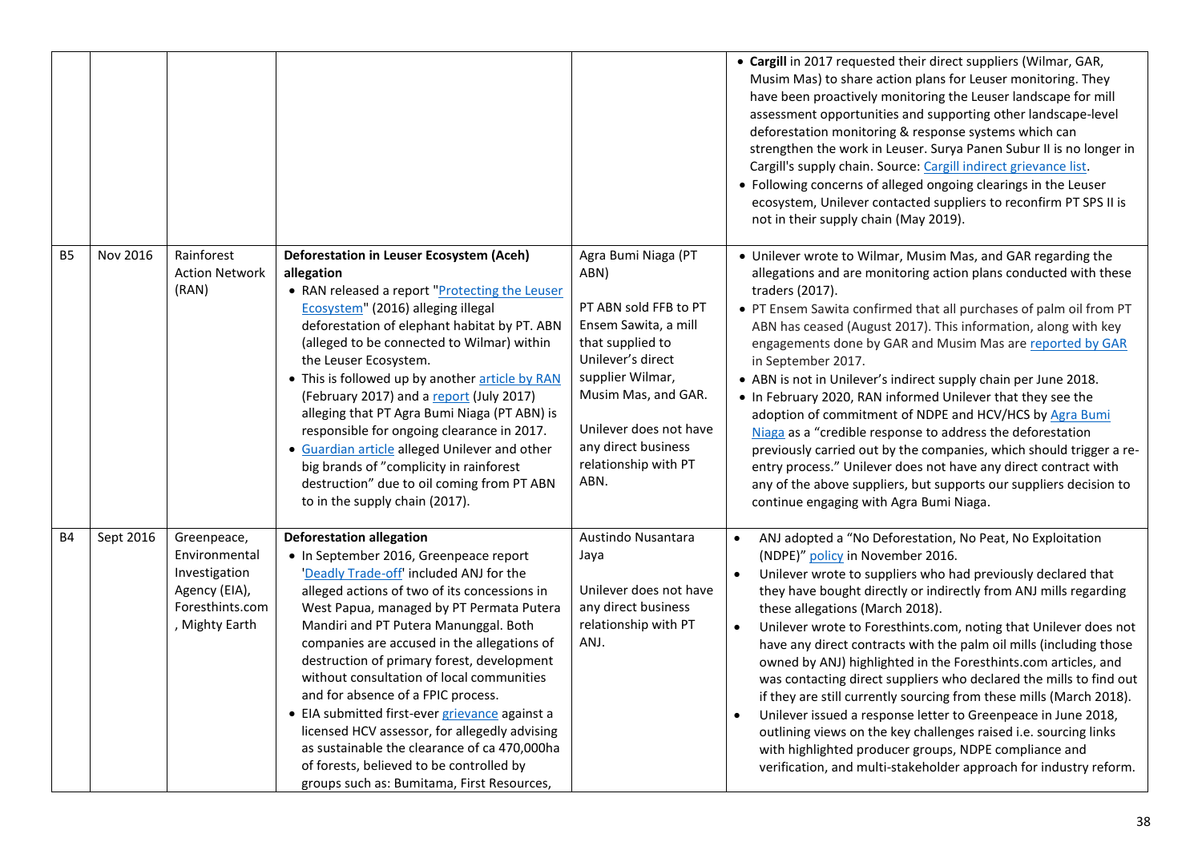| | | | | | |
|---|---|---|---|---|---|
| | | | | | • **Cargill** in 2017 requested their direct suppliers (Wilmar, GAR, Musim Mas) to share action plans for Leuser monitoring. They have been proactively monitoring the Leuser landscape for mill assessment opportunities and supporting other landscape-level deforestation monitoring & response systems which can strengthen the work in Leuser. Surya Panen Subur II is no longer in Cargill's supply chain. Source: Cargill indirect grievance list.<br>• Following concerns of alleged ongoing clearings in the Leuser ecosystem, Unilever contacted suppliers to reconfirm PT SPS II is not in their supply chain (May 2019). |
| B5 | Nov 2016 | Rainforest Action Network (RAN) | **Deforestation in Leuser Ecosystem (Aceh) allegation**<br>• RAN released a report "Protecting the Leuser Ecosystem" (2016) alleging illegal deforestation of elephant habitat by PT. ABN (alleged to be connected to Wilmar) within the Leuser Ecosystem.<br>• This is followed up by another article by RAN (February 2017) and a report (July 2017) alleging that PT Agra Bumi Niaga (PT ABN) is responsible for ongoing clearance in 2017.<br>• Guardian article alleged Unilever and other big brands of "complicity in rainforest destruction" due to oil coming from PT ABN to in the supply chain (2017). | Agra Bumi Niaga (PT ABN)<br><br>PT ABN sold FFB to PT Ensem Sawita, a mill that supplied to Unilever's direct supplier Wilmar, Musim Mas, and GAR.<br><br>Unilever does not have any direct business relationship with PT ABN. | • Unilever wrote to Wilmar, Musim Mas, and GAR regarding the allegations and are monitoring action plans conducted with these traders (2017).<br>• PT Ensem Sawita confirmed that all purchases of palm oil from PT ABN has ceased (August 2017). This information, along with key engagements done by GAR and Musim Mas are reported by GAR in September 2017.<br>• ABN is not in Unilever's indirect supply chain per June 2018.<br>• In February 2020, RAN informed Unilever that they see the adoption of commitment of NDPE and HCV/HCS by Agra Bumi Niaga as a "credible response to address the deforestation previously carried out by the companies, which should trigger a re-entry process." Unilever does not have any direct contract with any of the above suppliers, but supports our suppliers decision to continue engaging with Agra Bumi Niaga. |
| B4 | Sept 2016 | Greenpeace, Environmental Investigation Agency (EIA), Foresthints.com, Mighty Earth | **Deforestation allegation**<br>• In September 2016, Greenpeace report 'Deadly Trade-off' included ANJ for the alleged actions of two of its concessions in West Papua, managed by PT Permata Putera Mandiri and PT Putera Manunggal. Both companies are accused in the allegations of destruction of primary forest, development without consultation of local communities and for absence of a FPIC process.<br>• EIA submitted first-ever grievance against a licensed HCV assessor, for allegedly advising as sustainable the clearance of ca 470,000ha of forests, believed to be controlled by groups such as: Bumitama, First Resources, | Austindo Nusantara Jaya<br><br>Unilever does not have any direct business relationship with PT ANJ. | • ANJ adopted a "No Deforestation, No Peat, No Exploitation (NDPE)" policy in November 2016.<br>• Unilever wrote to suppliers who had previously declared that they have bought directly or indirectly from ANJ mills regarding these allegations (March 2018).<br>• Unilever wrote to Foresthints.com, noting that Unilever does not have any direct contracts with the palm oil mills (including those owned by ANJ) highlighted in the Foresthints.com articles, and was contacting direct suppliers who declared the mills to find out if they are still currently sourcing from these mills (March 2018).<br>• Unilever issued a response letter to Greenpeace in June 2018, outlining views on the key challenges raised i.e. sourcing links with highlighted producer groups, NDPE compliance and verification, and multi-stakeholder approach for industry reform. |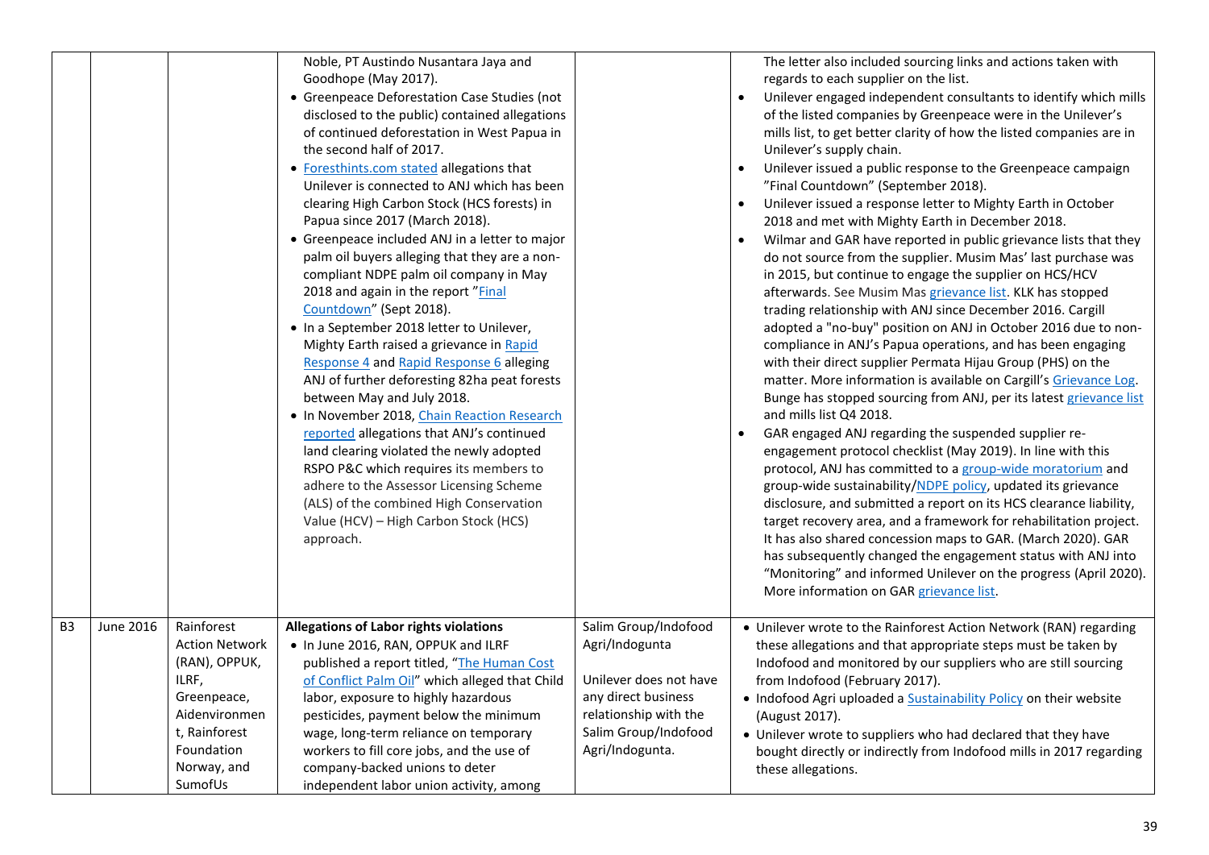| | | | | | |
|---|---|---|---|---|---|
| | | | Noble, PT Austindo Nusantara Jaya and Goodhope (May 2017).<br>• Greenpeace Deforestation Case Studies (not disclosed to the public) contained allegations of continued deforestation in West Papua in the second half of 2017.<br>• Foresthints.com stated allegations that Unilever is connected to ANJ which has been clearing High Carbon Stock (HCS forests) in Papua since 2017 (March 2018).<br>• Greenpeace included ANJ in a letter to major palm oil buyers alleging that they are a non-compliant NDPE palm oil company in May 2018 and again in the report "Final Countdown" (Sept 2018).<br>• In a September 2018 letter to Unilever, Mighty Earth raised a grievance in Rapid Response 4 and Rapid Response 6 alleging ANJ of further deforesting 82ha peat forests between May and July 2018.<br>• In November 2018, Chain Reaction Research reported allegations that ANJ's continued land clearing violated the newly adopted RSPO P&C which requires its members to adhere to the Assessor Licensing Scheme (ALS) of the combined High Conservation Value (HCV) – High Carbon Stock (HCS) approach. | | The letter also included sourcing links and actions taken with regards to each supplier on the list.<br>• Unilever engaged independent consultants to identify which mills of the listed companies by Greenpeace were in the Unilever's mills list, to get better clarity of how the listed companies are in Unilever's supply chain.<br>• Unilever issued a public response to the Greenpeace campaign "Final Countdown" (September 2018).<br>• Unilever issued a response letter to Mighty Earth in October 2018 and met with Mighty Earth in December 2018.<br>• Wilmar and GAR have reported in public grievance lists that they do not source from the supplier. Musim Mas' last purchase was in 2015, but continue to engage the supplier on HCS/HCV afterwards. See Musim Mas grievance list. KLK has stopped trading relationship with ANJ since December 2016. Cargill adopted a "no-buy" position on ANJ in October 2016 due to non-compliance in ANJ's Papua operations, and has been engaging with their direct supplier Permata Hijau Group (PHS) on the matter. More information is available on Cargill's Grievance Log. Bunge has stopped sourcing from ANJ, per its latest grievance list and mills list Q4 2018.<br>• GAR engaged ANJ regarding the suspended supplier re-engagement protocol checklist (May 2019). In line with this protocol, ANJ has committed to a group-wide moratorium and group-wide sustainability/NDPE policy, updated its grievance disclosure, and submitted a report on its HCS clearance liability, target recovery area, and a framework for rehabilitation project. It has also shared concession maps to GAR. (March 2020). GAR has subsequently changed the engagement status with ANJ into "Monitoring" and informed Unilever on the progress (April 2020). More information on GAR grievance list. |
| B3 | June 2016 | Rainforest Action Network (RAN), OPPUK, ILRF, Greenpeace, Aidenvironment, Rainforest Foundation Norway, and SumofUs | **Allegations of Labor rights violations**<br>• In June 2016, RAN, OPPUK and ILRF published a report titled, "The Human Cost of Conflict Palm Oil" which alleged that Child labor, exposure to highly hazardous pesticides, payment below the minimum wage, long-term reliance on temporary workers to fill core jobs, and the use of company-backed unions to deter independent labor union activity, among | Salim Group/Indofood Agri/Indogunta<br><br>Unilever does not have any direct business relationship with the Salim Group/Indofood Agri/Indogunta. | • Unilever wrote to the Rainforest Action Network (RAN) regarding these allegations and that appropriate steps must be taken by Indofood and monitored by our suppliers who are still sourcing from Indofood (February 2017).<br>• Indofood Agri uploaded a Sustainability Policy on their website (August 2017).<br>• Unilever wrote to suppliers who had declared that they have bought directly or indirectly from Indofood mills in 2017 regarding these allegations. |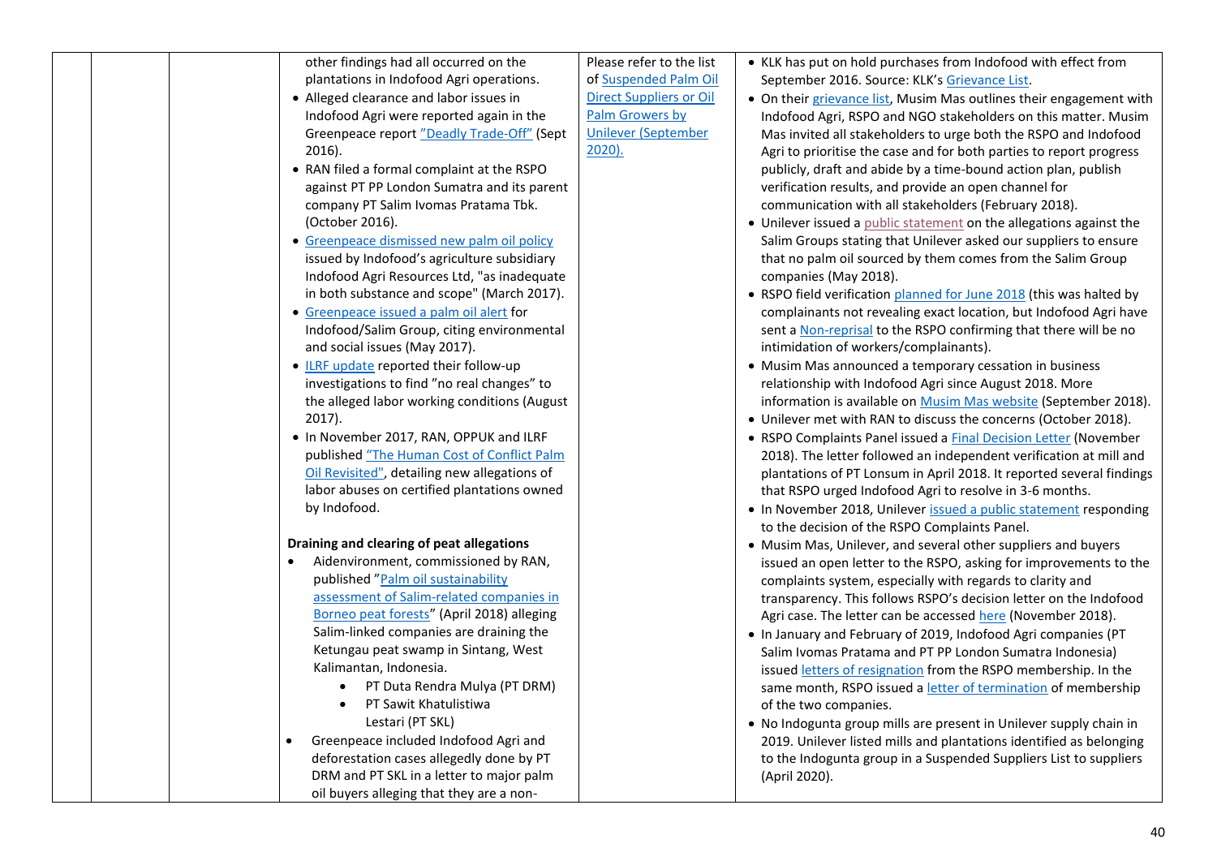|  |  |  | other findings had all occurred on the plantations in Indofood Agri operations.<br>• Alleged clearance and labor issues in Indofood Agri were reported again in the Greenpeace report "Deadly Trade-Off" (Sept 2016).<br>• RAN filed a formal complaint at the RSPO against PT PP London Sumatra and its parent company PT Salim Ivomas Pratama Tbk. (October 2016).<br>• Greenpeace dismissed new palm oil policy issued by Indofood's agriculture subsidiary Indofood Agri Resources Ltd, "as inadequate in both substance and scope" (March 2017).<br>• Greenpeace issued a palm oil alert for Indofood/Salim Group, citing environmental and social issues (May 2017).<br>• ILRF update reported their follow-up investigations to find "no real changes" to the alleged labor working conditions (August 2017).<br>• In November 2017, RAN, OPPUK and ILRF published "The Human Cost of Conflict Palm Oil Revisited", detailing new allegations of labor abuses on certified plantations owned by Indofood.<br><br>**Draining and clearing of peat allegations**<br>• Aidenvironment, commissioned by RAN, published "Palm oil sustainability assessment of Salim-related companies in Borneo peat forests" (April 2018) alleging Salim-linked companies are draining the Ketungau peat swamp in Sintang, West Kalimantan, Indonesia.<br>  • PT Duta Rendra Mulya (PT DRM)<br>  • PT Sawit Khatulistiwa Lestari (PT SKL)<br>• Greenpeace included Indofood Agri and deforestation cases allegedly done by PT DRM and PT SKL in a letter to major palm oil buyers alleging that they are a non- | Please refer to the list of Suspended Palm Oil Direct Suppliers or Oil Palm Growers by Unilever (September 2020). | • KLK has put on hold purchases from Indofood with effect from September 2016. Source: KLK's Grievance List.<br>• On their grievance list, Musim Mas outlines their engagement with Indofood Agri, RSPO and NGO stakeholders on this matter. Musim Mas invited all stakeholders to urge both the RSPO and Indofood Agri to prioritise the case and for both parties to report progress publicly, draft and abide by a time-bound action plan, publish verification results, and provide an open channel for communication with all stakeholders (February 2018).<br>• Unilever issued a public statement on the allegations against the Salim Groups stating that Unilever asked our suppliers to ensure that no palm oil sourced by them comes from the Salim Group companies (May 2018).<br>• RSPO field verification planned for June 2018 (this was halted by complainants not revealing exact location, but Indofood Agri have sent a Non-reprisal to the RSPO confirming that there will be no intimidation of workers/complainants).<br>• Musim Mas announced a temporary cessation in business relationship with Indofood Agri since August 2018. More information is available on Musim Mas website (September 2018).<br>• Unilever met with RAN to discuss the concerns (October 2018).<br>• RSPO Complaints Panel issued a Final Decision Letter (November 2018). The letter followed an independent verification at mill and plantations of PT Lonsum in April 2018. It reported several findings that RSPO urged Indofood Agri to resolve in 3-6 months.<br>• In November 2018, Unilever issued a public statement responding to the decision of the RSPO Complaints Panel.<br>• Musim Mas, Unilever, and several other suppliers and buyers issued an open letter to the RSPO, asking for improvements to the complaints system, especially with regards to clarity and transparency. This follows RSPO's decision letter on the Indofood Agri case. The letter can be accessed here (November 2018).<br>• In January and February of 2019, Indofood Agri companies (PT Salim Ivomas Pratama and PT PP London Sumatra Indonesia) issued letters of resignation from the RSPO membership. In the same month, RSPO issued a letter of termination of membership of the two companies.<br>• No Indogunta group mills are present in Unilever supply chain in 2019. Unilever listed mills and plantations identified as belonging to the Indogunta group in a Suspended Suppliers List to suppliers (April 2020). |
|---|---|---|---|---|---|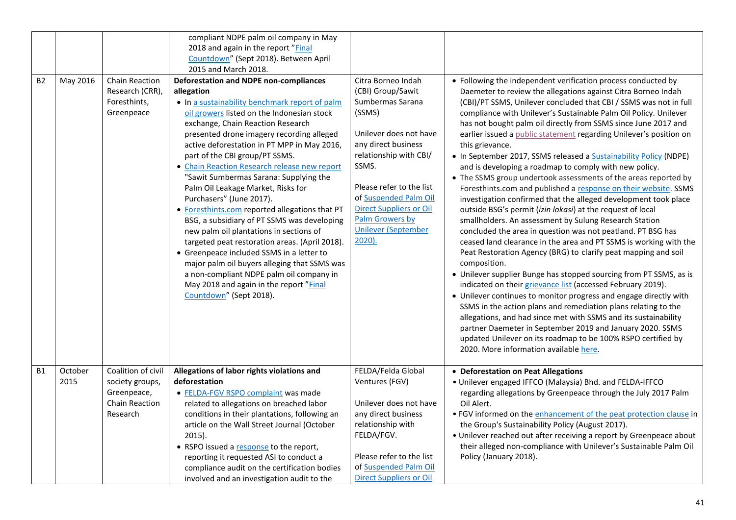| | | | | | |
|---|---|---|---|---|---|
| | | | compliant NDPE palm oil company in May 2018 and again in the report "Final Countdown" (Sept 2018). Between April 2015 and March 2018. | | |
| B2 | May 2016 | Chain Reaction Research (CRR), Foresthints, Greenpeace | **Deforestation and NDPE non-compliances allegation**<br>• In a sustainability benchmark report of palm oil growers listed on the Indonesian stock exchange, Chain Reaction Research presented drone imagery recording alleged active deforestation in PT MPP in May 2016, part of the CBI group/PT SSMS.<br>• Chain Reaction Research release new report "Sawit Sumbermas Sarana: Supplying the Palm Oil Leakage Market, Risks for Purchasers" (June 2017).<br>• Foresthints.com reported allegations that PT BSG, a subsidiary of PT SSMS was developing new palm oil plantations in sections of targeted peat restoration areas. (April 2018).<br>• Greenpeace included SSMS in a letter to major palm oil buyers alleging that SSMS was a non-compliant NDPE palm oil company in May 2018 and again in the report "Final Countdown" (Sept 2018). | Citra Borneo Indah (CBI) Group/Sawit Sumbermas Sarana (SSMS)<br><br>Unilever does not have any direct business relationship with CBI/ SSMS.<br><br>Please refer to the list of Suspended Palm Oil Direct Suppliers or Oil Palm Growers by Unilever (September 2020). | • Following the independent verification process conducted by Daemeter to review the allegations against Citra Borneo Indah (CBI)/PT SSMS, Unilever concluded that CBI / SSMS was not in full compliance with Unilever's Sustainable Palm Oil Policy. Unilever has not bought palm oil directly from SSMS since June 2017 and earlier issued a public statement regarding Unilever's position on this grievance.<br>• In September 2017, SSMS released a Sustainability Policy (NDPE) and is developing a roadmap to comply with new policy.<br>• The SSMS group undertook assessments of the areas reported by Foresthints.com and published a response on their website. SSMS investigation confirmed that the alleged development took place outside BSG's permit (*izin lokasi*) at the request of local smallholders. An assessment by Sulung Research Station concluded the area in question was not peatland. PT BSG has ceased land clearance in the area and PT SSMS is working with the Peat Restoration Agency (BRG) to clarify peat mapping and soil composition.<br>• Unilever supplier Bunge has stopped sourcing from PT SSMS, as is indicated on their grievance list (accessed February 2019).<br>• Unilever continues to monitor progress and engage directly with SSMS in the action plans and remediation plans relating to the allegations, and had since met with SSMS and its sustainability partner Daemeter in September 2019 and January 2020. SSMS updated Unilever on its roadmap to be 100% RSPO certified by 2020. More information available here. |
| B1 | October 2015 | Coalition of civil society groups, Greenpeace, Chain Reaction Research | **Allegations of labor rights violations and deforestation**<br>• FELDA-FGV RSPO complaint was made related to allegations on breached labor conditions in their plantations, following an article on the Wall Street Journal (October 2015).<br>• RSPO issued a response to the report, reporting it requested ASI to conduct a compliance audit on the certification bodies involved and an investigation audit to the | FELDA/Felda Global Ventures (FGV)<br><br>Unilever does not have any direct business relationship with FELDA/FGV.<br><br>Please refer to the list of Suspended Palm Oil Direct Suppliers or Oil | • **Deforestation on Peat Allegations**<br>• Unilever engaged IFFCO (Malaysia) Bhd. and FELDA-IFFCO regarding allegations by Greenpeace through the July 2017 Palm Oil Alert.<br>• FGV informed on the enhancement of the peat protection clause in the Group's Sustainability Policy (August 2017).<br>• Unilever reached out after receiving a report by Greenpeace about their alleged non-compliance with Unilever's Sustainable Palm Oil Policy (January 2018). |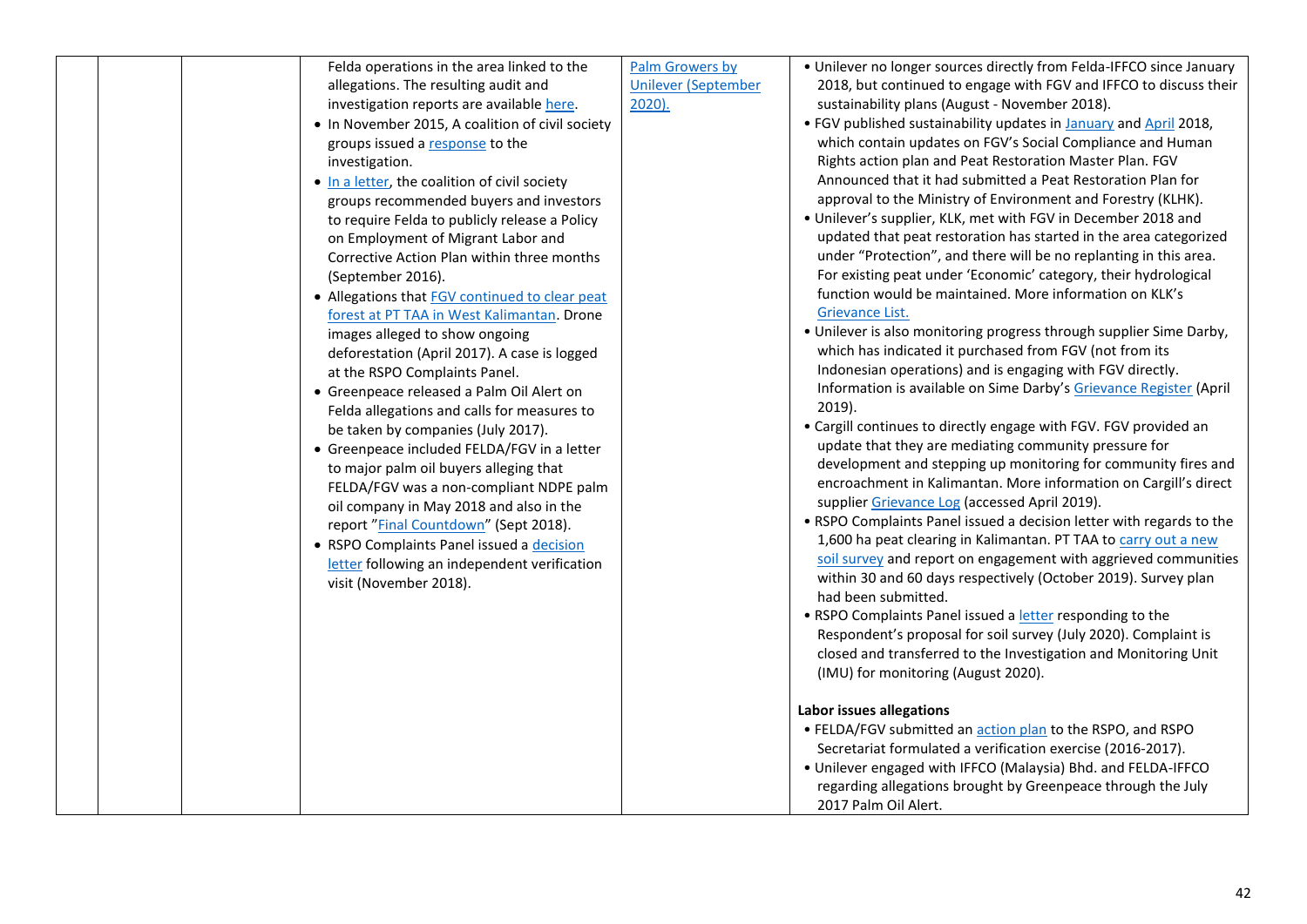|  |  |  | Felda operations in the area linked to the allegations. The resulting audit and investigation reports are available here.<br>• In November 2015, A coalition of civil society groups issued a response to the investigation.<br>• In a letter, the coalition of civil society groups recommended buyers and investors to require Felda to publicly release a Policy on Employment of Migrant Labor and Corrective Action Plan within three months (September 2016).<br>• Allegations that FGV continued to clear peat forest at PT TAA in West Kalimantan. Drone images alleged to show ongoing deforestation (April 2017). A case is logged at the RSPO Complaints Panel.<br>• Greenpeace released a Palm Oil Alert on Felda allegations and calls for measures to be taken by companies (July 2017).<br>• Greenpeace included FELDA/FGV in a letter to major palm oil buyers alleging that FELDA/FGV was a non-compliant NDPE palm oil company in May 2018 and also in the report "Final Countdown" (Sept 2018).<br>• RSPO Complaints Panel issued a decision letter following an independent verification visit (November 2018). | Palm Growers by Unilever (September 2020). | • Unilever no longer sources directly from Felda-IFFCO since January 2018, but continued to engage with FGV and IFFCO to discuss their sustainability plans (August - November 2018).<br>• FGV published sustainability updates in January and April 2018, which contain updates on FGV's Social Compliance and Human Rights action plan and Peat Restoration Master Plan. FGV Announced that it had submitted a Peat Restoration Plan for approval to the Ministry of Environment and Forestry (KLHK).<br>• Unilever's supplier, KLK, met with FGV in December 2018 and updated that peat restoration has started in the area categorized under "Protection", and there will be no replanting in this area. For existing peat under 'Economic' category, their hydrological function would be maintained. More information on KLK's Grievance List.<br>• Unilever is also monitoring progress through supplier Sime Darby, which has indicated it purchased from FGV (not from its Indonesian operations) and is engaging with FGV directly. Information is available on Sime Darby's Grievance Register (April 2019).<br>• Cargill continues to directly engage with FGV. FGV provided an update that they are mediating community pressure for development and stepping up monitoring for community fires and encroachment in Kalimantan. More information on Cargill's direct supplier Grievance Log (accessed April 2019).<br>• RSPO Complaints Panel issued a decision letter with regards to the 1,600 ha peat clearing in Kalimantan. PT TAA to carry out a new soil survey and report on engagement with aggrieved communities within 30 and 60 days respectively (October 2019). Survey plan had been submitted.<br>• RSPO Complaints Panel issued a letter responding to the Respondent's proposal for soil survey (July 2020). Complaint is closed and transferred to the Investigation and Monitoring Unit (IMU) for monitoring (August 2020).<br><br>**Labor issues allegations**<br>• FELDA/FGV submitted an action plan to the RSPO, and RSPO Secretariat formulated a verification exercise (2016-2017).<br>• Unilever engaged with IFFCO (Malaysia) Bhd. and FELDA-IFFCO regarding allegations brought by Greenpeace through the July 2017 Palm Oil Alert. |
|---|---|---|---|---|---|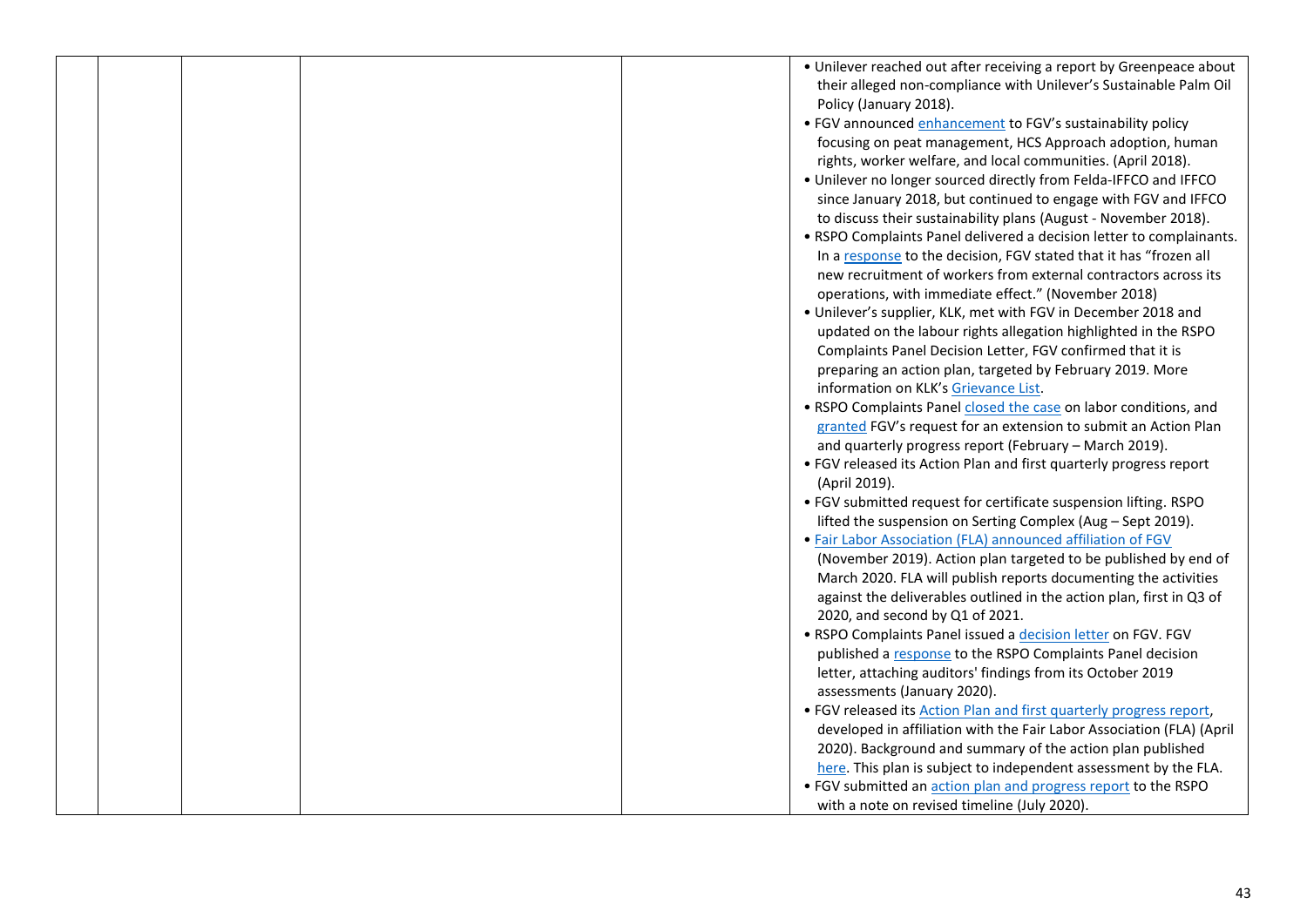| | | | | | |
|---|---|---|---|---|---|
| | | | | | • Unilever reached out after receiving a report by Greenpeace about their alleged non-compliance with Unilever's Sustainable Palm Oil Policy (January 2018).<br>• FGV announced enhancement to FGV's sustainability policy focusing on peat management, HCS Approach adoption, human rights, worker welfare, and local communities. (April 2018).<br>• Unilever no longer sourced directly from Felda-IFFCO and IFFCO since January 2018, but continued to engage with FGV and IFFCO to discuss their sustainability plans (August - November 2018).<br>• RSPO Complaints Panel delivered a decision letter to complainants. In a response to the decision, FGV stated that it has "frozen all new recruitment of workers from external contractors across its operations, with immediate effect." (November 2018)<br>• Unilever's supplier, KLK, met with FGV in December 2018 and updated on the labour rights allegation highlighted in the RSPO Complaints Panel Decision Letter, FGV confirmed that it is preparing an action plan, targeted by February 2019. More information on KLK's Grievance List.<br>• RSPO Complaints Panel closed the case on labor conditions, and granted FGV's request for an extension to submit an Action Plan and quarterly progress report (February – March 2019).<br>• FGV released its Action Plan and first quarterly progress report (April 2019).<br>• FGV submitted request for certificate suspension lifting. RSPO lifted the suspension on Serting Complex (Aug – Sept 2019).<br>• Fair Labor Association (FLA) announced affiliation of FGV (November 2019). Action plan targeted to be published by end of March 2020. FLA will publish reports documenting the activities against the deliverables outlined in the action plan, first in Q3 of 2020, and second by Q1 of 2021.<br>• RSPO Complaints Panel issued a decision letter on FGV. FGV published a response to the RSPO Complaints Panel decision letter, attaching auditors' findings from its October 2019 assessments (January 2020).<br>• FGV released its Action Plan and first quarterly progress report, developed in affiliation with the Fair Labor Association (FLA) (April 2020). Background and summary of the action plan published here. This plan is subject to independent assessment by the FLA.<br>• FGV submitted an action plan and progress report to the RSPO with a note on revised timeline (July 2020). |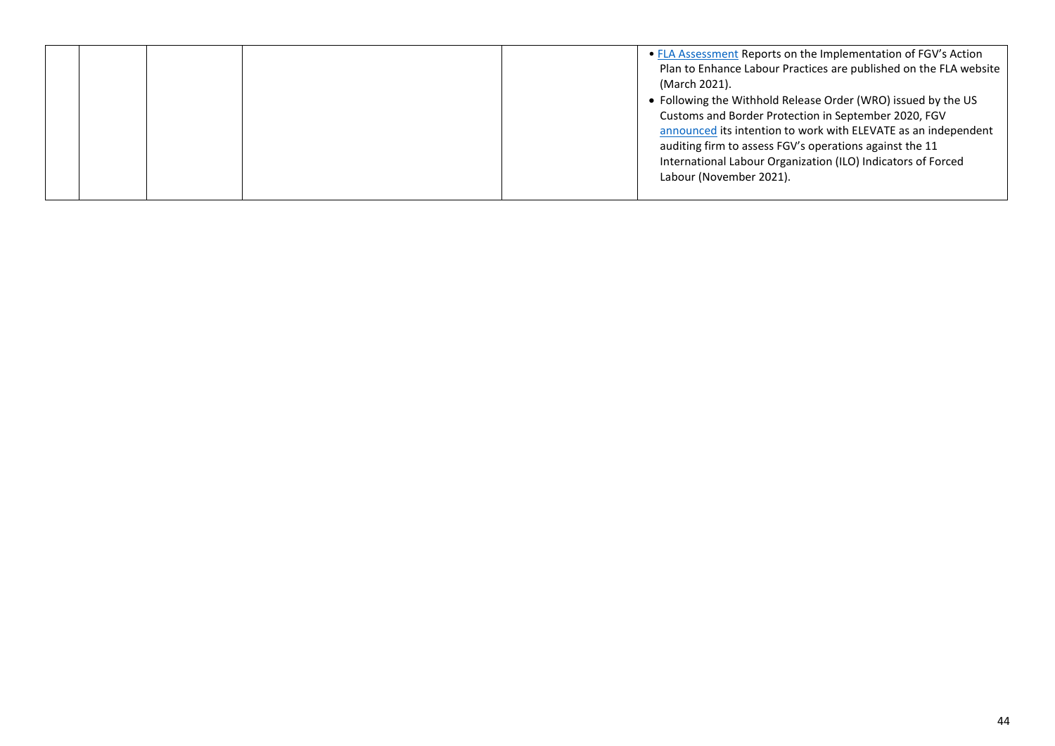| | | | | | |
|---|---|---|---|---|---|
| | | | | | • FLA Assessment Reports on the Implementation of FGV's Action Plan to Enhance Labour Practices are published on the FLA website (March 2021).<br>• Following the Withhold Release Order (WRO) issued by the US Customs and Border Protection in September 2020, FGV announced its intention to work with ELEVATE as an independent auditing firm to assess FGV's operations against the 11 International Labour Organization (ILO) Indicators of Forced Labour (November 2021). |